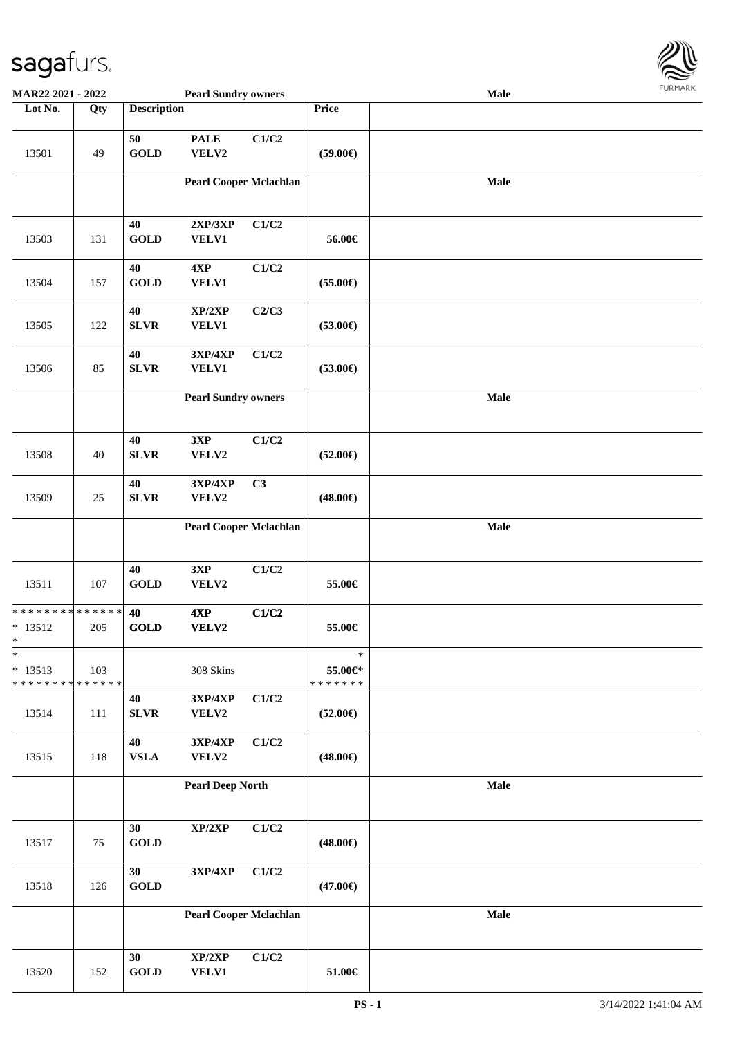| Lot No. | Qty | Description | | | Price | Male |
|---|---|---|---|---|---|---|
| | | **Pearl Sundry owners** | | | | **Male** |
| 13501 | 49 | 50 GOLD | PALE VELV2 | C1/C2 | (59.00€) | |
| | | **Pearl Cooper Mclachlan** | | | | **Male** |
| 13503 | 131 | 40 GOLD | 2XP/3XP VELV1 | C1/C2 | 56.00€ | |
| 13504 | 157 | 40 GOLD | 4XP VELV1 | C1/C2 | (55.00€) | |
| 13505 | 122 | 40 SLVR | XP/2XP VELV1 | C2/C3 | (53.00€) | |
| 13506 | 85 | 40 SLVR | 3XP/4XP VELV1 | C1/C2 | (53.00€) | |
| | | **Pearl Sundry owners** | | | | **Male** |
| 13508 | 40 | 40 SLVR | 3XP VELV2 | C1/C2 | (52.00€) | |
| 13509 | 25 | 40 SLVR | 3XP/4XP VELV2 | C3 | (48.00€) | |
| | | **Pearl Cooper Mclachlan** | | | | **Male** |
| 13511 | 107 | 40 GOLD | 3XP VELV2 | C1/C2 | 55.00€ | |
| * * * * * * * * * * * * * * <br>* 13512 <br>* | 205 | **40 GOLD** | **4XP VELV2** | **C1/C2** | 55.00€ | |
| * <br>* 13513 <br>* * * * * * * * * * * * * * | 103 | | 308 Skins | | * <br>55.00€* <br>* * * * * * * | |
| 13514 | 111 | 40 SLVR | 3XP/4XP VELV2 | C1/C2 | (52.00€) | |
| 13515 | 118 | 40 VSLA | 3XP/4XP VELV2 | C1/C2 | (48.00€) | |
| | | **Pearl Deep North** | | | | **Male** |
| 13517 | 75 | 30 GOLD | XP/2XP | C1/C2 | (48.00€) | |
| 13518 | 126 | 30 GOLD | 3XP/4XP | C1/C2 | (47.00€) | |
| | | **Pearl Cooper Mclachlan** | | | | **Male** |
| 13520 | 152 | 30 GOLD | XP/2XP VELV1 | C1/C2 | 51.00€ | |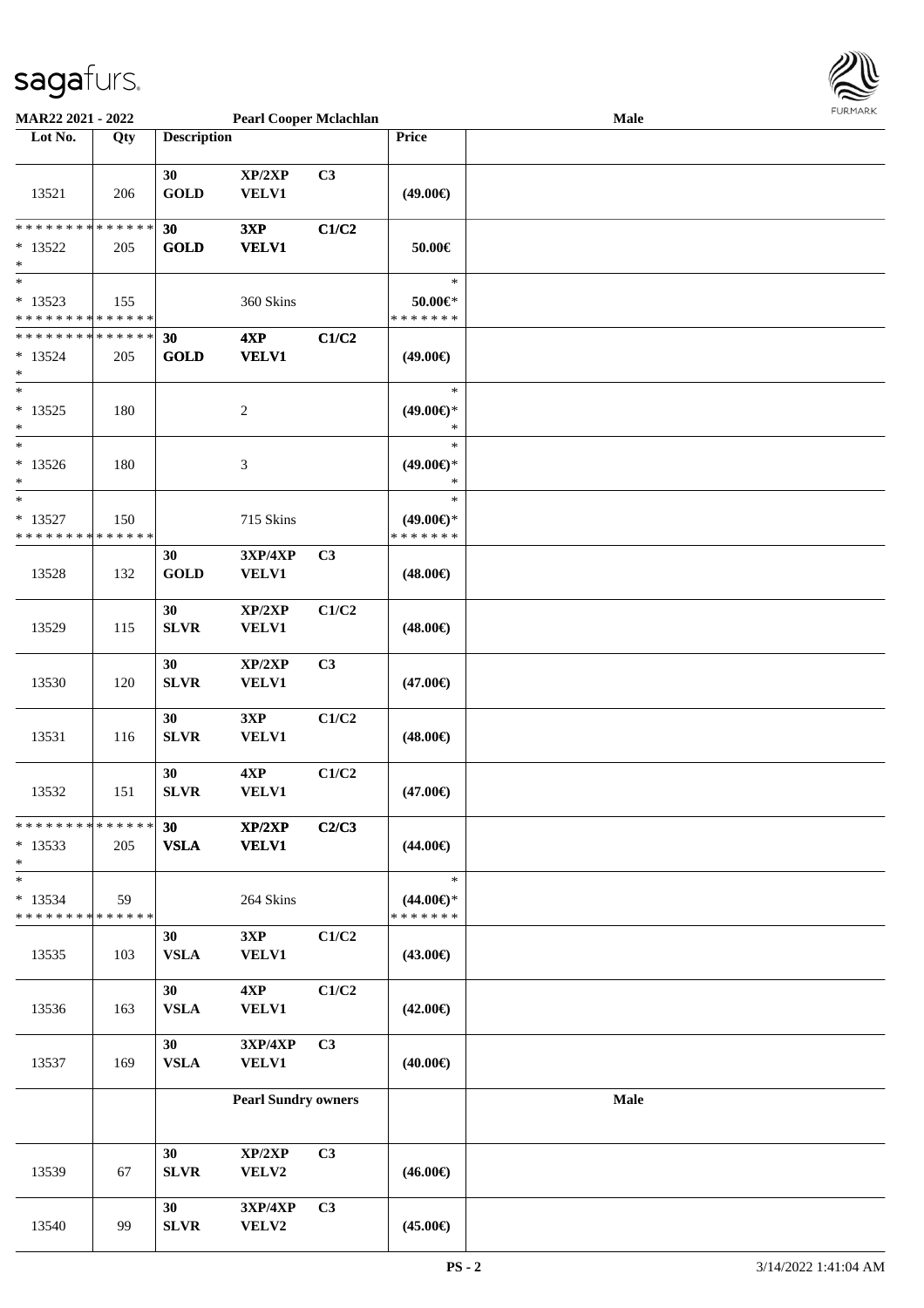**MAR22 2021 - 2022** **Pearl Cooper Mclachlan** **Male**

| Lot No. | Qty | Description | | | Price | |
|---|---|---|---|---|---|---|
| 13521 | 206 | 30 GOLD | XP/2XP VELV1 | C3 | (49.00€) | |
| * * * * * * * * * * * * * * <br> * 13522 <br> * | 205 | 30 GOLD | 3XP VELV1 | C1/C2 | 50.00€ | |
| * <br> * 13523 <br> * * * * * * * * * * * * * * | 155 | | 360 Skins | | * <br> 50.00€* <br> * * * * * * * | |
| * * * * * * * * * * * * * * <br> * 13524 <br> * | 205 | 30 GOLD | 4XP VELV1 | C1/C2 | (49.00€) | |
| * <br> * 13525 <br> * | 180 | | 2 | | * <br> (49.00€)* <br> * | |
| * <br> * 13526 <br> * | 180 | | 3 | | * <br> (49.00€)* <br> * | |
| * <br> * 13527 <br> * * * * * * * * * * * * * * | 150 | | 715 Skins | | * <br> (49.00€)* <br> * * * * * * * | |
| 13528 | 132 | 30 GOLD | 3XP/4XP VELV1 | C3 | (48.00€) | |
| 13529 | 115 | 30 SLVR | XP/2XP VELV1 | C1/C2 | (48.00€) | |
| 13530 | 120 | 30 SLVR | XP/2XP VELV1 | C3 | (47.00€) | |
| 13531 | 116 | 30 SLVR | 3XP VELV1 | C1/C2 | (48.00€) | |
| 13532 | 151 | 30 SLVR | 4XP VELV1 | C1/C2 | (47.00€) | |
| * * * * * * * * * * * * * * <br> * 13533 <br> * | 205 | 30 VSLA | XP/2XP VELV1 | C2/C3 | (44.00€) | |
| * <br> * 13534 <br> * * * * * * * * * * * * * * | 59 | | 264 Skins | | * <br> (44.00€)* <br> * * * * * * * | |
| 13535 | 103 | 30 VSLA | 3XP VELV1 | C1/C2 | (43.00€) | |
| 13536 | 163 | 30 VSLA | 4XP VELV1 | C1/C2 | (42.00€) | |
| 13537 | 169 | 30 VSLA | 3XP/4XP VELV1 | C3 | (40.00€) | |
| | | **Pearl Sundry owners** | | | | **Male** |
| 13539 | 67 | 30 SLVR | XP/2XP VELV2 | C3 | (46.00€) | |
| 13540 | 99 | 30 SLVR | 3XP/4XP VELV2 | C3 | (45.00€) | |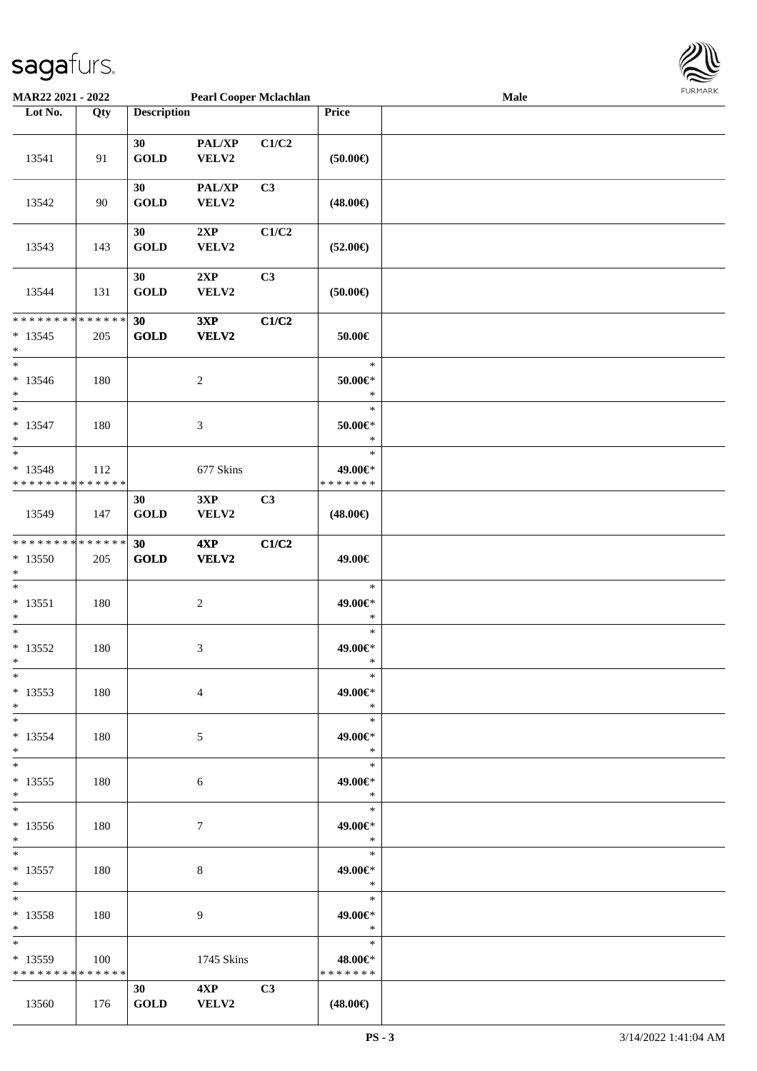MAR22 2021 - 2022 | Pearl Cooper Mclachlan | Male

| Lot No. | Qty | Description | | | Price | |
|---|---|---|---|---|---|---|
| 13541 | 91 | 30 GOLD | PAL/XP VELV2 | C1/C2 | (50.00€) | |
| 13542 | 90 | 30 GOLD | PAL/XP VELV2 | C3 | (48.00€) | |
| 13543 | 143 | 30 GOLD | 2XP VELV2 | C1/C2 | (52.00€) | |
| 13544 | 131 | 30 GOLD | 2XP VELV2 | C3 | (50.00€) | |
| * * * * * * * * * * * * * * 13545 * | 205 | **30 GOLD** | **3XP VELV2** | **C1/C2** | 50.00€ | |
| * 13546 * | 180 | | 2 | | * 50.00€* * | |
| * 13547 * | 180 | | 3 | | * 50.00€* * | |
| * 13548 * * * * * * * * * * * * * * | 112 | | 677 Skins | | * 49.00€* * * * * * * * | |
| 13549 | 147 | 30 GOLD | 3XP VELV2 | C3 | (48.00€) | |
| * * * * * * * * * * * * * * 13550 * | 205 | **30 GOLD** | **4XP VELV2** | **C1/C2** | 49.00€ | |
| * 13551 * | 180 | | 2 | | * 49.00€* * | |
| * 13552 * | 180 | | 3 | | * 49.00€* * | |
| * 13553 * | 180 | | 4 | | * 49.00€* * | |
| * 13554 * | 180 | | 5 | | * 49.00€* * | |
| * 13555 * | 180 | | 6 | | * 49.00€* * | |
| * 13556 * | 180 | | 7 | | * 49.00€* * | |
| * 13557 * | 180 | | 8 | | * 49.00€* * | |
| * 13558 * | 180 | | 9 | | * 49.00€* * | |
| * 13559 * * * * * * * * * * * * * * | 100 | | 1745 Skins | | * 48.00€* * * * * * * * | |
| 13560 | 176 | 30 GOLD | 4XP VELV2 | C3 | (48.00€) | |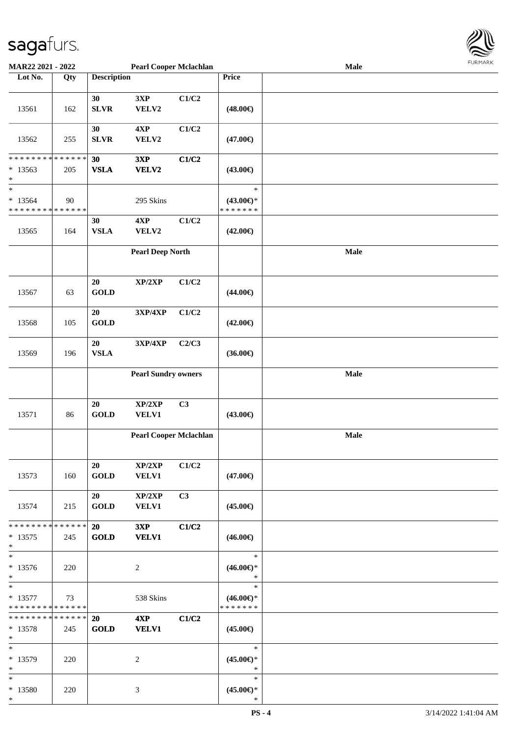| Lot No. | Qty | Description | | | Price | Male |
|---|---|---|---|---|---|---|
| | | **Pearl Cooper Mclachlan** | | | | |
| 13561 | 162 | 30 SLVR | 3XP VELV2 | C1/C2 | (48.00€) | |
| 13562 | 255 | 30 SLVR | 4XP VELV2 | C1/C2 | (47.00€) | |
| * * * * * * * * * * * * * * * 13563 * | 205 | **30 VSLA** | **3XP VELV2** | **C1/C2** | (43.00€) | |
| * * 13564 * * * * * * * * * * * * * * | 90 | | 295 Skins | | * (43.00€)* * * * * * * * | |
| 13565 | 164 | 30 VSLA | 4XP VELV2 | C1/C2 | (42.00€) | |
| | | **Pearl Deep North** | | | | **Male** |
| 13567 | 63 | 20 GOLD | XP/2XP | C1/C2 | (44.00€) | |
| 13568 | 105 | 20 GOLD | 3XP/4XP | C1/C2 | (42.00€) | |
| 13569 | 196 | 20 VSLA | 3XP/4XP | C2/C3 | (36.00€) | |
| | | **Pearl Sundry owners** | | | | **Male** |
| 13571 | 86 | 20 GOLD | XP/2XP VELV1 | C3 | (43.00€) | |
| | | **Pearl Cooper Mclachlan** | | | | **Male** |
| 13573 | 160 | 20 GOLD | XP/2XP VELV1 | C1/C2 | (47.00€) | |
| 13574 | 215 | 20 GOLD | XP/2XP VELV1 | C3 | (45.00€) | |
| * * * * * * * * * * * * * * * 13575 * | 245 | **20 GOLD** | **3XP VELV1** | **C1/C2** | (46.00€) | |
| * * 13576 * | 220 | | 2 | | * (46.00€)* * | |
| * * 13577 * * * * * * * * * * * * * * | 73 | | 538 Skins | | * (46.00€)* * * * * * * * | |
| * * * * * * * * * * * * * * * 13578 * | 245 | **20 GOLD** | **4XP VELV1** | **C1/C2** | (45.00€) | |
| * * 13579 * | 220 | | 2 | | * (45.00€)* * | |
| * * 13580 * | 220 | | 3 | | * (45.00€)* * | |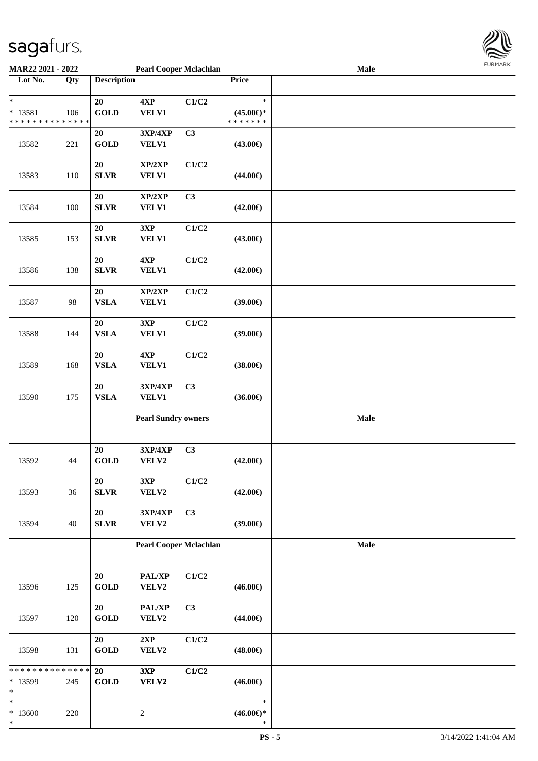**MAR22 2021 - 2022** **Pearl Cooper Mclachlan** **Male**

| Lot No. | Qty | Description | | | Price | |
|---|---|---|---|---|---|---|
| * <br> * 13581 <br> * * * * * * * * * * * * * * | 106 | 20 <br> GOLD | 4XP <br> VELV1 | C1/C2 | * <br> (45.00€)* <br> * * * * * * * | |
| 13582 | 221 | 20 <br> GOLD | 3XP/4XP <br> VELV1 | C3 | (43.00€) | |
| 13583 | 110 | 20 <br> SLVR | XP/2XP <br> VELV1 | C1/C2 | (44.00€) | |
| 13584 | 100 | 20 <br> SLVR | XP/2XP <br> VELV1 | C3 | (42.00€) | |
| 13585 | 153 | 20 <br> SLVR | 3XP <br> VELV1 | C1/C2 | (43.00€) | |
| 13586 | 138 | 20 <br> SLVR | 4XP <br> VELV1 | C1/C2 | (42.00€) | |
| 13587 | 98 | 20 <br> VSLA | XP/2XP <br> VELV1 | C1/C2 | (39.00€) | |
| 13588 | 144 | 20 <br> VSLA | 3XP <br> VELV1 | C1/C2 | (39.00€) | |
| 13589 | 168 | 20 <br> VSLA | 4XP <br> VELV1 | C1/C2 | (38.00€) | |
| 13590 | 175 | 20 <br> VSLA | 3XP/4XP <br> VELV1 | C3 | (36.00€) | |
| | | | **Pearl Sundry owners** | | | **Male** |
| 13592 | 44 | 20 <br> GOLD | 3XP/4XP <br> VELV2 | C3 | (42.00€) | |
| 13593 | 36 | 20 <br> SLVR | 3XP <br> VELV2 | C1/C2 | (42.00€) | |
| 13594 | 40 | 20 <br> SLVR | 3XP/4XP <br> VELV2 | C3 | (39.00€) | |
| | | | **Pearl Cooper Mclachlan** | | | **Male** |
| 13596 | 125 | 20 <br> GOLD | PAL/XP <br> VELV2 | C1/C2 | (46.00€) | |
| 13597 | 120 | 20 <br> GOLD | PAL/XP <br> VELV2 | C3 | (44.00€) | |
| 13598 | 131 | 20 <br> GOLD | 2XP <br> VELV2 | C1/C2 | (48.00€) | |
| * * * * * * * * * * * * * * <br> * 13599 <br> * | 245 | 20 <br> GOLD | 3XP <br> VELV2 | C1/C2 | (46.00€) | |
| * <br> * 13600 <br> * | 220 | | 2 | | * <br> (46.00€)* <br> * | |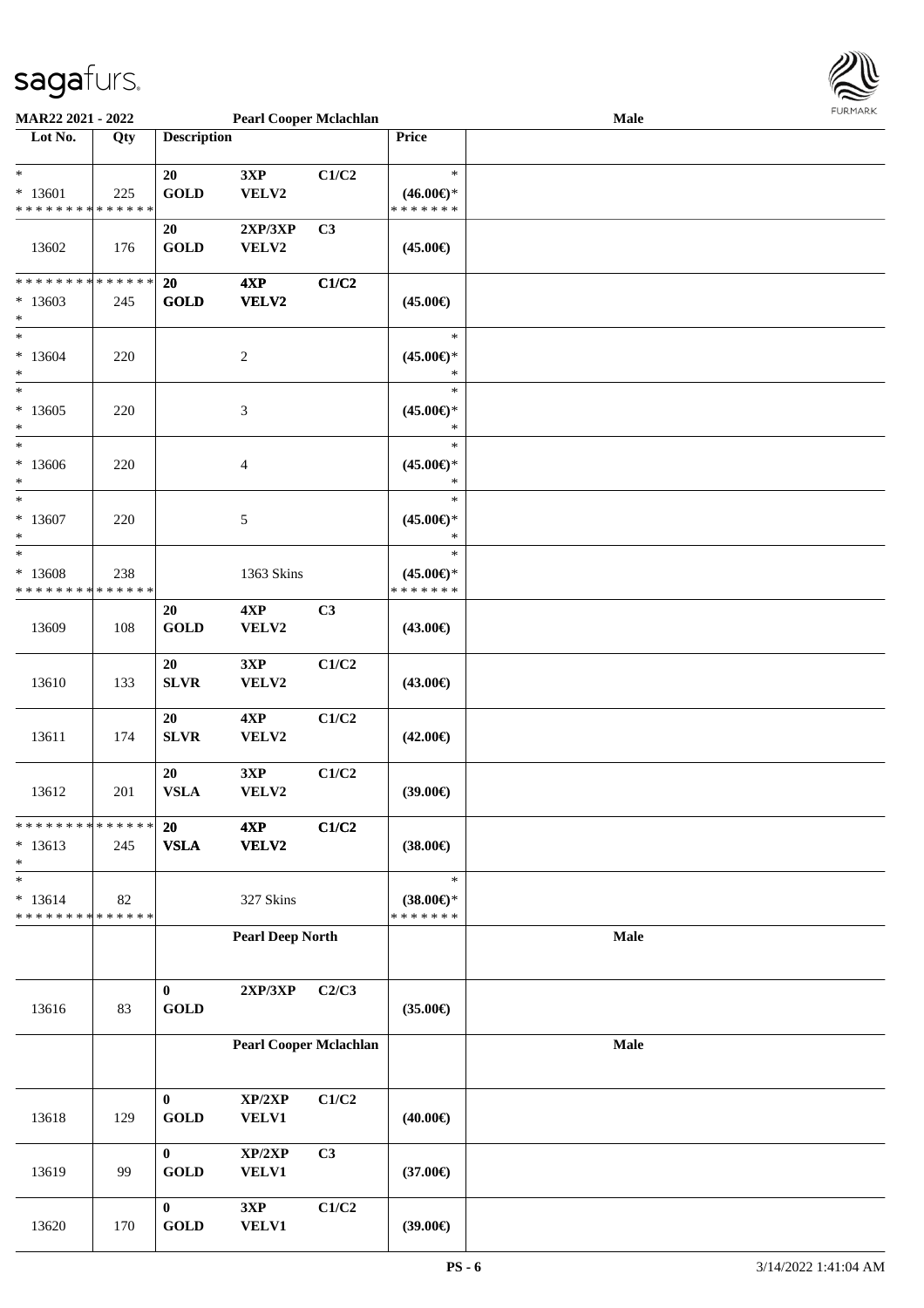| Lot No. | Qty | Description | | | Price | |
|---|---|---|---|---|---|---|
| *<br>* 13601<br>* * * * * * * * * * * * * * | 225 | 20<br>GOLD | 3XP<br>VELV2 | C1/C2 | *<br>(46.00€)*<br>* * * * * * * | |
| 13602 | 176 | 20<br>GOLD | 2XP/3XP<br>VELV2 | C3 | (45.00€) | |
| * * * * * * * * * * * * * *<br>* 13603<br>* | 245 | **20**<br>**GOLD** | **4XP**<br>**VELV2** | **C1/C2** | (45.00€) | |
| *<br>* 13604<br>* | 220 | | 2 | | *<br>(45.00€)*<br>* | |
| *<br>* 13605<br>* | 220 | | 3 | | *<br>(45.00€)*<br>* | |
| *<br>* 13606<br>* | 220 | | 4 | | *<br>(45.00€)*<br>* | |
| *<br>* 13607<br>* | 220 | | 5 | | *<br>(45.00€)*<br>* | |
| *<br>* 13608<br>* * * * * * * * * * * * * * | 238 | | 1363 Skins | | *<br>(45.00€)*<br>* * * * * * * | |
| 13609 | 108 | 20<br>GOLD | 4XP<br>VELV2 | C3 | (43.00€) | |
| 13610 | 133 | 20<br>SLVR | 3XP<br>VELV2 | C1/C2 | (43.00€) | |
| 13611 | 174 | 20<br>SLVR | 4XP<br>VELV2 | C1/C2 | (42.00€) | |
| 13612 | 201 | 20<br>VSLA | 3XP<br>VELV2 | C1/C2 | (39.00€) | |
| * * * * * * * * * * * * * *<br>* 13613<br>* | 245 | **20**<br>**VSLA** | **4XP**<br>**VELV2** | **C1/C2** | (38.00€) | |
| *<br>* 13614<br>* * * * * * * * * * * * * * | 82 | | 327 Skins | | *<br>(38.00€)*<br>* * * * * * * | |
| | | | **Pearl Deep North** | | | **Male** |
| 13616 | 83 | 0<br>GOLD | 2XP/3XP | C2/C3 | (35.00€) | |
| | | | **Pearl Cooper Mclachlan** | | | **Male** |
| 13618 | 129 | 0<br>GOLD | XP/2XP<br>VELV1 | C1/C2 | (40.00€) | |
| 13619 | 99 | 0<br>GOLD | XP/2XP<br>VELV1 | C3 | (37.00€) | |
| 13620 | 170 | 0<br>GOLD | 3XP<br>VELV1 | C1/C2 | (39.00€) | |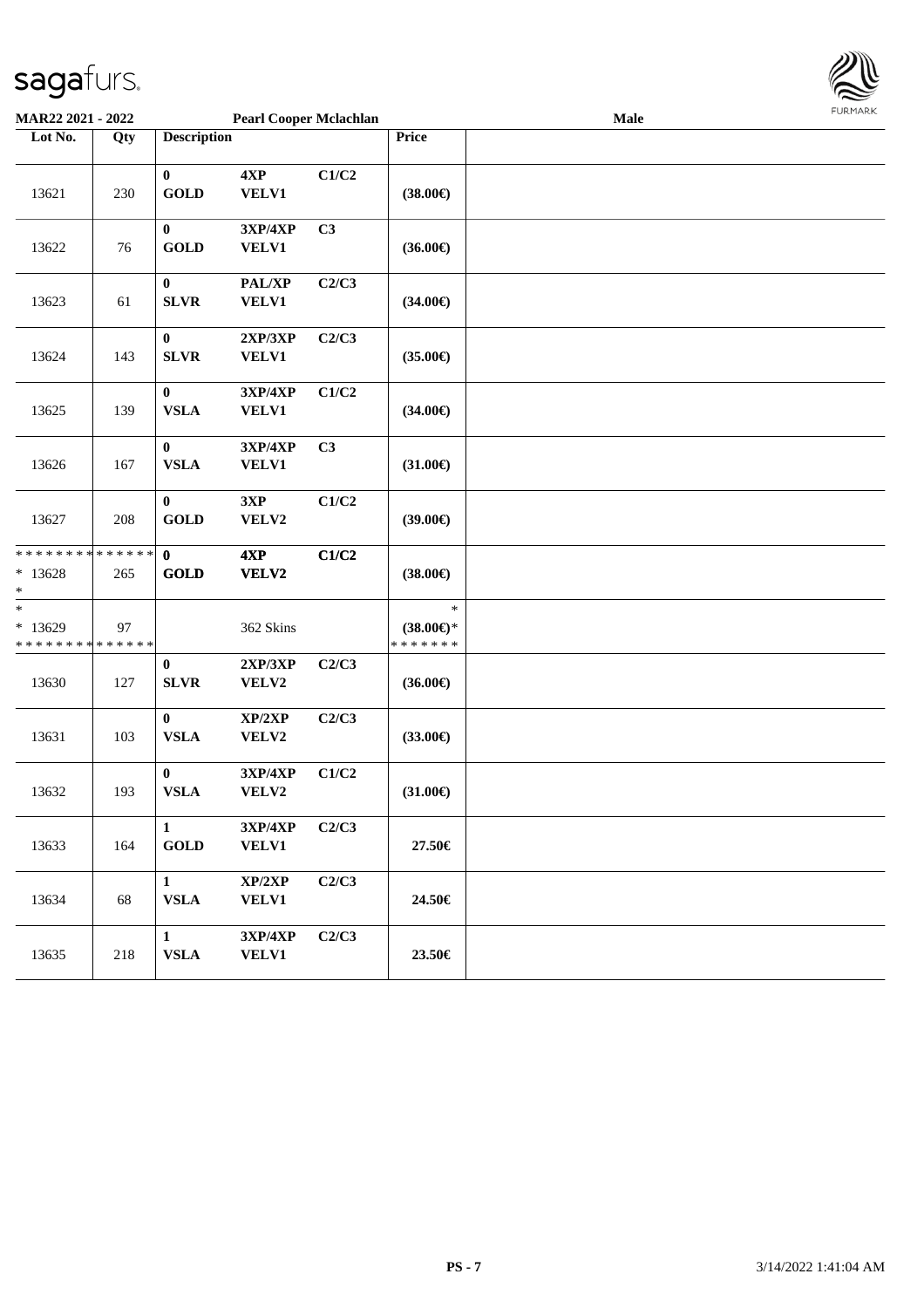MAR22 2021 - 2022 **Pearl Cooper Mclachlan** **Male**

| Lot No. | Qty | Description | | | Price | |
|---|---|---|---|---|---|---|
| 13621 | 230 | **0** **GOLD** | **4XP** **VELV1** | **C1/C2** | **(38.00€)** | |
| 13622 | 76 | **0** **GOLD** | **3XP/4XP** **VELV1** | **C3** | **(36.00€)** | |
| 13623 | 61 | **0** **SLVR** | **PAL/XP** **VELV1** | **C2/C3** | **(34.00€)** | |
| 13624 | 143 | **0** **SLVR** | **2XP/3XP** **VELV1** | **C2/C3** | **(35.00€)** | |
| 13625 | 139 | **0** **VSLA** | **3XP/4XP** **VELV1** | **C1/C2** | **(34.00€)** | |
| 13626 | 167 | **0** **VSLA** | **3XP/4XP** **VELV1** | **C3** | **(31.00€)** | |
| 13627 | 208 | **0** **GOLD** | **3XP** **VELV2** | **C1/C2** | **(39.00€)** | |
| * * * * * * * * * * * * * * * 13628 * | 265 | **0** **GOLD** | **4XP** **VELV2** | **C1/C2** | **(38.00€)** | |
| * * 13629 * * * * * * * * * * * * * * | 97 | | 362 Skins | | * **(38.00€)*** * * * * * * * | |
| 13630 | 127 | **0** **SLVR** | **2XP/3XP** **VELV2** | **C2/C3** | **(36.00€)** | |
| 13631 | 103 | **0** **VSLA** | **XP/2XP** **VELV2** | **C2/C3** | **(33.00€)** | |
| 13632 | 193 | **0** **VSLA** | **3XP/4XP** **VELV2** | **C1/C2** | **(31.00€)** | |
| 13633 | 164 | **1** **GOLD** | **3XP/4XP** **VELV1** | **C2/C3** | **27.50€** | |
| 13634 | 68 | **1** **VSLA** | **XP/2XP** **VELV1** | **C2/C3** | **24.50€** | |
| 13635 | 218 | **1** **VSLA** | **3XP/4XP** **VELV1** | **C2/C3** | **23.50€** | |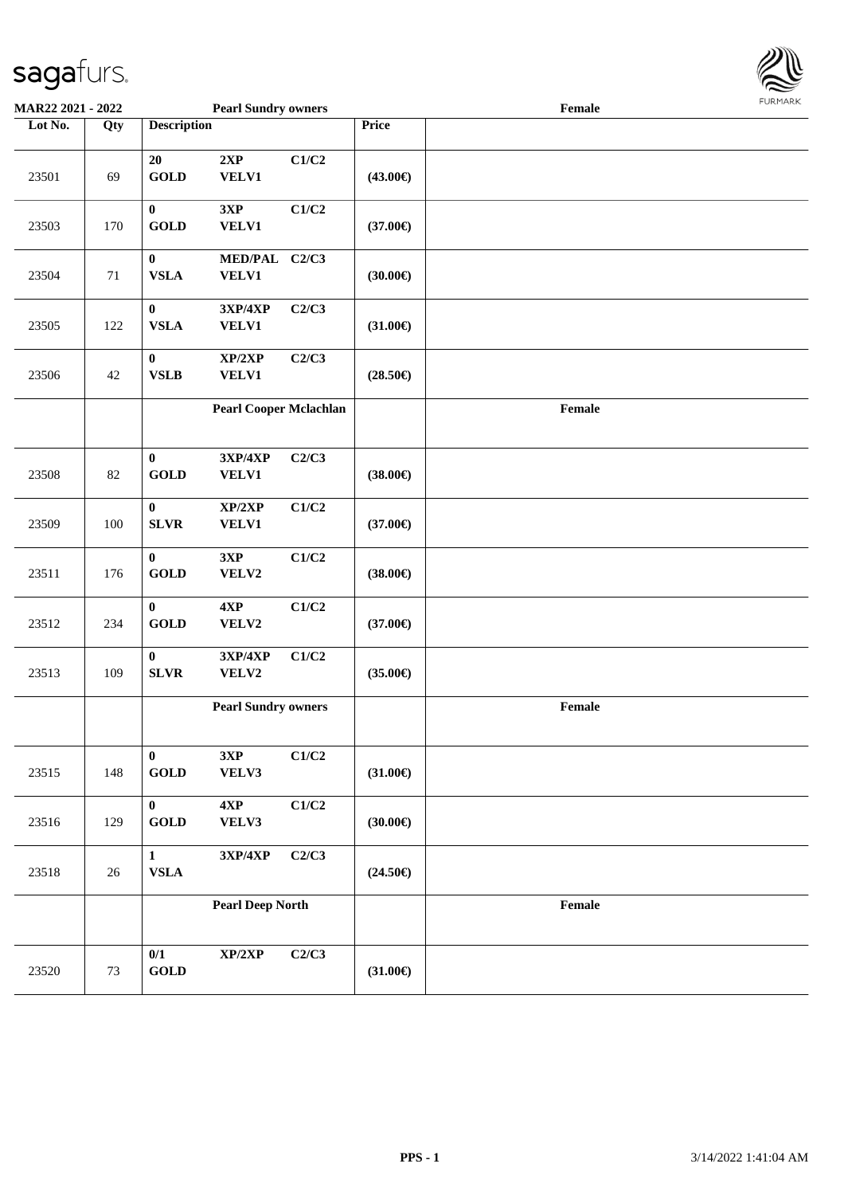MAR22 2021 - 2022 Pearl Sundry owners Female

| Lot No. | Qty | Description | | | Price | |
|---|---|---|---|---|---|---|
| 23501 | 69 | 20 GOLD | 2XP VELV1 | C1/C2 | (43.00€) | |
| 23503 | 170 | 0 GOLD | 3XP VELV1 | C1/C2 | (37.00€) | |
| 23504 | 71 | 0 VSLA | MED/PAL VELV1 | C2/C3 | (30.00€) | |
| 23505 | 122 | 0 VSLA | 3XP/4XP VELV1 | C2/C3 | (31.00€) | |
| 23506 | 42 | 0 VSLB | XP/2XP VELV1 | C2/C3 | (28.50€) | |
| | | Pearl Cooper Mclachlan | | | | Female |
| 23508 | 82 | 0 GOLD | 3XP/4XP VELV1 | C2/C3 | (38.00€) | |
| 23509 | 100 | 0 SLVR | XP/2XP VELV1 | C1/C2 | (37.00€) | |
| 23511 | 176 | 0 GOLD | 3XP VELV2 | C1/C2 | (38.00€) | |
| 23512 | 234 | 0 GOLD | 4XP VELV2 | C1/C2 | (37.00€) | |
| 23513 | 109 | 0 SLVR | 3XP/4XP VELV2 | C1/C2 | (35.00€) | |
| | | Pearl Sundry owners | | | | Female |
| 23515 | 148 | 0 GOLD | 3XP VELV3 | C1/C2 | (31.00€) | |
| 23516 | 129 | 0 GOLD | 4XP VELV3 | C1/C2 | (30.00€) | |
| 23518 | 26 | 1 VSLA | 3XP/4XP | C2/C3 | (24.50€) | |
| | | Pearl Deep North | | | | Female |
| 23520 | 73 | 0/1 GOLD | XP/2XP | C2/C3 | (31.00€) | |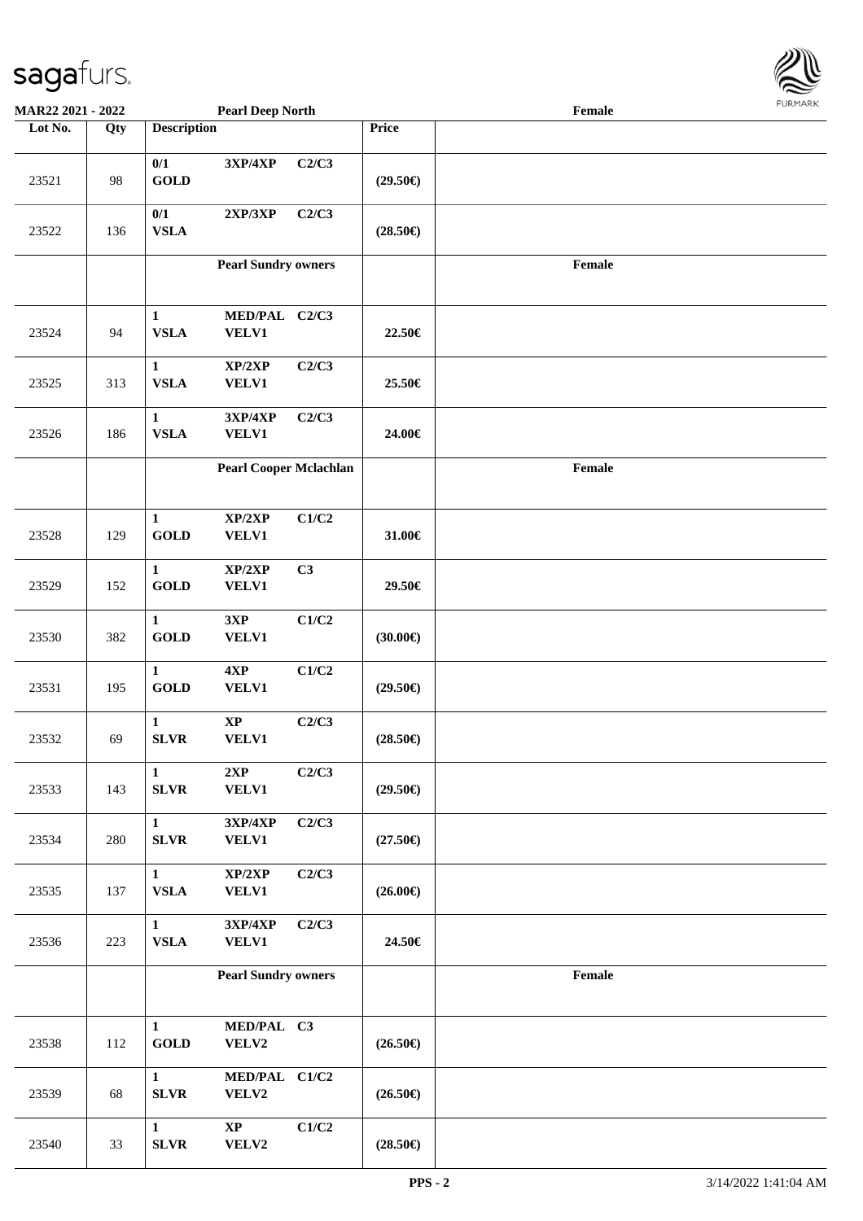| Lot No. | Qty | Description | | | Price | Female |
|---|---|---|---|---|---|---|
| 23521 | 98 | 0/1 GOLD | 3XP/4XP | C2/C3 | (29.50€) | |
| 23522 | 136 | 0/1 VSLA | 2XP/3XP | C2/C3 | (28.50€) | |
| | | **Pearl Sundry owners** | | | | Female |
| 23524 | 94 | 1 VSLA | MED/PAL VELV1 | C2/C3 | 22.50€ | |
| 23525 | 313 | 1 VSLA | XP/2XP VELV1 | C2/C3 | 25.50€ | |
| 23526 | 186 | 1 VSLA | 3XP/4XP VELV1 | C2/C3 | 24.00€ | |
| | | **Pearl Cooper Mclachlan** | | | | Female |
| 23528 | 129 | 1 GOLD | XP/2XP VELV1 | C1/C2 | 31.00€ | |
| 23529 | 152 | 1 GOLD | XP/2XP VELV1 | C3 | 29.50€ | |
| 23530 | 382 | 1 GOLD | 3XP VELV1 | C1/C2 | (30.00€) | |
| 23531 | 195 | 1 GOLD | 4XP VELV1 | C1/C2 | (29.50€) | |
| 23532 | 69 | 1 SLVR | XP VELV1 | C2/C3 | (28.50€) | |
| 23533 | 143 | 1 SLVR | 2XP VELV1 | C2/C3 | (29.50€) | |
| 23534 | 280 | 1 SLVR | 3XP/4XP VELV1 | C2/C3 | (27.50€) | |
| 23535 | 137 | 1 VSLA | XP/2XP VELV1 | C2/C3 | (26.00€) | |
| 23536 | 223 | 1 VSLA | 3XP/4XP VELV1 | C2/C3 | 24.50€ | |
| | | **Pearl Sundry owners** | | | | Female |
| 23538 | 112 | 1 GOLD | MED/PAL VELV2 | C3 | (26.50€) | |
| 23539 | 68 | 1 SLVR | MED/PAL VELV2 | C1/C2 | (26.50€) | |
| 23540 | 33 | 1 SLVR | XP VELV2 | C1/C2 | (28.50€) | |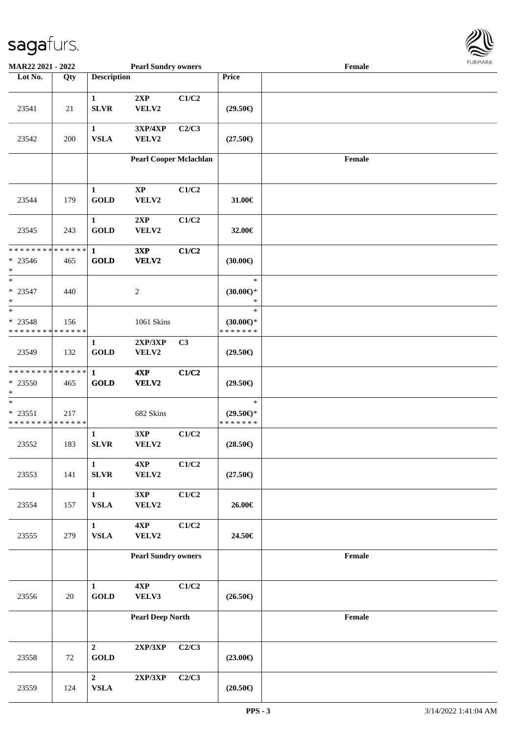**MAR22 2021 - 2022** **Pearl Sundry owners** **Female**

| Lot No. | Qty | Description | | | Price | |
|---|---|---|---|---|---|---|
| 23541 | 21 | 1 SLVR | 2XP VELV2 | C1/C2 | (29.50€) | |
| 23542 | 200 | 1 VSLA | 3XP/4XP VELV2 | C2/C3 | (27.50€) | |
| | | **Pearl Cooper Mclachlan** | | | | **Female** |
| 23544 | 179 | 1 GOLD | XP VELV2 | C1/C2 | 31.00€ | |
| 23545 | 243 | 1 GOLD | 2XP VELV2 | C1/C2 | 32.00€ | |
| * * * * * * * * * * * * * * * 23546 * | 465 | **1 GOLD** | **3XP VELV2** | **C1/C2** | (30.00€) | |
| * * 23547 * | 440 | | 2 | | * (30.00€)* * | |
| * * 23548 * * * * * * * * * * * * * * | 156 | | 1061 Skins | | * (30.00€)* * * * * * * * | |
| 23549 | 132 | 1 GOLD | 2XP/3XP VELV2 | C3 | (29.50€) | |
| * * * * * * * * * * * * * * * 23550 * | 465 | **1 GOLD** | **4XP VELV2** | **C1/C2** | (29.50€) | |
| * * 23551 * * * * * * * * * * * * * * | 217 | | 682 Skins | | * (29.50€)* * * * * * * * | |
| 23552 | 183 | 1 SLVR | 3XP VELV2 | C1/C2 | (28.50€) | |
| 23553 | 141 | 1 SLVR | 4XP VELV2 | C1/C2 | (27.50€) | |
| 23554 | 157 | 1 VSLA | 3XP VELV2 | C1/C2 | 26.00€ | |
| 23555 | 279 | 1 VSLA | 4XP VELV2 | C1/C2 | 24.50€ | |
| | | **Pearl Sundry owners** | | | | **Female** |
| 23556 | 20 | 1 GOLD | 4XP VELV3 | C1/C2 | (26.50€) | |
| | | **Pearl Deep North** | | | | **Female** |
| 23558 | 72 | 2 GOLD | 2XP/3XP | C2/C3 | (23.00€) | |
| 23559 | 124 | 2 VSLA | 2XP/3XP | C2/C3 | (20.50€) | |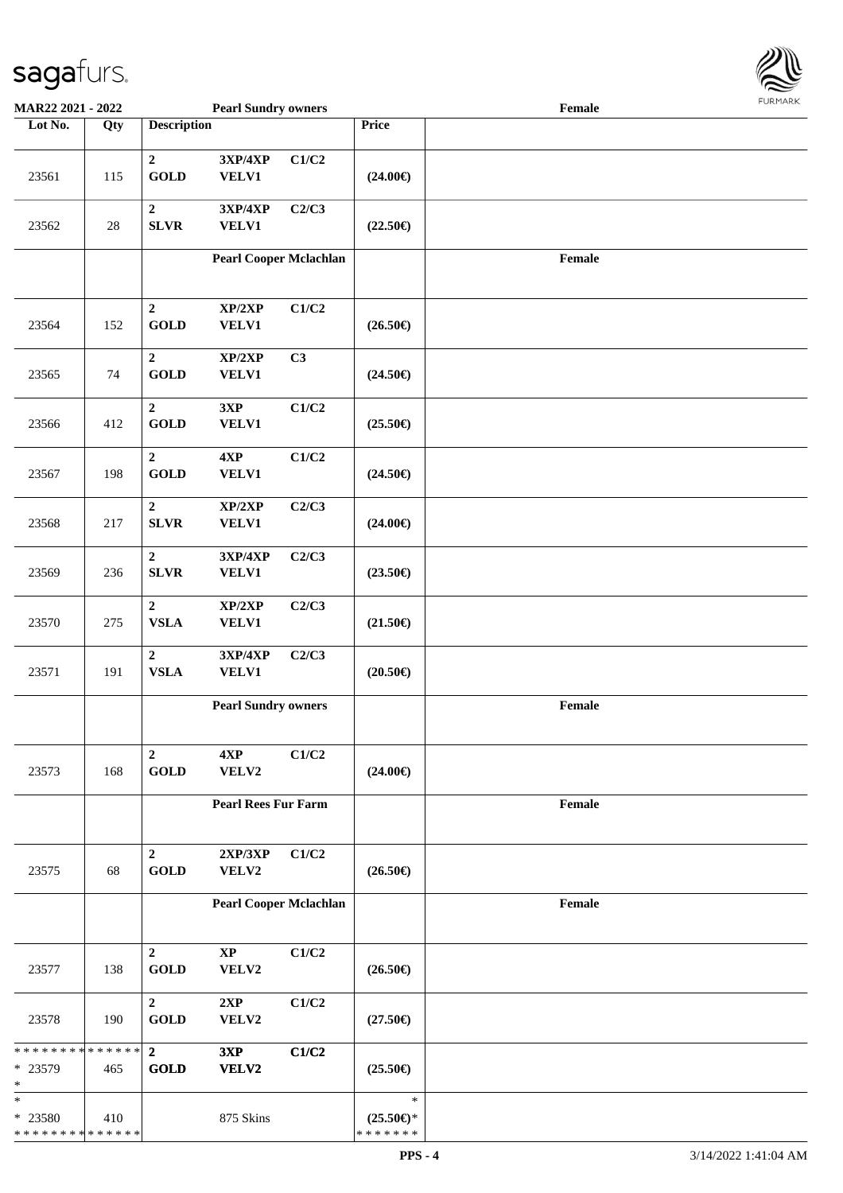| Lot No. | Qty | Description | | | Price | |
|---|---|---|---|---|---|---|
| 23561 | 115 | 2 GOLD | 3XP/4XP VELV1 | C1/C2 | (24.00€) | |
| 23562 | 28 | 2 SLVR | 3XP/4XP VELV1 | C2/C3 | (22.50€) | |
| | | **Pearl Cooper Mclachlan** | | | | Female |
| 23564 | 152 | 2 GOLD | XP/2XP VELV1 | C1/C2 | (26.50€) | |
| 23565 | 74 | 2 GOLD | XP/2XP VELV1 | C3 | (24.50€) | |
| 23566 | 412 | 2 GOLD | 3XP VELV1 | C1/C2 | (25.50€) | |
| 23567 | 198 | 2 GOLD | 4XP VELV1 | C1/C2 | (24.50€) | |
| 23568 | 217 | 2 SLVR | XP/2XP VELV1 | C2/C3 | (24.00€) | |
| 23569 | 236 | 2 SLVR | 3XP/4XP VELV1 | C2/C3 | (23.50€) | |
| 23570 | 275 | 2 VSLA | XP/2XP VELV1 | C2/C3 | (21.50€) | |
| 23571 | 191 | 2 VSLA | 3XP/4XP VELV1 | C2/C3 | (20.50€) | |
| | | **Pearl Sundry owners** | | | | Female |
| 23573 | 168 | 2 GOLD | 4XP VELV2 | C1/C2 | (24.00€) | |
| | | **Pearl Rees Fur Farm** | | | | Female |
| 23575 | 68 | 2 GOLD | 2XP/3XP VELV2 | C1/C2 | (26.50€) | |
| | | **Pearl Cooper Mclachlan** | | | | Female |
| 23577 | 138 | 2 GOLD | XP VELV2 | C1/C2 | (26.50€) | |
| 23578 | 190 | 2 GOLD | 2XP VELV2 | C1/C2 | (27.50€) | |
| * 23579 | 465 | 2 GOLD | 3XP VELV2 | C1/C2 | (25.50€) | |
| * 23580 | 410 | | 875 Skins | | (25.50€)* | |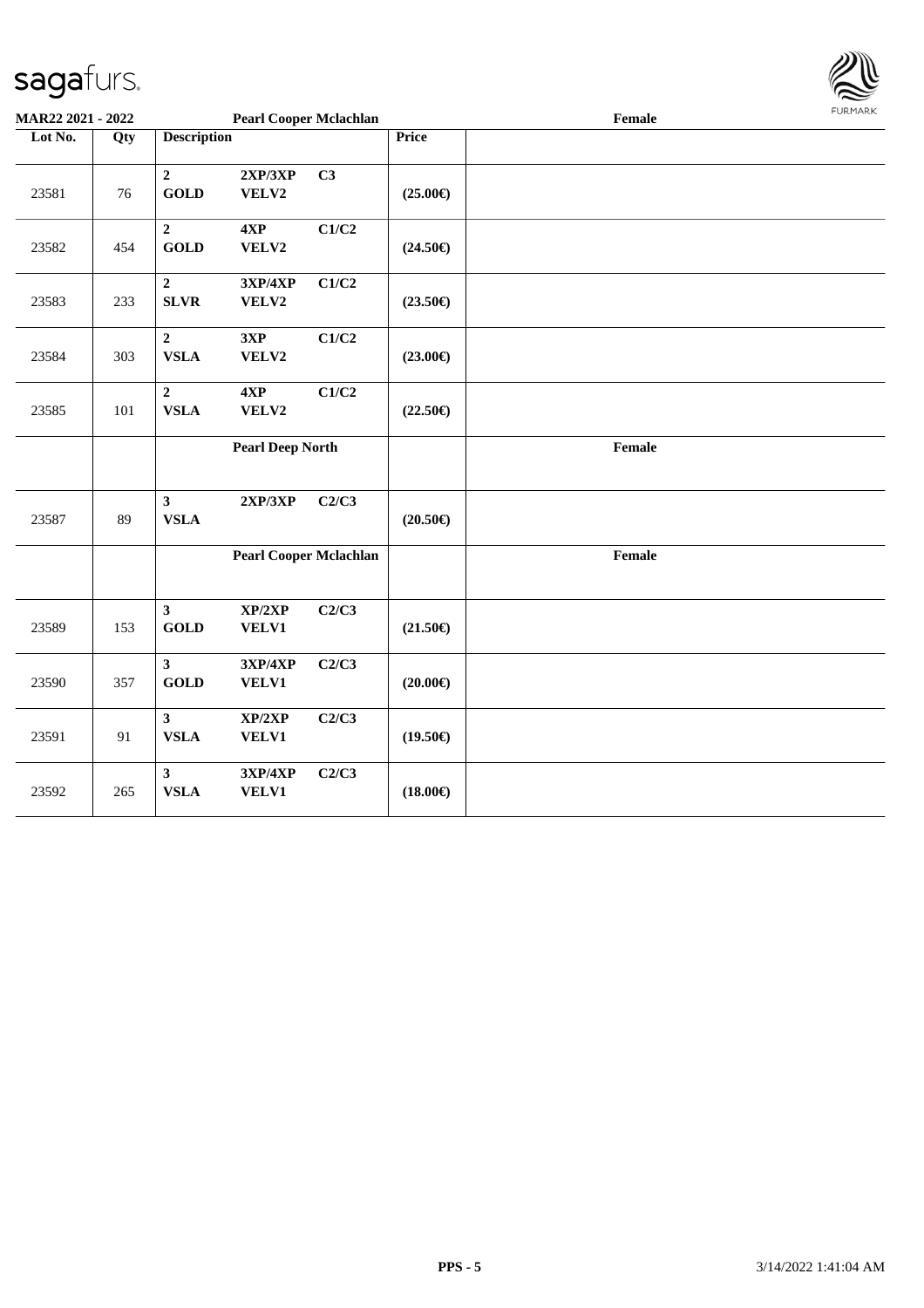| Lot No. | Qty | Description | | | Price | |
|---|---|---|---|---|---|---|
| | | **Pearl Cooper Mclachlan** | | | | **Female** |
| 23581 | 76 | **2 GOLD** | **2XP/3XP VELV2** | **C3** | **(25.00€)** | |
| 23582 | 454 | **2 GOLD** | **4XP VELV2** | **C1/C2** | **(24.50€)** | |
| 23583 | 233 | **2 SLVR** | **3XP/4XP VELV2** | **C1/C2** | **(23.50€)** | |
| 23584 | 303 | **2 VSLA** | **3XP VELV2** | **C1/C2** | **(23.00€)** | |
| 23585 | 101 | **2 VSLA** | **4XP VELV2** | **C1/C2** | **(22.50€)** | |
| | | **Pearl Deep North** | | | | **Female** |
| 23587 | 89 | **3 VSLA** | **2XP/3XP** | **C2/C3** | **(20.50€)** | |
| | | **Pearl Cooper Mclachlan** | | | | **Female** |
| 23589 | 153 | **3 GOLD** | **XP/2XP VELV1** | **C2/C3** | **(21.50€)** | |
| 23590 | 357 | **3 GOLD** | **3XP/4XP VELV1** | **C2/C3** | **(20.00€)** | |
| 23591 | 91 | **3 VSLA** | **XP/2XP VELV1** | **C2/C3** | **(19.50€)** | |
| 23592 | 265 | **3 VSLA** | **3XP/4XP VELV1** | **C2/C3** | **(18.00€)** | |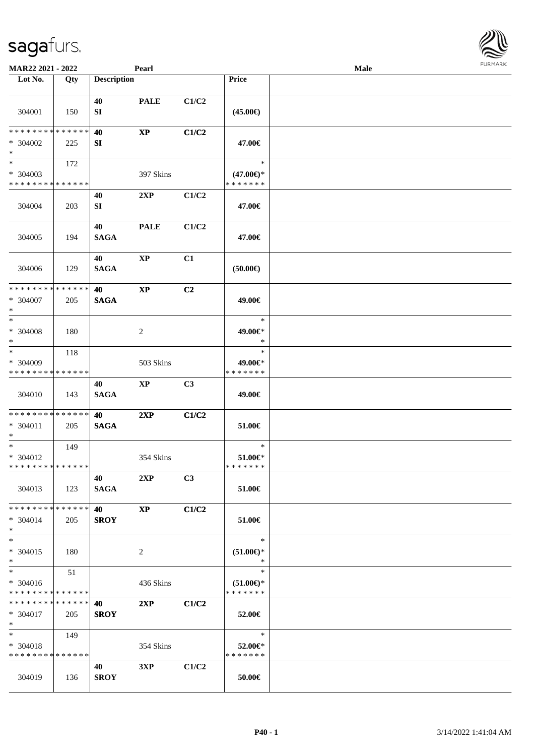| Lot No. | Qty | Description | | | Price | |
|---|---|---|---|---|---|---|
| 304001 | 150 | 40<br>SI | PALE | C1/C2 | (45.00€) | |
| * * * * * * * * * * * * * *<br>* 304002<br>* | 225 | 40<br>SI | XP | C1/C2 | 47.00€ | |
| *<br>* 304003<br>* * * * * * * * * * * * * * | 172 | | 397 Skins | | *<br>(47.00€)*<br>* * * * * * * | |
| 304004 | 203 | 40<br>SI | 2XP | C1/C2 | 47.00€ | |
| 304005 | 194 | 40<br>SAGA | PALE | C1/C2 | 47.00€ | |
| 304006 | 129 | 40<br>SAGA | XP | C1 | (50.00€) | |
| * * * * * * * * * * * * * *<br>* 304007<br>* | 205 | 40<br>SAGA | XP | C2 | 49.00€ | |
| *<br>* 304008<br>* | 180 | | 2 | | *<br>49.00€*<br>* | |
| *<br>* 304009<br>* * * * * * * * * * * * * * | 118 | | 503 Skins | | *<br>49.00€*<br>* * * * * * * | |
| 304010 | 143 | 40<br>SAGA | XP | C3 | 49.00€ | |
| * * * * * * * * * * * * * *<br>* 304011<br>* | 205 | 40<br>SAGA | 2XP | C1/C2 | 51.00€ | |
| *<br>* 304012<br>* * * * * * * * * * * * * * | 149 | | 354 Skins | | *<br>51.00€*<br>* * * * * * * | |
| 304013 | 123 | 40<br>SAGA | 2XP | C3 | 51.00€ | |
| * * * * * * * * * * * * * *<br>* 304014<br>* | 205 | 40<br>SROY | XP | C1/C2 | 51.00€ | |
| *<br>* 304015<br>* | 180 | | 2 | | *<br>(51.00€)*<br>* | |
| *<br>* 304016<br>* * * * * * * * * * * * * * | 51 | | 436 Skins | | *<br>(51.00€)*<br>* * * * * * * | |
| * * * * * * * * * * * * * *<br>* 304017<br>* | 205 | 40<br>SROY | 2XP | C1/C2 | 52.00€ | |
| *<br>* 304018<br>* * * * * * * * * * * * * * | 149 | | 354 Skins | | *<br>52.00€*<br>* * * * * * * | |
| 304019 | 136 | 40<br>SROY | 3XP | C1/C2 | 50.00€ | |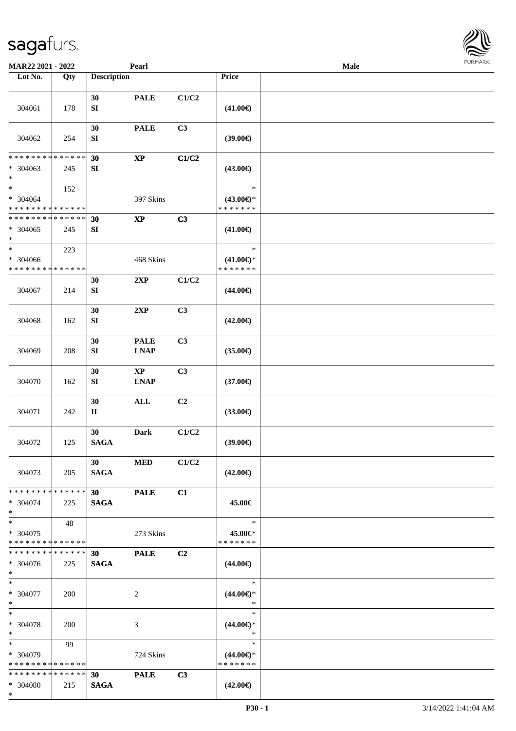MAR22 2021 - 2022 | Pearl | Male

| Lot No. | Qty | Description | | | Price | |
|---|---|---|---|---|---|---|
| 304061 | 178 | 30 SI | PALE | C1/C2 | (41.00€) | |
| 304062 | 254 | 30 SI | PALE | C3 | (39.00€) | |
| * * * * * * * * * * * * * * * 304063 * | 245 | 30 SI | XP | C1/C2 | (43.00€) | |
| * * 304064 * * * * * * * * * * * * * * | 152 | | 397 Skins | | * (43.00€)* * * * * * * * | |
| * * * * * * * * * * * * * * * 304065 * | 245 | 30 SI | XP | C3 | (41.00€) | |
| * * 304066 * * * * * * * * * * * * * * | 223 | | 468 Skins | | * (41.00€)* * * * * * * * | |
| 304067 | 214 | 30 SI | 2XP | C1/C2 | (44.00€) | |
| 304068 | 162 | 30 SI | 2XP | C3 | (42.00€) | |
| 304069 | 208 | 30 SI | PALE LNAP | C3 | (35.00€) | |
| 304070 | 162 | 30 SI | XP LNAP | C3 | (37.00€) | |
| 304071 | 242 | 30 II | ALL | C2 | (33.00€) | |
| 304072 | 125 | 30 SAGA | Dark | C1/C2 | (39.00€) | |
| 304073 | 205 | 30 SAGA | MED | C1/C2 | (42.00€) | |
| * * * * * * * * * * * * * * * 304074 * | 225 | 30 SAGA | PALE | C1 | 45.00€ | |
| * * 304075 * * * * * * * * * * * * * * | 48 | | 273 Skins | | * 45.00€* * * * * * * * | |
| * * * * * * * * * * * * * * * 304076 * | 225 | 30 SAGA | PALE | C2 | (44.00€) | |
| * * 304077 * | 200 | | 2 | | * (44.00€)* * | |
| * * 304078 * | 200 | | 3 | | * (44.00€)* * | |
| * * 304079 * * * * * * * * * * * * * * | 99 | | 724 Skins | | * (44.00€)* * * * * * * * | |
| * * * * * * * * * * * * * * * 304080 * | 215 | 30 SAGA | PALE | C3 | (42.00€) | |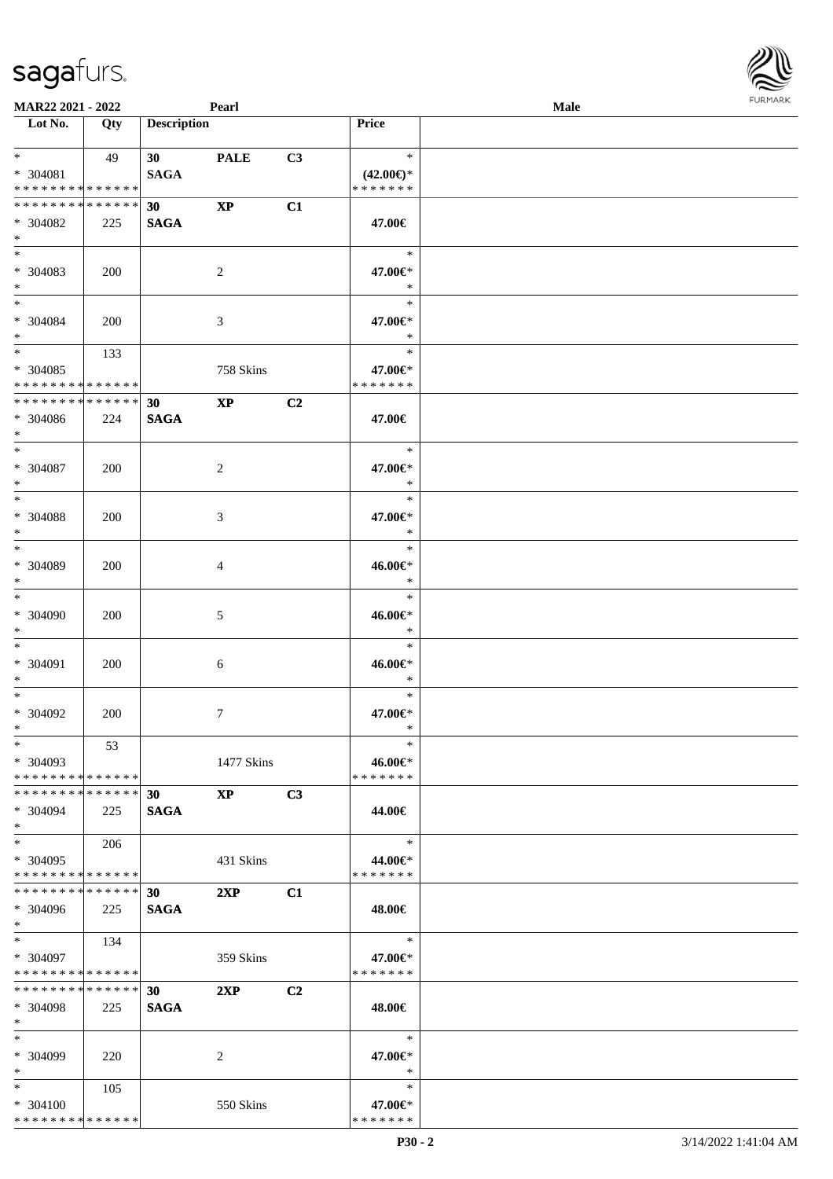**MAR22 2021 - 2022** **Pearl** **Male**

| Lot No. | Qty | Description | | | Price | |
|---|---|---|---|---|---|---|
| * | 49 | 30 | PALE | C3 | * | |
| * 304081 | | SAGA | | | (42.00€)* | |
| * * * * * * * * * * * * * * | | | | | * * * * * * * | |
| * * * * * * * * * * * * * * | | 30 | XP | C1 | | |
| * 304082 | 225 | SAGA | | | 47.00€ | |
| * | | | | | | |
| * | | | | | * | |
| * 304083 | 200 | | 2 | | 47.00€* | |
| * | | | | | * | |
| * | | | | | * | |
| * 304084 | 200 | | 3 | | 47.00€* | |
| * | | | | | * | |
| * | 133 | | | | * | |
| * 304085 | | | 758 Skins | | 47.00€* | |
| * * * * * * * * * * * * * * | | | | | * * * * * * * | |
| * * * * * * * * * * * * * * | | 30 | XP | C2 | | |
| * 304086 | 224 | SAGA | | | 47.00€ | |
| * | | | | | | |
| * | | | | | * | |
| * 304087 | 200 | | 2 | | 47.00€* | |
| * | | | | | * | |
| * | | | | | * | |
| * 304088 | 200 | | 3 | | 47.00€* | |
| * | | | | | * | |
| * | | | | | * | |
| * 304089 | 200 | | 4 | | 46.00€* | |
| * | | | | | * | |
| * | | | | | * | |
| * 304090 | 200 | | 5 | | 46.00€* | |
| * | | | | | * | |
| * | | | | | * | |
| * 304091 | 200 | | 6 | | 46.00€* | |
| * | | | | | * | |
| * | | | | | * | |
| * 304092 | 200 | | 7 | | 47.00€* | |
| * | | | | | * | |
| * | 53 | | | | * | |
| * 304093 | | | 1477 Skins | | 46.00€* | |
| * * * * * * * * * * * * * * | | | | | * * * * * * * | |
| * * * * * * * * * * * * * * | | 30 | XP | C3 | | |
| * 304094 | 225 | SAGA | | | 44.00€ | |
| * | | | | | | |
| * | 206 | | | | * | |
| * 304095 | | | 431 Skins | | 44.00€* | |
| * * * * * * * * * * * * * * | | | | | * * * * * * * | |
| * * * * * * * * * * * * * * | | 30 | 2XP | C1 | | |
| * 304096 | 225 | SAGA | | | 48.00€ | |
| * | | | | | | |
| * | 134 | | | | * | |
| * 304097 | | | 359 Skins | | 47.00€* | |
| * * * * * * * * * * * * * * | | | | | * * * * * * * | |
| * * * * * * * * * * * * * * | | 30 | 2XP | C2 | | |
| * 304098 | 225 | SAGA | | | 48.00€ | |
| * | | | | | | |
| * | | | | | * | |
| * 304099 | 220 | | 2 | | 47.00€* | |
| * | | | | | * | |
| * | 105 | | | | * | |
| * 304100 | | | 550 Skins | | 47.00€* | |
| * * * * * * * * * * * * * * | | | | | * * * * * * * | |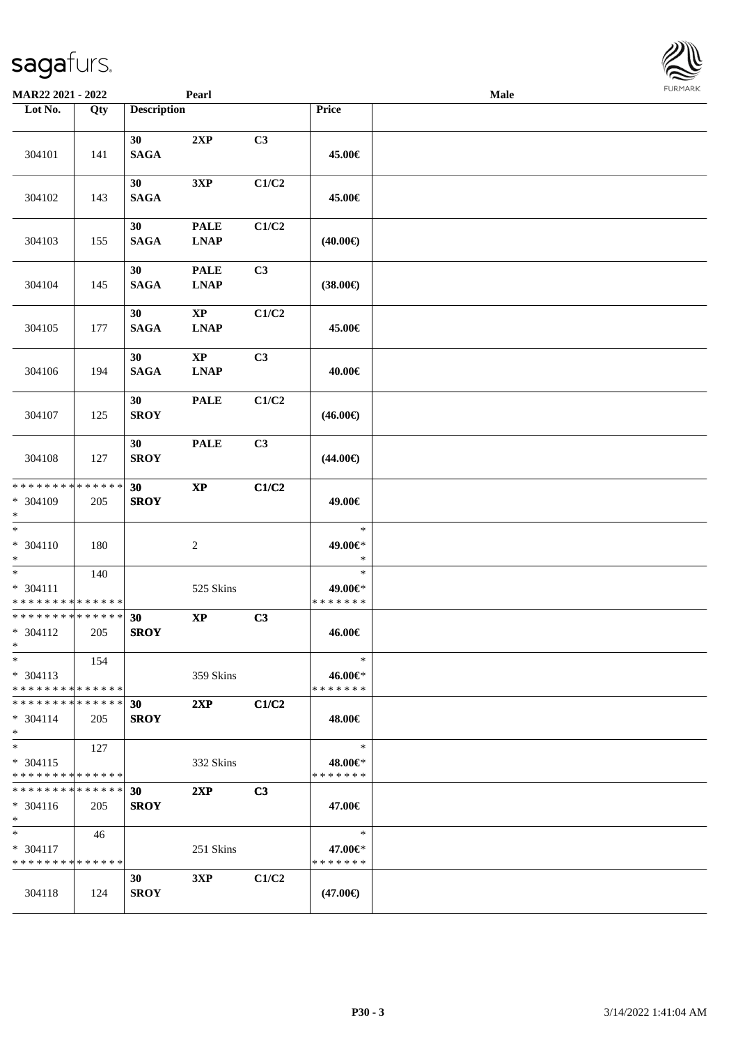| Lot No. | Qty | Description | | | Price | |
|---|---|---|---|---|---|---|
| 304101 | 141 | 30 SAGA | 2XP | C3 | 45.00€ | |
| 304102 | 143 | 30 SAGA | 3XP | C1/C2 | 45.00€ | |
| 304103 | 155 | 30 SAGA | PALE LNAP | C1/C2 | (40.00€) | |
| 304104 | 145 | 30 SAGA | PALE LNAP | C3 | (38.00€) | |
| 304105 | 177 | 30 SAGA | XP LNAP | C1/C2 | 45.00€ | |
| 304106 | 194 | 30 SAGA | XP LNAP | C3 | 40.00€ | |
| 304107 | 125 | 30 SROY | PALE | C1/C2 | (46.00€) | |
| 304108 | 127 | 30 SROY | PALE | C3 | (44.00€) | |
| * * * * * * * * * * * * * * <br> * 304109 <br> * | 205 | 30 SROY | XP | C1/C2 | 49.00€ | |
| * <br> * 304110 <br> * | 180 | | 2 | | * <br> 49.00€* <br> * | |
| * <br> * 304111 <br> * * * * * * * * * * * * * * | 140 | | 525 Skins | | * <br> 49.00€* <br> * * * * * * * | |
| * * * * * * * * * * * * * * <br> * 304112 <br> * | 205 | 30 SROY | XP | C3 | 46.00€ | |
| * <br> * 304113 <br> * * * * * * * * * * * * * * | 154 | | 359 Skins | | * <br> 46.00€* <br> * * * * * * * | |
| * * * * * * * * * * * * * * <br> * 304114 <br> * | 205 | 30 SROY | 2XP | C1/C2 | 48.00€ | |
| * <br> * 304115 <br> * * * * * * * * * * * * * * | 127 | | 332 Skins | | * <br> 48.00€* <br> * * * * * * * | |
| * * * * * * * * * * * * * * <br> * 304116 <br> * | 205 | 30 SROY | 2XP | C3 | 47.00€ | |
| * <br> * 304117 <br> * * * * * * * * * * * * * * | 46 | | 251 Skins | | * <br> 47.00€* <br> * * * * * * * | |
| 304118 | 124 | 30 SROY | 3XP | C1/C2 | (47.00€) | |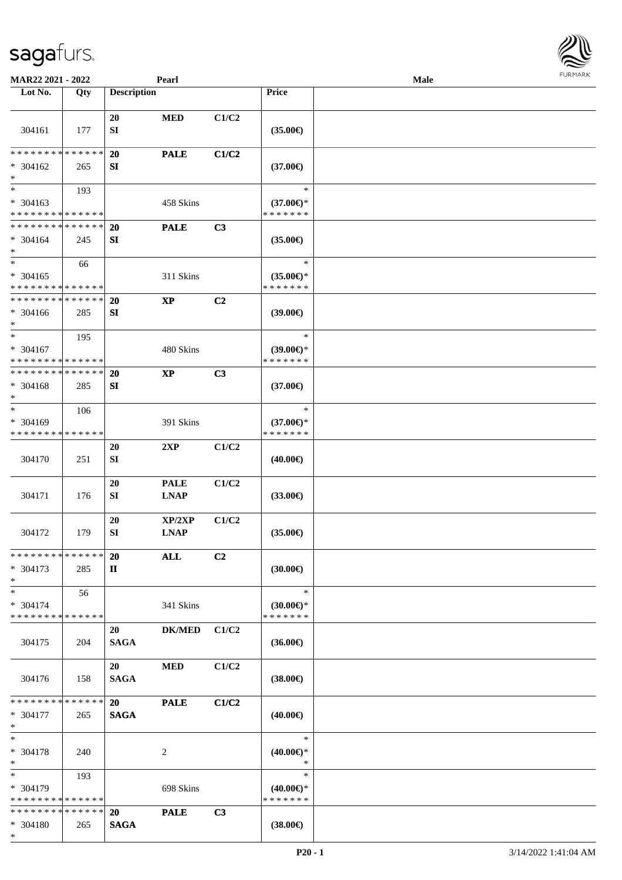MAR22 2021 - 2022 | Pearl | Male

| Lot No. | Qty | Description | | | Price | |
|---|---|---|---|---|---|---|
| 304161 | 177 | 20 SI | MED | C1/C2 | (35.00€) | |
| * * * * * * * * * * * * * * * 304162 * | 265 | 20 SI | PALE | C1/C2 | (37.00€) | |
| * * 304163 * * * * * * * * * * * * * * | 193 | | 458 Skins | | * (37.00€)* * * * * * * * | |
| * * * * * * * * * * * * * * * 304164 * | 245 | 20 SI | PALE | C3 | (35.00€) | |
| * * 304165 * * * * * * * * * * * * * * | 66 | | 311 Skins | | * (35.00€)* * * * * * * * | |
| * * * * * * * * * * * * * * * 304166 * | 285 | 20 SI | XP | C2 | (39.00€) | |
| * * 304167 * * * * * * * * * * * * * * | 195 | | 480 Skins | | * (39.00€)* * * * * * * * | |
| * * * * * * * * * * * * * * * 304168 * | 285 | 20 SI | XP | C3 | (37.00€) | |
| * * 304169 * * * * * * * * * * * * * * | 106 | | 391 Skins | | * (37.00€)* * * * * * * * | |
| 304170 | 251 | 20 SI | 2XP | C1/C2 | (40.00€) | |
| 304171 | 176 | 20 SI | PALE LNAP | C1/C2 | (33.00€) | |
| 304172 | 179 | 20 SI | XP/2XP LNAP | C1/C2 | (35.00€) | |
| * * * * * * * * * * * * * * * 304173 * | 285 | 20 II | ALL | C2 | (30.00€) | |
| * * 304174 * * * * * * * * * * * * * * | 56 | | 341 Skins | | * (30.00€)* * * * * * * * | |
| 304175 | 204 | 20 SAGA | DK/MED | C1/C2 | (36.00€) | |
| 304176 | 158 | 20 SAGA | MED | C1/C2 | (38.00€) | |
| * * * * * * * * * * * * * * * 304177 * | 265 | 20 SAGA | PALE | C1/C2 | (40.00€) | |
| * * 304178 * | 240 | | 2 | | * (40.00€)* * | |
| * * 304179 * * * * * * * * * * * * * * | 193 | | 698 Skins | | * (40.00€)* * * * * * * * | |
| * * * * * * * * * * * * * * * 304180 * | 265 | 20 SAGA | PALE | C3 | (38.00€) | |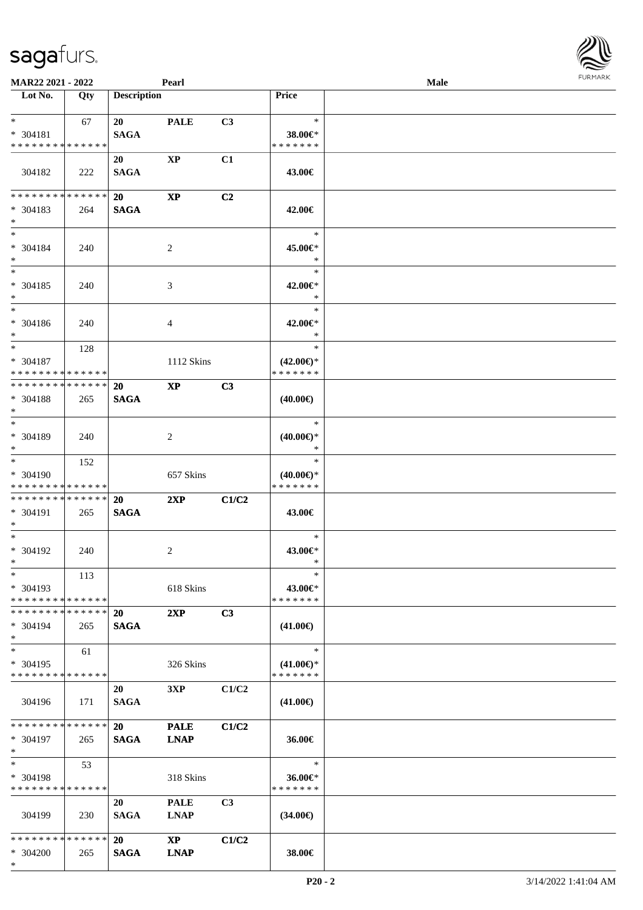MAR22 2021 - 2022 Pearl Male

| Lot No. | Qty | Description | | | Price |
|---|---|---|---|---|---|
| * | 67 | 20 | PALE | C3 | * |
| * 304181 | | SAGA | | | 38.00€* |
| * * * * * * * * * * * * * * | | | | | * * * * * * * |
| 304182 | 222 | 20 SAGA | XP | C1 | 43.00€ |
| * * * * * * * * * * * * * * | | 20 | XP | C2 | |
| * 304183 | 264 | SAGA | | | 42.00€ |
| * | | | | | |
| * | | | | | * |
| * 304184 | 240 | | 2 | | 45.00€* |
| * | | | | | * |
| * | | | | | * |
| * 304185 | 240 | | 3 | | 42.00€* |
| * | | | | | * |
| * | | | | | * |
| * 304186 | 240 | | 4 | | 42.00€* |
| * | | | | | * |
| * | 128 | | | | * |
| * 304187 | | | 1112 Skins | | (42.00€)* |
| * * * * * * * * * * * * * * | | | | | * * * * * * * |
| * * * * * * * * * * * * * * | | 20 | XP | C3 | |
| * 304188 | 265 | SAGA | | | (40.00€) |
| * | | | | | |
| * | | | | | * |
| * 304189 | 240 | | 2 | | (40.00€)* |
| * | | | | | * |
| * | 152 | | | | * |
| * 304190 | | | 657 Skins | | (40.00€)* |
| * * * * * * * * * * * * * * | | | | | * * * * * * * |
| * * * * * * * * * * * * * * | | 20 | 2XP | C1/C2 | |
| * 304191 | 265 | SAGA | | | 43.00€ |
| * | | | | | |
| * | | | | | * |
| * 304192 | 240 | | 2 | | 43.00€* |
| * | | | | | * |
| * | 113 | | | | * |
| * 304193 | | | 618 Skins | | 43.00€* |
| * * * * * * * * * * * * * * | | | | | * * * * * * * |
| * * * * * * * * * * * * * * | | 20 | 2XP | C3 | |
| * 304194 | 265 | SAGA | | | (41.00€) |
| * | | | | | |
| * | 61 | | | | * |
| * 304195 | | | 326 Skins | | (41.00€)* |
| * * * * * * * * * * * * * * | | | | | * * * * * * * |
| 304196 | 171 | 20 SAGA | 3XP | C1/C2 | (41.00€) |
| * * * * * * * * * * * * * * | | 20 | PALE | C1/C2 | |
| * 304197 | 265 | SAGA | LNAP | | 36.00€ |
| * | | | | | |
| * | 53 | | | | * |
| * 304198 | | | 318 Skins | | 36.00€* |
| * * * * * * * * * * * * * * | | | | | * * * * * * * |
| 304199 | 230 | 20 SAGA | PALE LNAP | C3 | (34.00€) |
| * * * * * * * * * * * * * * | | 20 | XP | C1/C2 | |
| * 304200 | 265 | SAGA | LNAP | | 38.00€ |
| * | | | | | |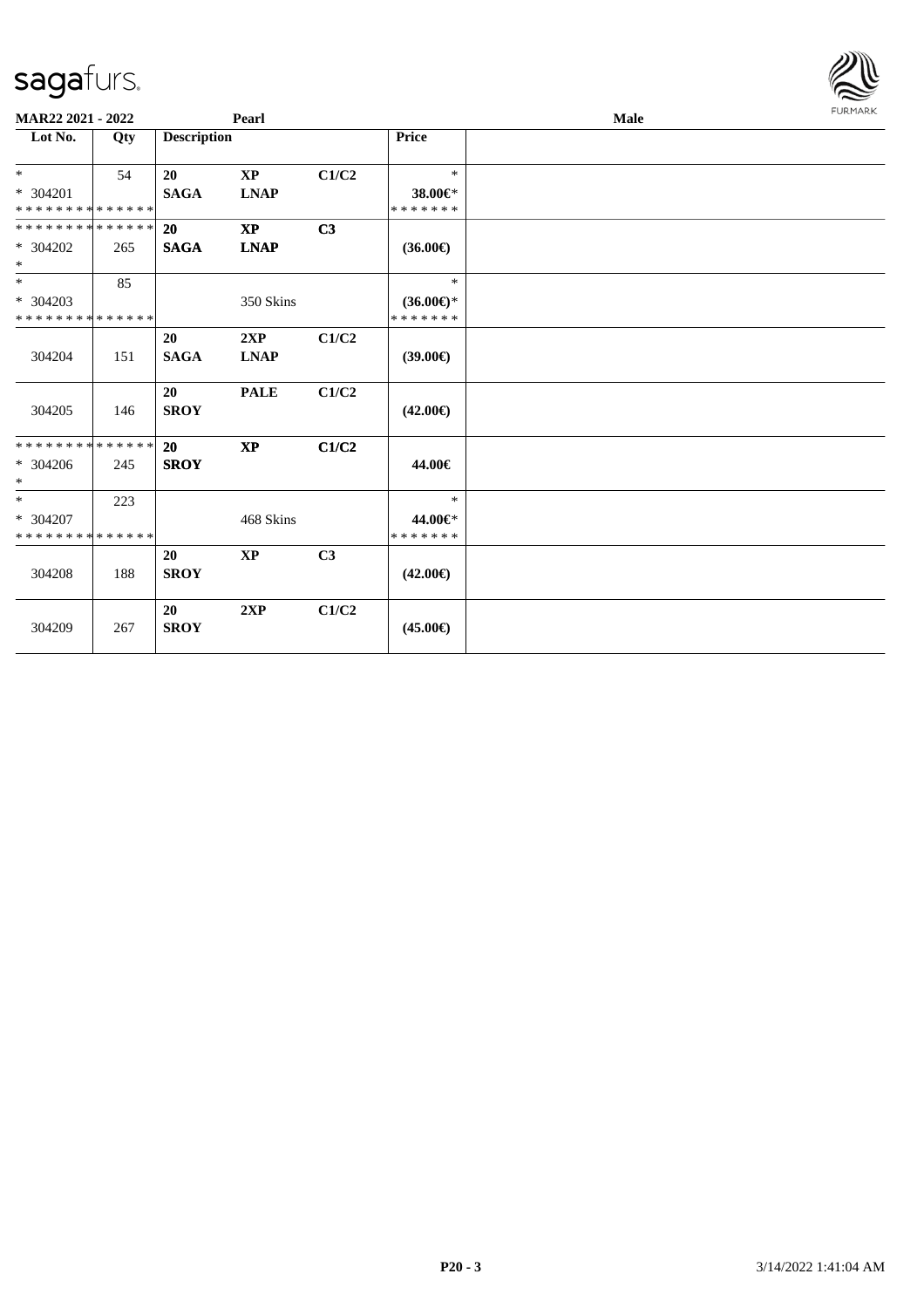**MAR22 2021 - 2022** **Pearl** **Male**

| Lot No. | Qty | Description | | | Price | |
|---|---|---|---|---|---|---|
| * <br> * 304201 <br> * * * * * * * * * * * * * * | 54 | **20** <br> **SAGA** | **XP** <br> **LNAP** | **C1/C2** | * <br> **38.00€*** <br> * * * * * * * | |
| * * * * * * * * * * * * * * <br> * 304202 <br> * | 265 | **20** <br> **SAGA** | **XP** <br> **LNAP** | **C3** | **(36.00€)** | |
| * <br> * 304203 <br> * * * * * * * * * * * * * * | 85 | | 350 Skins | | * <br> **(36.00€)*** <br> * * * * * * * | |
| 304204 | 151 | **20** <br> **SAGA** | **2XP** <br> **LNAP** | **C1/C2** | **(39.00€)** | |
| 304205 | 146 | **20** <br> **SROY** | **PALE** | **C1/C2** | **(42.00€)** | |
| * * * * * * * * * * * * * * <br> * 304206 <br> * | 245 | **20** <br> **SROY** | **XP** | **C1/C2** | **44.00€** | |
| * <br> * 304207 <br> * * * * * * * * * * * * * * | 223 | | 468 Skins | | * <br> **44.00€*** <br> * * * * * * * | |
| 304208 | 188 | **20** <br> **SROY** | **XP** | **C3** | **(42.00€)** | |
| 304209 | 267 | **20** <br> **SROY** | **2XP** | **C1/C2** | **(45.00€)** | |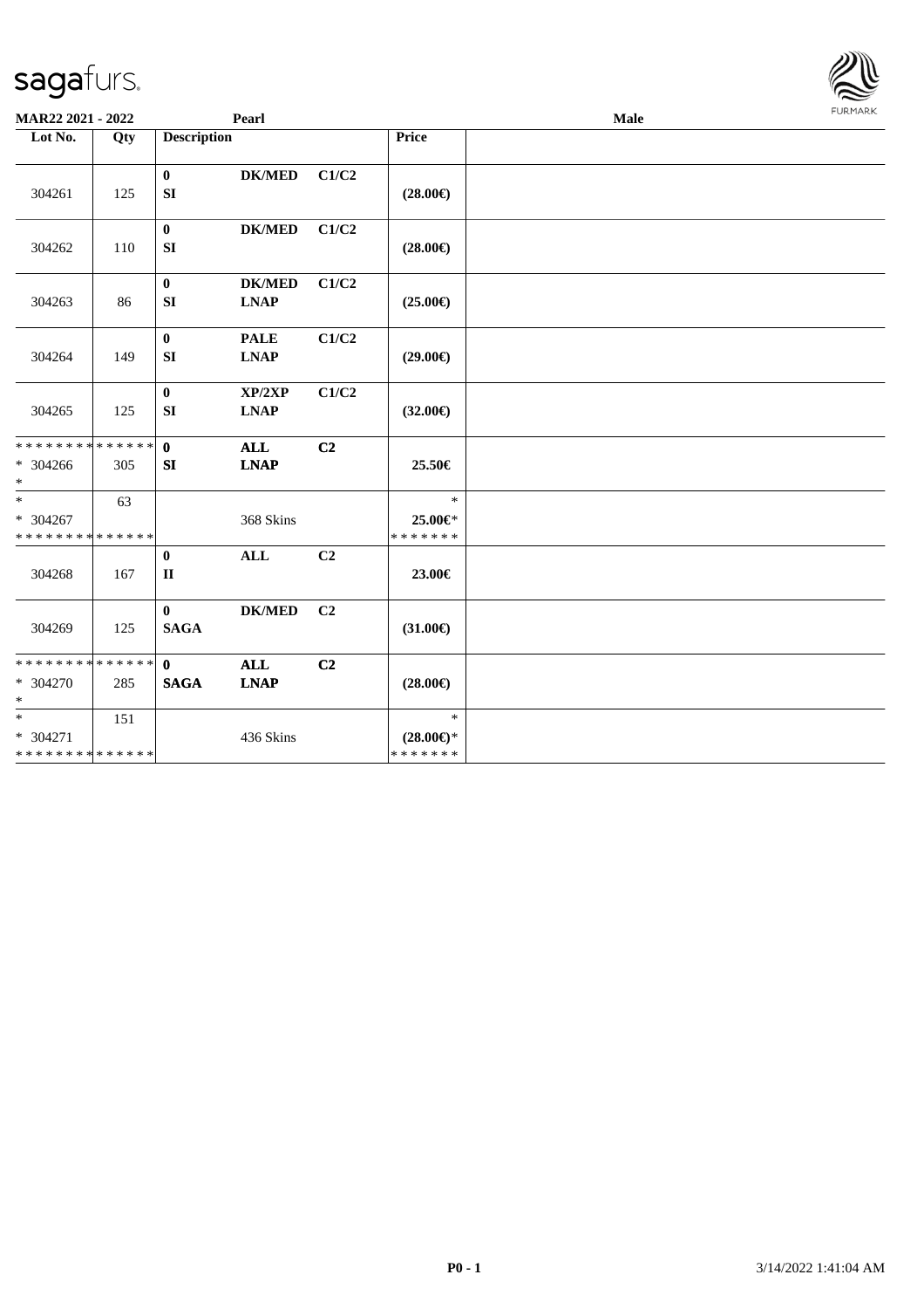MAR22 2021 - 2022 Pearl Male

| Lot No. | Qty | Description | | | Price | |
|---|---|---|---|---|---|---|
| 304261 | 125 | 0<br>SI | DK/MED | C1/C2 | (28.00€) | |
| 304262 | 110 | 0<br>SI | DK/MED | C1/C2 | (28.00€) | |
| 304263 | 86 | 0<br>SI | DK/MED<br>LNAP | C1/C2 | (25.00€) | |
| 304264 | 149 | 0<br>SI | PALE<br>LNAP | C1/C2 | (29.00€) | |
| 304265 | 125 | 0<br>SI | XP/2XP<br>LNAP | C1/C2 | (32.00€) | |
| * * * * * * * * * * * * * *<br>* 304266<br>* | 305 | 0<br>SI | ALL<br>LNAP | C2 | 25.50€ | |
| *<br>* 304267<br>* * * * * * * * * * * * * * | 63 | | 368 Skins | | *<br>25.00€*<br>* * * * * * * | |
| 304268 | 167 | 0<br>II | ALL | C2 | 23.00€ | |
| 304269 | 125 | 0<br>SAGA | DK/MED | C2 | (31.00€) | |
| * * * * * * * * * * * * * *<br>* 304270<br>* | 285 | 0<br>SAGA | ALL<br>LNAP | C2 | (28.00€) | |
| *<br>* 304271<br>* * * * * * * * * * * * * * | 151 | | 436 Skins | | *<br>(28.00€)*<br>* * * * * * * | |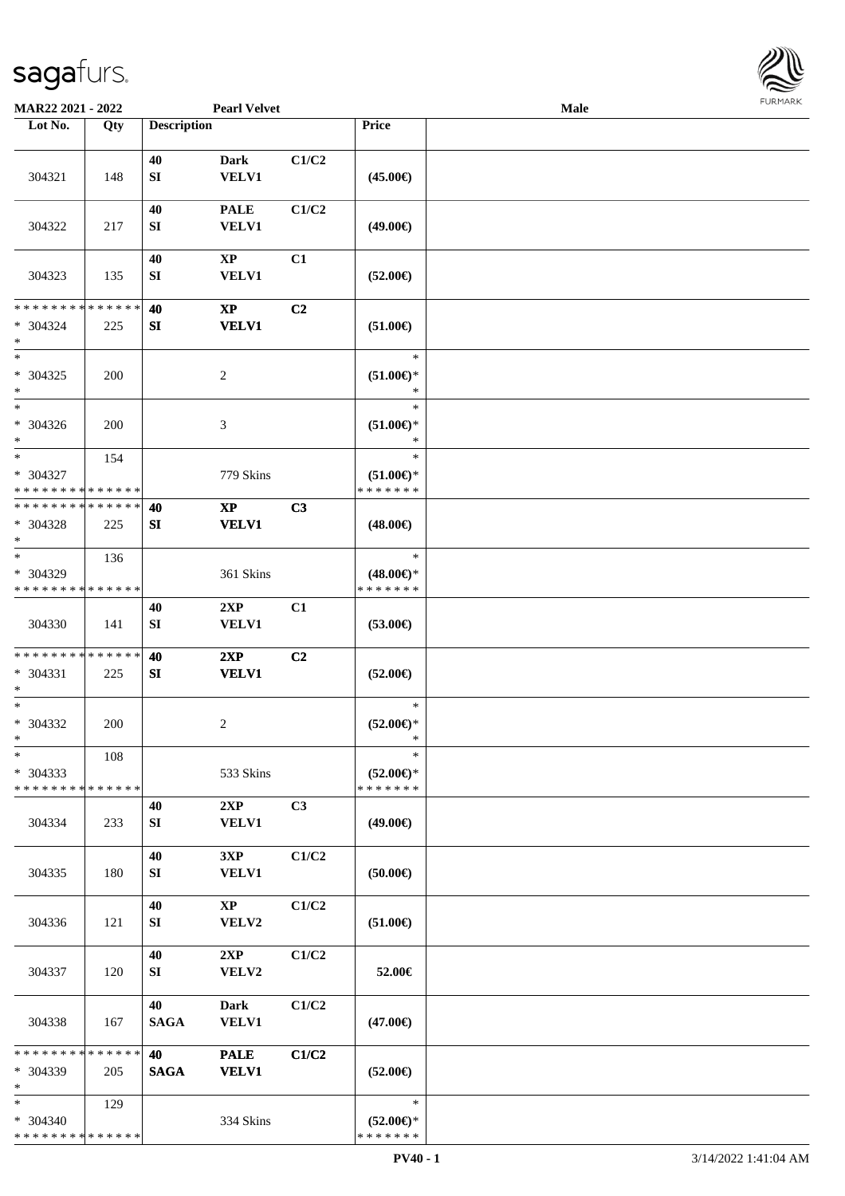MAR22 2021 - 2022 | Pearl Velvet | Male

| Lot No. | Qty | Description | | | Price | |
|---|---|---|---|---|---|---|
| 304321 | 148 | 40 SI | Dark VELV1 | C1/C2 | (45.00€) | |
| 304322 | 217 | 40 SI | PALE VELV1 | C1/C2 | (49.00€) | |
| 304323 | 135 | 40 SI | XP VELV1 | C1 | (52.00€) | |
| * * * * * * * * * * * * * * * 304324 * | 225 | 40 SI | XP VELV1 | C2 | (51.00€) | |
| * * 304325 * | 200 | | 2 | | * (51.00€)* * | |
| * * 304326 * | 200 | | 3 | | * (51.00€)* * | |
| * * 304327 * * * * * * * * * * * * * * | 154 | | 779 Skins | | * (51.00€)* * * * * * * * | |
| * * * * * * * * * * * * * * * 304328 * | 225 | 40 SI | XP VELV1 | C3 | (48.00€) | |
| * * 304329 * * * * * * * * * * * * * * | 136 | | 361 Skins | | * (48.00€)* * * * * * * * | |
| 304330 | 141 | 40 SI | 2XP VELV1 | C1 | (53.00€) | |
| * * * * * * * * * * * * * * * 304331 * | 225 | 40 SI | 2XP VELV1 | C2 | (52.00€) | |
| * * 304332 * | 200 | | 2 | | * (52.00€)* * | |
| * * 304333 * * * * * * * * * * * * * * | 108 | | 533 Skins | | * (52.00€)* * * * * * * * | |
| 304334 | 233 | 40 SI | 2XP VELV1 | C3 | (49.00€) | |
| 304335 | 180 | 40 SI | 3XP VELV1 | C1/C2 | (50.00€) | |
| 304336 | 121 | 40 SI | XP VELV2 | C1/C2 | (51.00€) | |
| 304337 | 120 | 40 SI | 2XP VELV2 | C1/C2 | 52.00€ | |
| 304338 | 167 | 40 SAGA | Dark VELV1 | C1/C2 | (47.00€) | |
| * * * * * * * * * * * * * * * 304339 * | 205 | 40 SAGA | PALE VELV1 | C1/C2 | (52.00€) | |
| * * 304340 * * * * * * * * * * * * * * | 129 | | 334 Skins | | * (52.00€)* * * * * * * * | |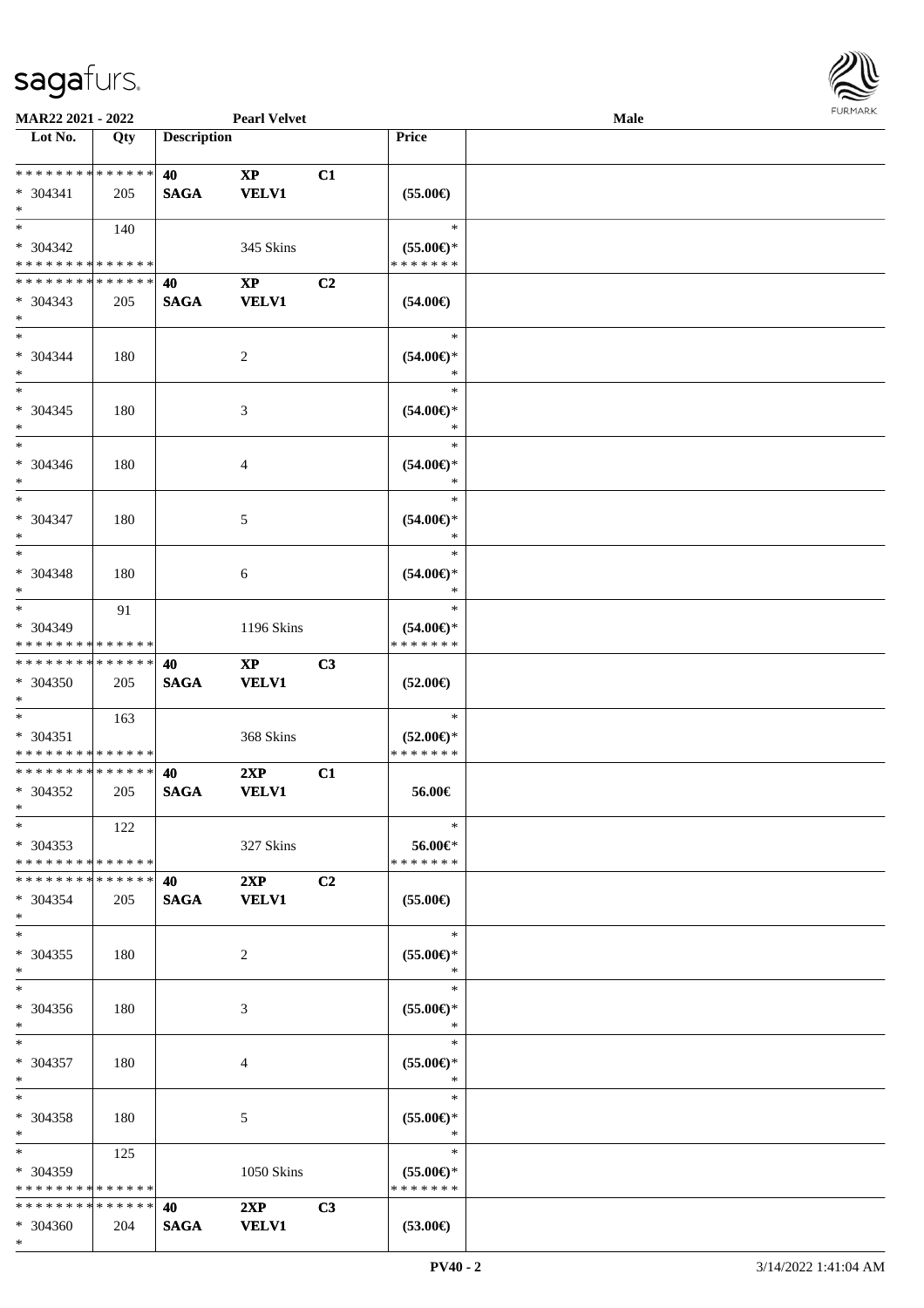**MAR22 2021 - 2022** **Pearl Velvet** **Male**

| Lot No. | Qty | Description | | | Price | |
|---|---|---|---|---|---|---|
| * * * * * * * * * * * * * * | | **40** | **XP** | **C1** | | |
| * 304341 | 205 | **SAGA** | **VELV1** | | **(55.00€)** | |
| * | | | | | | |
| * | 140 | | | | * | |
| * 304342 | | | 345 Skins | | **(55.00€)*** | |
| * * * * * * * * * * * * * * | | | | | * * * * * * * | |
| * * * * * * * * * * * * * * | | **40** | **XP** | **C2** | | |
| * 304343 | 205 | **SAGA** | **VELV1** | | **(54.00€)** | |
| * | | | | | | |
| * | | | | | * | |
| * 304344 | 180 | | 2 | | **(54.00€)*** | |
| * | | | | | * | |
| * | | | | | * | |
| * 304345 | 180 | | 3 | | **(54.00€)*** | |
| * | | | | | * | |
| * | | | | | * | |
| * 304346 | 180 | | 4 | | **(54.00€)*** | |
| * | | | | | * | |
| * | | | | | * | |
| * 304347 | 180 | | 5 | | **(54.00€)*** | |
| * | | | | | * | |
| * | | | | | * | |
| * 304348 | 180 | | 6 | | **(54.00€)*** | |
| * | | | | | * | |
| * | 91 | | | | * | |
| * 304349 | | | 1196 Skins | | **(54.00€)*** | |
| * * * * * * * * * * * * * * | | | | | * * * * * * * | |
| * * * * * * * * * * * * * * | | **40** | **XP** | **C3** | | |
| * 304350 | 205 | **SAGA** | **VELV1** | | **(52.00€)** | |
| * | | | | | | |
| * | 163 | | | | * | |
| * 304351 | | | 368 Skins | | **(52.00€)*** | |
| * * * * * * * * * * * * * * | | | | | * * * * * * * | |
| * * * * * * * * * * * * * * | | **40** | **2XP** | **C1** | | |
| * 304352 | 205 | **SAGA** | **VELV1** | | **56.00€** | |
| * | | | | | | |
| * | 122 | | | | * | |
| * 304353 | | | 327 Skins | | **56.00€*** | |
| * * * * * * * * * * * * * * | | | | | * * * * * * * | |
| * * * * * * * * * * * * * * | | **40** | **2XP** | **C2** | | |
| * 304354 | 205 | **SAGA** | **VELV1** | | **(55.00€)** | |
| * | | | | | | |
| * | | | | | * | |
| * 304355 | 180 | | 2 | | **(55.00€)*** | |
| * | | | | | * | |
| * | | | | | * | |
| * 304356 | 180 | | 3 | | **(55.00€)*** | |
| * | | | | | * | |
| * | | | | | * | |
| * 304357 | 180 | | 4 | | **(55.00€)*** | |
| * | | | | | * | |
| * | | | | | * | |
| * 304358 | 180 | | 5 | | **(55.00€)*** | |
| * | | | | | * | |
| * | 125 | | | | * | |
| * 304359 | | | 1050 Skins | | **(55.00€)*** | |
| * * * * * * * * * * * * * * | | | | | * * * * * * * | |
| * * * * * * * * * * * * * * | | **40** | **2XP** | **C3** | | |
| * 304360 | 204 | **SAGA** | **VELV1** | | **(53.00€)** | |
| * | | | | | | |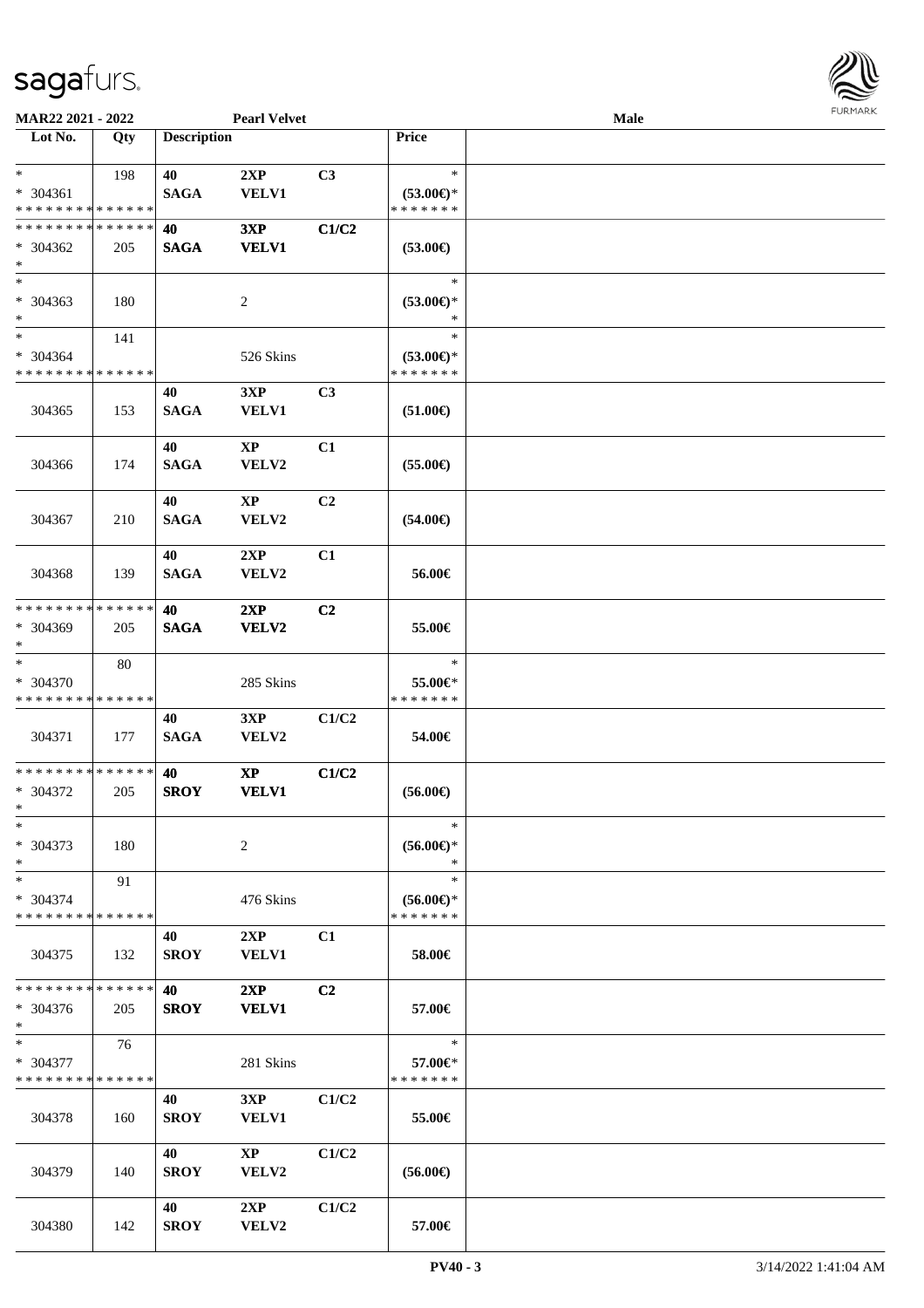MAR22 2021 - 2022 | Pearl Velvet | Male

| Lot No. | Qty | Description | | | Price | |
|---|---|---|---|---|---|---|
| * <br> * 304361 <br> * * * * * * * * * * * * * * | 198 | 40 <br> SAGA | 2XP <br> VELV1 | C3 | * <br> (53.00€)* <br> * * * * * * * | |
| * * * * * * * * * * * * * * <br> * 304362 <br> * | 205 | 40 <br> SAGA | 3XP <br> VELV1 | C1/C2 | (53.00€) | |
| * <br> * 304363 <br> * | 180 | | 2 | | * <br> (53.00€)* <br> * | |
| * <br> * 304364 <br> * * * * * * * * * * * * * * | 141 | | 526 Skins | | * <br> (53.00€)* <br> * * * * * * * | |
| 304365 | 153 | 40 <br> SAGA | 3XP <br> VELV1 | C3 | (51.00€) | |
| 304366 | 174 | 40 <br> SAGA | XP <br> VELV2 | C1 | (55.00€) | |
| 304367 | 210 | 40 <br> SAGA | XP <br> VELV2 | C2 | (54.00€) | |
| 304368 | 139 | 40 <br> SAGA | 2XP <br> VELV2 | C1 | 56.00€ | |
| * * * * * * * * * * * * * * <br> * 304369 <br> * | 205 | 40 <br> SAGA | 2XP <br> VELV2 | C2 | 55.00€ | |
| * <br> * 304370 <br> * * * * * * * * * * * * * * | 80 | | 285 Skins | | * <br> 55.00€* <br> * * * * * * * | |
| 304371 | 177 | 40 <br> SAGA | 3XP <br> VELV2 | C1/C2 | 54.00€ | |
| * * * * * * * * * * * * * * <br> * 304372 <br> * | 205 | 40 <br> SROY | XP <br> VELV1 | C1/C2 | (56.00€) | |
| * <br> * 304373 <br> * | 180 | | 2 | | * <br> (56.00€)* <br> * | |
| * <br> * 304374 <br> * * * * * * * * * * * * * * | 91 | | 476 Skins | | * <br> (56.00€)* <br> * * * * * * * | |
| 304375 | 132 | 40 <br> SROY | 2XP <br> VELV1 | C1 | 58.00€ | |
| * * * * * * * * * * * * * * <br> * 304376 <br> * | 205 | 40 <br> SROY | 2XP <br> VELV1 | C2 | 57.00€ | |
| * <br> * 304377 <br> * * * * * * * * * * * * * * | 76 | | 281 Skins | | * <br> 57.00€* <br> * * * * * * * | |
| 304378 | 160 | 40 <br> SROY | 3XP <br> VELV1 | C1/C2 | 55.00€ | |
| 304379 | 140 | 40 <br> SROY | XP <br> VELV2 | C1/C2 | (56.00€) | |
| 304380 | 142 | 40 <br> SROY | 2XP <br> VELV2 | C1/C2 | 57.00€ | |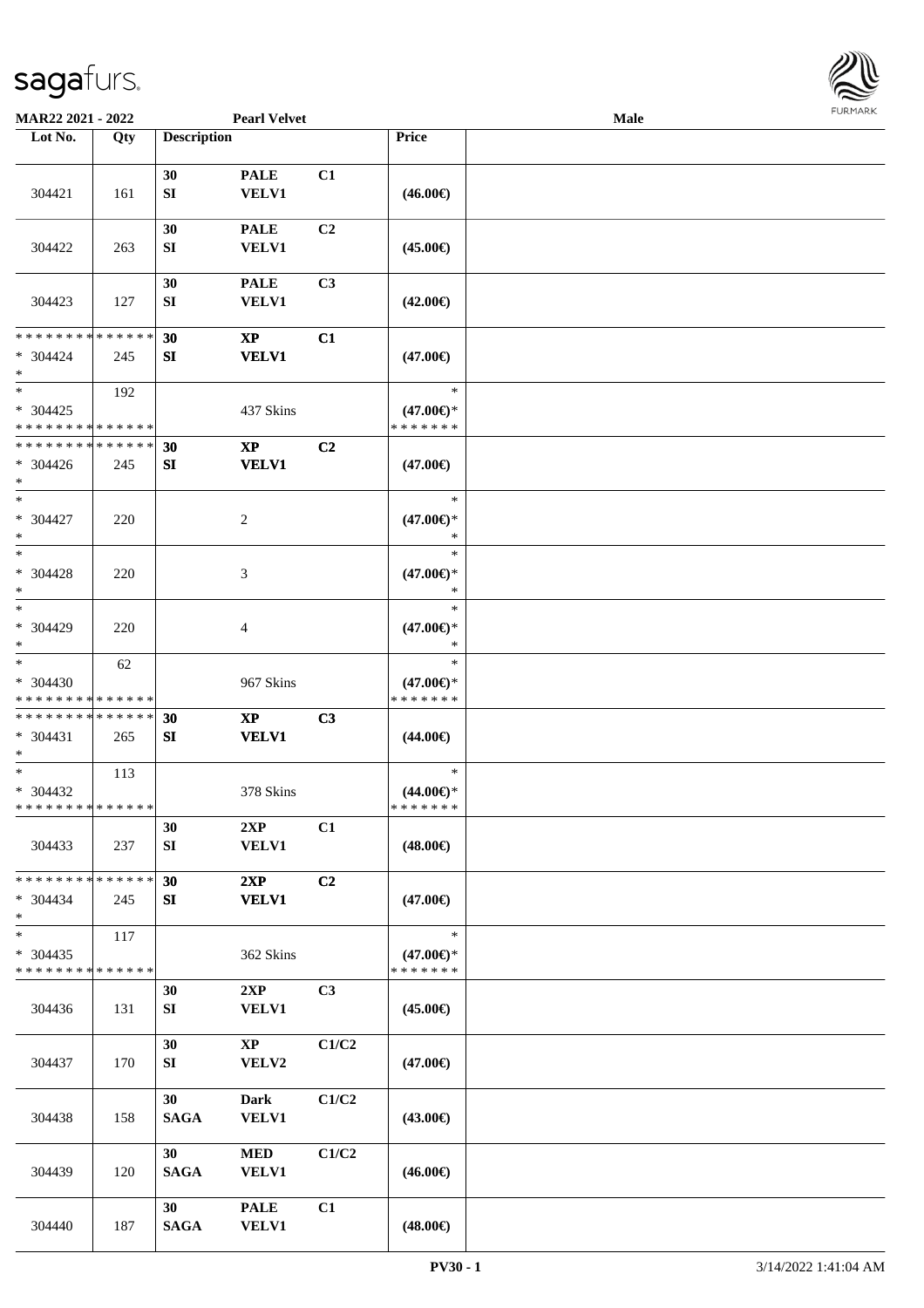**MAR22 2021 - 2022 Pearl Velvet Male**

| Lot No. | Qty | Description | | | Price | |
|---|---|---|---|---|---|---|
| 304421 | 161 | 30 SI | PALE VELV1 | C1 | (46.00€) | |
| 304422 | 263 | 30 SI | PALE VELV1 | C2 | (45.00€) | |
| 304423 | 127 | 30 SI | PALE VELV1 | C3 | (42.00€) | |
| * * * * * * * * * * * * * * * 304424 * | 245 | 30 SI | XP VELV1 | C1 | (47.00€) | |
| * * 304425 * * * * * * * * * * * * * * | 192 | | 437 Skins | | * (47.00€)* * * * * * * * | |
| * * * * * * * * * * * * * * * 304426 * | 245 | 30 SI | XP VELV1 | C2 | (47.00€) | |
| * * 304427 * | 220 | | 2 | | * (47.00€)* * | |
| * * 304428 * | 220 | | 3 | | * (47.00€)* * | |
| * * 304429 * | 220 | | 4 | | * (47.00€)* * | |
| * * 304430 * * * * * * * * * * * * * * | 62 | | 967 Skins | | * (47.00€)* * * * * * * * | |
| * * * * * * * * * * * * * * * 304431 * | 265 | 30 SI | XP VELV1 | C3 | (44.00€) | |
| * * 304432 * * * * * * * * * * * * * * | 113 | | 378 Skins | | * (44.00€)* * * * * * * * | |
| 304433 | 237 | 30 SI | 2XP VELV1 | C1 | (48.00€) | |
| * * * * * * * * * * * * * * * 304434 * | 245 | 30 SI | 2XP VELV1 | C2 | (47.00€) | |
| * * 304435 * * * * * * * * * * * * * * | 117 | | 362 Skins | | * (47.00€)* * * * * * * * | |
| 304436 | 131 | 30 SI | 2XP VELV1 | C3 | (45.00€) | |
| 304437 | 170 | 30 SI | XP VELV2 | C1/C2 | (47.00€) | |
| 304438 | 158 | 30 SAGA | Dark VELV1 | C1/C2 | (43.00€) | |
| 304439 | 120 | 30 SAGA | MED VELV1 | C1/C2 | (46.00€) | |
| 304440 | 187 | 30 SAGA | PALE VELV1 | C1 | (48.00€) | |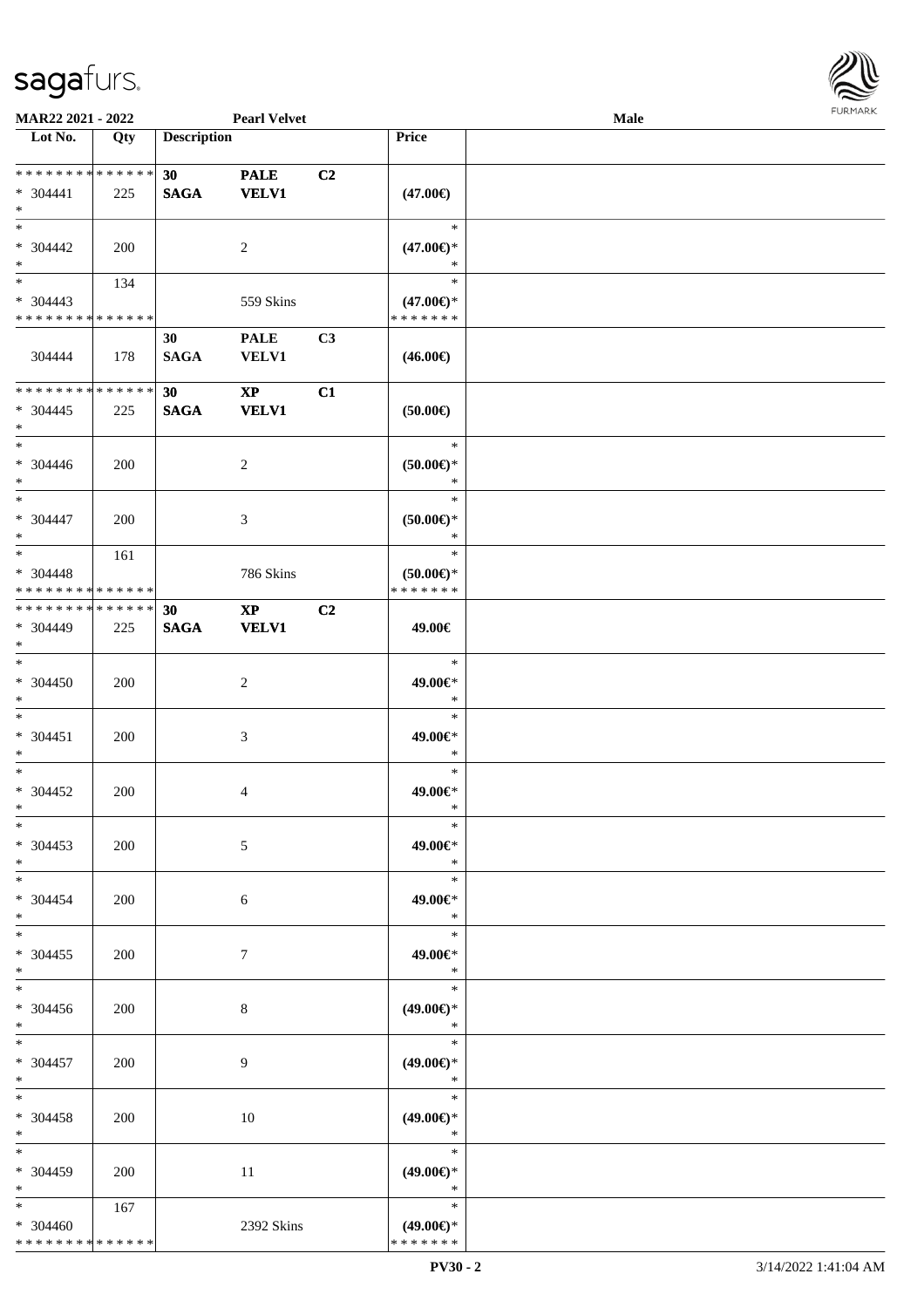MAR22 2021 - 2022 **Pearl Velvet** **Male**

| Lot No. | Qty | Description | | | Price | |
|---|---|---|---|---|---|---|
| * * * * * * * * * * * * * * | | 30 | PALE | C2 | | |
| * 304441 | 225 | SAGA | VELV1 | | (47.00€) | |
| * | | | | | | |
| * | | | | | * | |
| * 304442 | 200 | | 2 | | (47.00€)* | |
| * | | | | | * | |
| * | 134 | | | | * | |
| * 304443 | | | 559 Skins | | (47.00€)* | |
| * * * * * * * * * * * * * * | | | | | * * * * * * * | |
| | | 30 | PALE | C3 | | |
| 304444 | 178 | SAGA | VELV1 | | (46.00€) | |
| * * * * * * * * * * * * * * | | 30 | XP | C1 | | |
| * 304445 | 225 | SAGA | VELV1 | | (50.00€) | |
| * | | | | | | |
| * | | | | | * | |
| * 304446 | 200 | | 2 | | (50.00€)* | |
| * | | | | | * | |
| * | | | | | * | |
| * 304447 | 200 | | 3 | | (50.00€)* | |
| * | | | | | * | |
| * | 161 | | | | * | |
| * 304448 | | | 786 Skins | | (50.00€)* | |
| * * * * * * * * * * * * * * | | | | | * * * * * * * | |
| * * * * * * * * * * * * * * | | 30 | XP | C2 | | |
| * 304449 | 225 | SAGA | VELV1 | | 49.00€ | |
| * | | | | | | |
| * | | | | | * | |
| * 304450 | 200 | | 2 | | 49.00€* | |
| * | | | | | * | |
| * | | | | | * | |
| * 304451 | 200 | | 3 | | 49.00€* | |
| * | | | | | * | |
| * | | | | | * | |
| * 304452 | 200 | | 4 | | 49.00€* | |
| * | | | | | * | |
| * | | | | | * | |
| * 304453 | 200 | | 5 | | 49.00€* | |
| * | | | | | * | |
| * | | | | | * | |
| * 304454 | 200 | | 6 | | 49.00€* | |
| * | | | | | * | |
| * | | | | | * | |
| * 304455 | 200 | | 7 | | 49.00€* | |
| * | | | | | * | |
| * | | | | | * | |
| * 304456 | 200 | | 8 | | (49.00€)* | |
| * | | | | | * | |
| * | | | | | * | |
| * 304457 | 200 | | 9 | | (49.00€)* | |
| * | | | | | * | |
| * | | | | | * | |
| * 304458 | 200 | | 10 | | (49.00€)* | |
| * | | | | | * | |
| * | | | | | * | |
| * 304459 | 200 | | 11 | | (49.00€)* | |
| * | | | | | * | |
| * | 167 | | | | * | |
| * 304460 | | | 2392 Skins | | (49.00€)* | |
| * * * * * * * * * * * * * * | | | | | * * * * * * * | |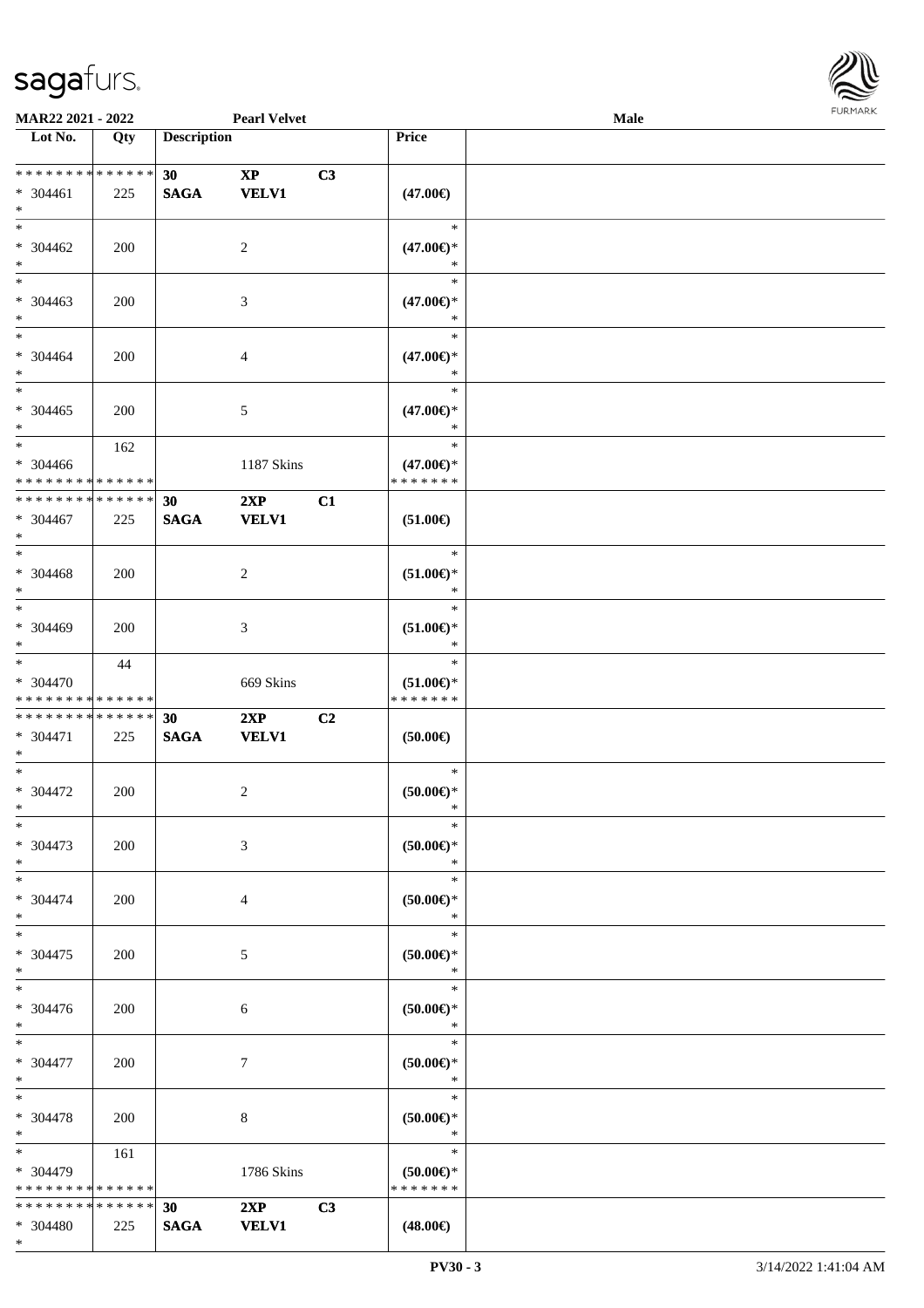**MAR22 2021 - 2022** **Pearl Velvet** **Male**

| Lot No. | Qty | Description | | | Price | |
|---|---|---|---|---|---|---|
| * * * * * * * * * * * * * * | | **30** | **XP** | **C3** | | |
| * 304461 | 225 | **SAGA** | **VELV1** | | **(47.00€)** | |
| * | | | | | | |
| * 304462 | 200 | | 2 | | * **(47.00€)*** * | |
| * 304463 | 200 | | 3 | | * **(47.00€)*** * | |
| * 304464 | 200 | | 4 | | * **(47.00€)*** * | |
| * 304465 | 200 | | 5 | | * **(47.00€)*** * | |
| * 304466 | 162 | | 1187 Skins | | * **(47.00€)*** * * * * * * * | |
| * * * * * * * * * * * * * * | | **30** | **2XP** | **C1** | | |
| * 304467 | 225 | **SAGA** | **VELV1** | | **(51.00€)** | |
| * 304468 | 200 | | 2 | | * **(51.00€)*** * | |
| * 304469 | 200 | | 3 | | * **(51.00€)*** * | |
| * 304470 | 44 | | 669 Skins | | * **(51.00€)*** * * * * * * * | |
| * * * * * * * * * * * * * * | | **30** | **2XP** | **C2** | | |
| * 304471 | 225 | **SAGA** | **VELV1** | | **(50.00€)** | |
| * 304472 | 200 | | 2 | | * **(50.00€)*** * | |
| * 304473 | 200 | | 3 | | * **(50.00€)*** * | |
| * 304474 | 200 | | 4 | | * **(50.00€)*** * | |
| * 304475 | 200 | | 5 | | * **(50.00€)*** * | |
| * 304476 | 200 | | 6 | | * **(50.00€)*** * | |
| * 304477 | 200 | | 7 | | * **(50.00€)*** * | |
| * 304478 | 200 | | 8 | | * **(50.00€)*** * | |
| * 304479 | 161 | | 1786 Skins | | * **(50.00€)*** * * * * * * * | |
| * * * * * * * * * * * * * * | | **30** | **2XP** | **C3** | | |
| * 304480 | 225 | **SAGA** | **VELV1** | | **(48.00€)** | |
| * | | | | | | |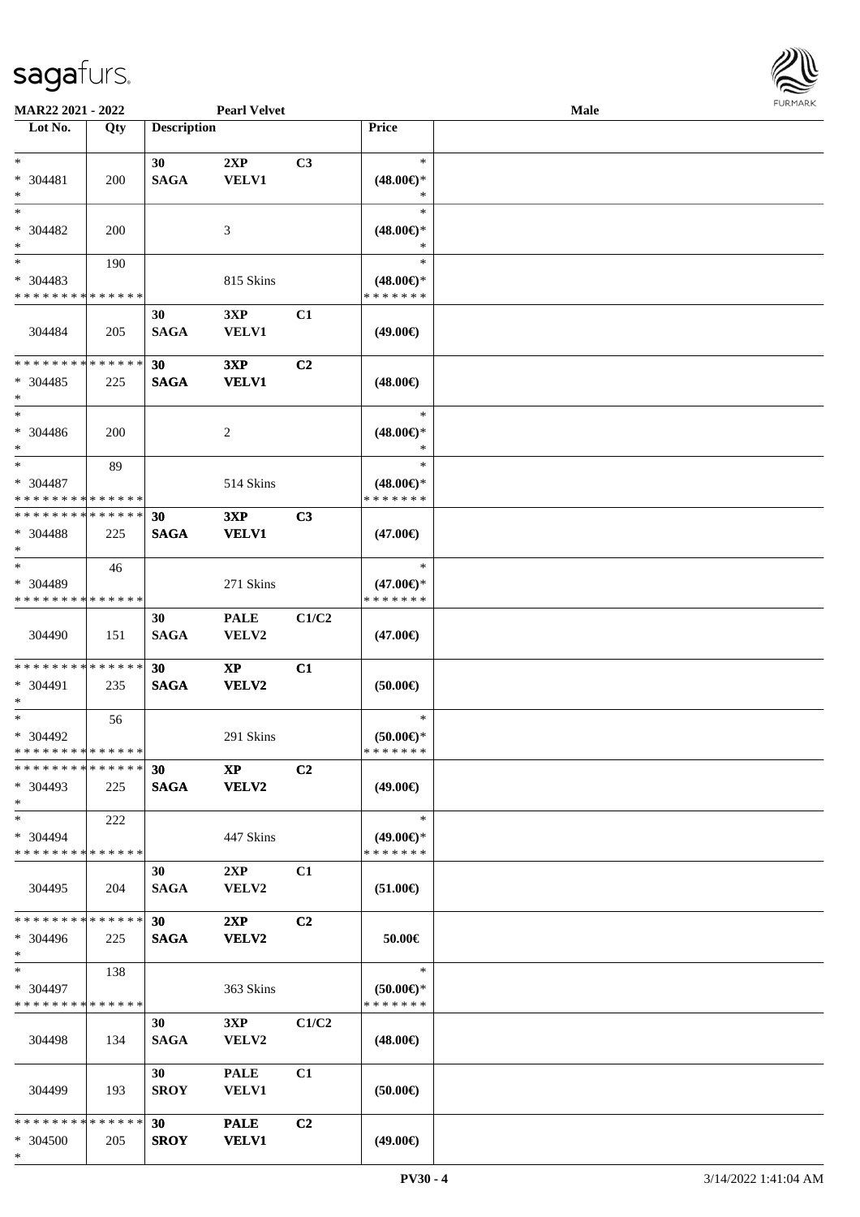MAR22 2021 - 2022 **Pearl Velvet** **Male**

| Lot No. | Qty | Description | | | Price | |
|---|---|---|---|---|---|---|
| * | | 30 | 2XP | C3 | * | |
| * 304481 | 200 | SAGA | VELV1 | | (48.00€)* | |
| * | | | | | * | |
| * | | | | | * | |
| * 304482 | 200 | | 3 | | (48.00€)* | |
| * | | | | | * | |
| * | 190 | | | | * | |
| * 304483 | | | 815 Skins | | (48.00€)* | |
| * * * * * * * * * * * * * * | | | | | * * * * * * * | |
| | | 30 | 3XP | C1 | | |
| 304484 | 205 | SAGA | VELV1 | | (49.00€) | |
| * * * * * * * * * * * * * * | | 30 | 3XP | C2 | | |
| * 304485 | 225 | SAGA | VELV1 | | (48.00€) | |
| * | | | | | | |
| * | | | | | * | |
| * 304486 | 200 | | 2 | | (48.00€)* | |
| * | | | | | * | |
| * | 89 | | | | * | |
| * 304487 | | | 514 Skins | | (48.00€)* | |
| * * * * * * * * * * * * * * | | | | | * * * * * * * | |
| * * * * * * * * * * * * * * | | 30 | 3XP | C3 | | |
| * 304488 | 225 | SAGA | VELV1 | | (47.00€) | |
| * | | | | | | |
| * | 46 | | | | * | |
| * 304489 | | | 271 Skins | | (47.00€)* | |
| * * * * * * * * * * * * * * | | | | | * * * * * * * | |
| | | 30 | PALE | C1/C2 | | |
| 304490 | 151 | SAGA | VELV2 | | (47.00€) | |
| * * * * * * * * * * * * * * | | 30 | XP | C1 | | |
| * 304491 | 235 | SAGA | VELV2 | | (50.00€) | |
| * | | | | | | |
| * | 56 | | | | * | |
| * 304492 | | | 291 Skins | | (50.00€)* | |
| * * * * * * * * * * * * * * | | | | | * * * * * * * | |
| * * * * * * * * * * * * * * | | 30 | XP | C2 | | |
| * 304493 | 225 | SAGA | VELV2 | | (49.00€) | |
| * | | | | | | |
| * | 222 | | | | * | |
| * 304494 | | | 447 Skins | | (49.00€)* | |
| * * * * * * * * * * * * * * | | | | | * * * * * * * | |
| | | 30 | 2XP | C1 | | |
| 304495 | 204 | SAGA | VELV2 | | (51.00€) | |
| * * * * * * * * * * * * * * | | 30 | 2XP | C2 | | |
| * 304496 | 225 | SAGA | VELV2 | | 50.00€ | |
| * | | | | | | |
| * | 138 | | | | * | |
| * 304497 | | | 363 Skins | | (50.00€)* | |
| * * * * * * * * * * * * * * | | | | | * * * * * * * | |
| | | 30 | 3XP | C1/C2 | | |
| 304498 | 134 | SAGA | VELV2 | | (48.00€) | |
| | | 30 | PALE | C1 | | |
| 304499 | 193 | SROY | VELV1 | | (50.00€) | |
| * * * * * * * * * * * * * * | | 30 | PALE | C2 | | |
| * 304500 | 205 | SROY | VELV1 | | (49.00€) | |
| * | | | | | | |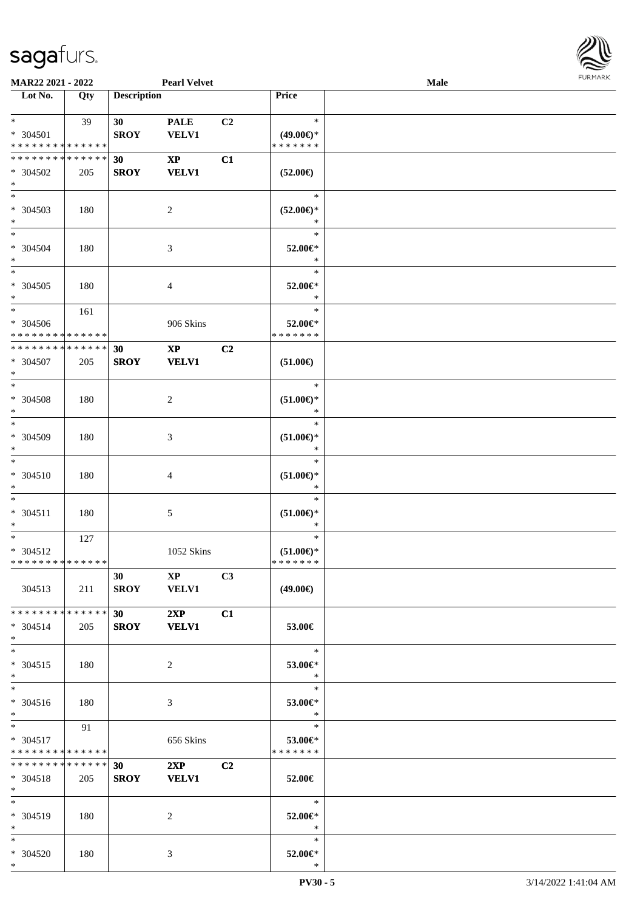MAR22 2021 - 2022 | Pearl Velvet | Male

| Lot No. | Qty | Description | | | Price | |
|---|---|---|---|---|---|---|
| * <br> * 304501 <br> * * * * * * * * * * * * * * | 39 | 30 <br> SROY | PALE <br> VELV1 | C2 | * <br> (49.00€)* <br> * * * * * * * | |
| * * * * * * * * * * * * * * <br> * 304502 <br> * | 205 | 30 <br> SROY | XP <br> VELV1 | C1 | (52.00€) | |
| * <br> * 304503 <br> * | 180 | | 2 | | * <br> (52.00€)* <br> * | |
| * <br> * 304504 <br> * | 180 | | 3 | | * <br> 52.00€* <br> * | |
| * <br> * 304505 <br> * | 180 | | 4 | | * <br> 52.00€* <br> * | |
| * <br> * 304506 <br> * * * * * * * * * * * * * * | 161 | | 906 Skins | | * <br> 52.00€* <br> * * * * * * * | |
| * * * * * * * * * * * * * * <br> * 304507 <br> * | 205 | 30 <br> SROY | XP <br> VELV1 | C2 | (51.00€) | |
| * <br> * 304508 <br> * | 180 | | 2 | | * <br> (51.00€)* <br> * | |
| * <br> * 304509 <br> * | 180 | | 3 | | * <br> (51.00€)* <br> * | |
| * <br> * 304510 <br> * | 180 | | 4 | | * <br> (51.00€)* <br> * | |
| * <br> * 304511 <br> * | 180 | | 5 | | * <br> (51.00€)* <br> * | |
| * <br> * 304512 <br> * * * * * * * * * * * * * * | 127 | | 1052 Skins | | * <br> (51.00€)* <br> * * * * * * * | |
| 304513 | 211 | 30 <br> SROY | XP <br> VELV1 | C3 | (49.00€) | |
| * * * * * * * * * * * * * * <br> * 304514 <br> * | 205 | 30 <br> SROY | 2XP <br> VELV1 | C1 | 53.00€ | |
| * <br> * 304515 <br> * | 180 | | 2 | | * <br> 53.00€* <br> * | |
| * <br> * 304516 <br> * | 180 | | 3 | | * <br> 53.00€* <br> * | |
| * <br> * 304517 <br> * * * * * * * * * * * * * * | 91 | | 656 Skins | | * <br> 53.00€* <br> * * * * * * * | |
| * * * * * * * * * * * * * * <br> * 304518 <br> * | 205 | 30 <br> SROY | 2XP <br> VELV1 | C2 | 52.00€ | |
| * <br> * 304519 <br> * | 180 | | 2 | | * <br> 52.00€* <br> * | |
| * <br> * 304520 <br> * | 180 | | 3 | | * <br> 52.00€* <br> * | |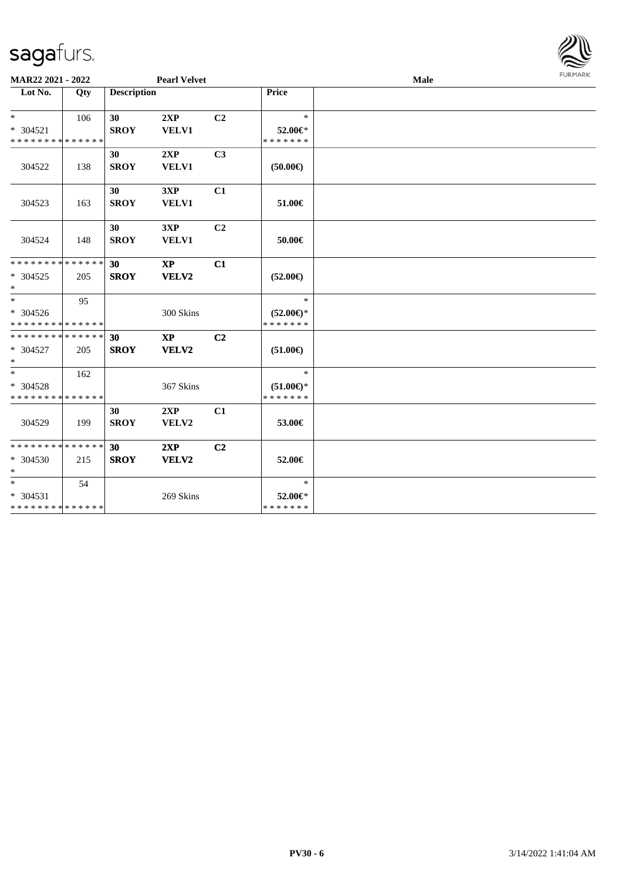| MAR22 2021 - 2022 | | Pearl Velvet | | | | Male |
|---|---|---|---|---|---|---|
| **Lot No.** | **Qty** | **Description** | | | **Price** | |
| * | 106 | **30** | **2XP** | **C2** | * | |
| * 304521 | | **SROY** | **VELV1** | | **52.00€*** | |
| * * * * * * * * * * * * * * | | | | | * * * * * * * | |
| 304522 | 138 | **30** **SROY** | **2XP** **VELV1** | **C3** | **(50.00€)** | |
| 304523 | 163 | **30** **SROY** | **3XP** **VELV1** | **C1** | **51.00€** | |
| 304524 | 148 | **30** **SROY** | **3XP** **VELV1** | **C2** | **50.00€** | |
| * * * * * * * * * * * * * * | | **30** | **XP** | **C1** | | |
| * 304525 | 205 | **SROY** | **VELV2** | | **(52.00€)** | |
| * | | | | | | |
| * | 95 | | | | * | |
| * 304526 | | | 300 Skins | | **(52.00€)*** | |
| * * * * * * * * * * * * * * | | | | | * * * * * * * | |
| * * * * * * * * * * * * * * | | **30** | **XP** | **C2** | | |
| * 304527 | 205 | **SROY** | **VELV2** | | **(51.00€)** | |
| * | | | | | | |
| * | 162 | | | | * | |
| * 304528 | | | 367 Skins | | **(51.00€)*** | |
| * * * * * * * * * * * * * * | | | | | * * * * * * * | |
| 304529 | 199 | **30** **SROY** | **2XP** **VELV2** | **C1** | **53.00€** | |
| * * * * * * * * * * * * * * | | **30** | **2XP** | **C2** | | |
| * 304530 | 215 | **SROY** | **VELV2** | | **52.00€** | |
| * | | | | | | |
| * | 54 | | | | * | |
| * 304531 | | | 269 Skins | | **52.00€*** | |
| * * * * * * * * * * * * * * | | | | | * * * * * * * | |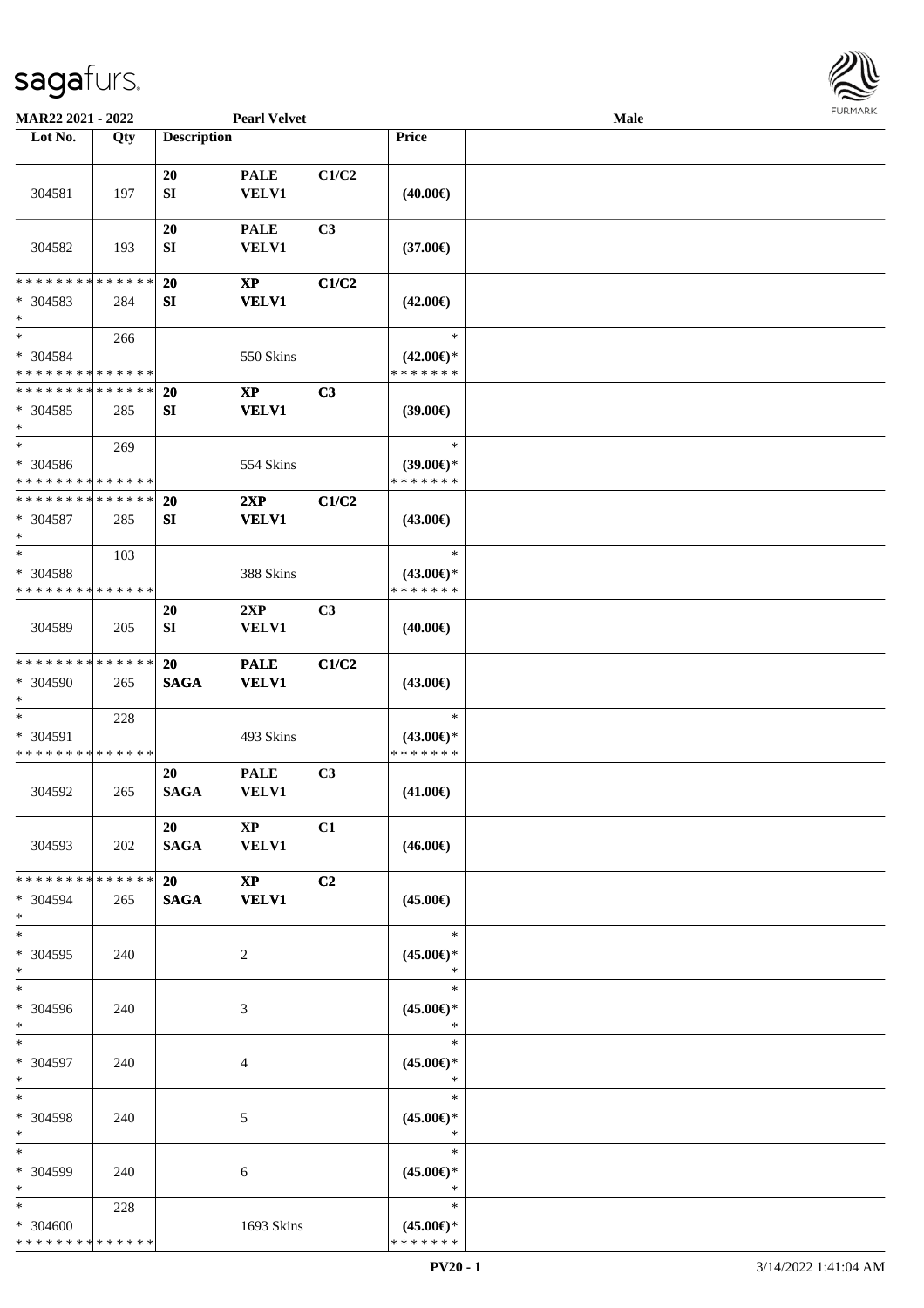MAR22 2021 - 2022 | Pearl Velvet | Male

| Lot No. | Qty | Description | | | Price | |
|---|---|---|---|---|---|---|
| 304581 | 197 | 20 SI | PALE VELV1 | C1/C2 | (40.00€) | |
| 304582 | 193 | 20 SI | PALE VELV1 | C3 | (37.00€) | |
| * * * * * * * * * * * * * * * 304583 * | 284 | 20 SI | XP VELV1 | C1/C2 | (42.00€) | |
| * * 304584 * * * * * * * * * * * * * * | 266 | | 550 Skins | | * (42.00€)* * * * * * * * | |
| * * * * * * * * * * * * * * * 304585 * | 285 | 20 SI | XP VELV1 | C3 | (39.00€) | |
| * * 304586 * * * * * * * * * * * * * * | 269 | | 554 Skins | | * (39.00€)* * * * * * * * | |
| * * * * * * * * * * * * * * * 304587 * | 285 | 20 SI | 2XP VELV1 | C1/C2 | (43.00€) | |
| * * 304588 * * * * * * * * * * * * * * | 103 | | 388 Skins | | * (43.00€)* * * * * * * * | |
| 304589 | 205 | 20 SI | 2XP VELV1 | C3 | (40.00€) | |
| * * * * * * * * * * * * * * * 304590 * | 265 | 20 SAGA | PALE VELV1 | C1/C2 | (43.00€) | |
| * * 304591 * * * * * * * * * * * * * * | 228 | | 493 Skins | | * (43.00€)* * * * * * * * | |
| 304592 | 265 | 20 SAGA | PALE VELV1 | C3 | (41.00€) | |
| 304593 | 202 | 20 SAGA | XP VELV1 | C1 | (46.00€) | |
| * * * * * * * * * * * * * * * 304594 * | 265 | 20 SAGA | XP VELV1 | C2 | (45.00€) | |
| * * 304595 * | 240 | | 2 | | * (45.00€)* * | |
| * * 304596 * | 240 | | 3 | | * (45.00€)* * | |
| * * 304597 * | 240 | | 4 | | * (45.00€)* * | |
| * * 304598 * | 240 | | 5 | | * (45.00€)* * | |
| * * 304599 * | 240 | | 6 | | * (45.00€)* * | |
| * * 304600 * * * * * * * * * * * * * * | 228 | | 1693 Skins | | * (45.00€)* * * * * * * * | |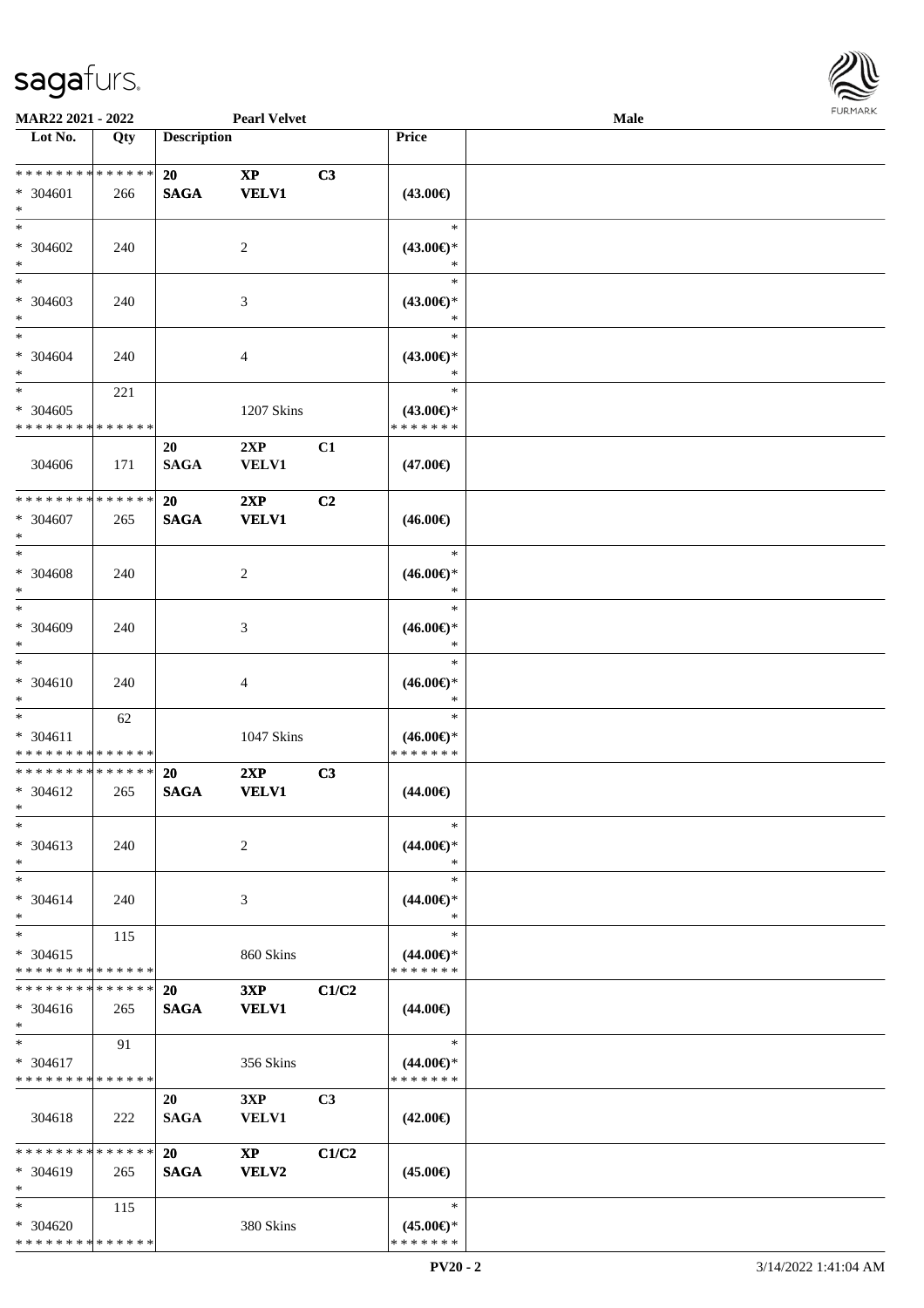MAR22 2021 - 2022 &nbsp;&nbsp;&nbsp;&nbsp; **Pearl Velvet** &nbsp;&nbsp;&nbsp;&nbsp; **Male**

| Lot No. | Qty | Description | | | Price | |
|---|---|---|---|---|---|---|
| * * * * * * * * * * * * * * | | **20** | **XP** | **C3** | | |
| * 304601 | 266 | **SAGA** | **VELV1** | | **(43.00€)** | |
| * | | | | | | |
| * | | | | | * | |
| * 304602 | 240 | | 2 | | **(43.00€)*** | |
| * | | | | | * | |
| * | | | | | * | |
| * 304603 | 240 | | 3 | | **(43.00€)*** | |
| * | | | | | * | |
| * | | | | | * | |
| * 304604 | 240 | | 4 | | **(43.00€)*** | |
| * | | | | | * | |
| * | 221 | | | | * | |
| * 304605 | | | 1207 Skins | | **(43.00€)*** | |
| * * * * * * * * * * * * * * | | | | | * * * * * * * | |
| | | **20** | **2XP** | **C1** | | |
| 304606 | 171 | **SAGA** | **VELV1** | | **(47.00€)** | |
| * * * * * * * * * * * * * * | | **20** | **2XP** | **C2** | | |
| * 304607 | 265 | **SAGA** | **VELV1** | | **(46.00€)** | |
| * | | | | | | |
| * | | | | | * | |
| * 304608 | 240 | | 2 | | **(46.00€)*** | |
| * | | | | | * | |
| * | | | | | * | |
| * 304609 | 240 | | 3 | | **(46.00€)*** | |
| * | | | | | * | |
| * | | | | | * | |
| * 304610 | 240 | | 4 | | **(46.00€)*** | |
| * | | | | | * | |
| * | 62 | | | | * | |
| * 304611 | | | 1047 Skins | | **(46.00€)*** | |
| * * * * * * * * * * * * * * | | | | | * * * * * * * | |
| * * * * * * * * * * * * * * | | **20** | **2XP** | **C3** | | |
| * 304612 | 265 | **SAGA** | **VELV1** | | **(44.00€)** | |
| * | | | | | | |
| * | | | | | * | |
| * 304613 | 240 | | 2 | | **(44.00€)*** | |
| * | | | | | * | |
| * | | | | | * | |
| * 304614 | 240 | | 3 | | **(44.00€)*** | |
| * | | | | | * | |
| * | 115 | | | | * | |
| * 304615 | | | 860 Skins | | **(44.00€)*** | |
| * * * * * * * * * * * * * * | | | | | * * * * * * * | |
| * * * * * * * * * * * * * * | | **20** | **3XP** | **C1/C2** | | |
| * 304616 | 265 | **SAGA** | **VELV1** | | **(44.00€)** | |
| * | | | | | | |
| * | 91 | | | | * | |
| * 304617 | | | 356 Skins | | **(44.00€)*** | |
| * * * * * * * * * * * * * * | | | | | * * * * * * * | |
| | | **20** | **3XP** | **C3** | | |
| 304618 | 222 | **SAGA** | **VELV1** | | **(42.00€)** | |
| * * * * * * * * * * * * * * | | **20** | **XP** | **C1/C2** | | |
| * 304619 | 265 | **SAGA** | **VELV2** | | **(45.00€)** | |
| * | | | | | | |
| * | 115 | | | | * | |
| * 304620 | | | 380 Skins | | **(45.00€)*** | |
| * * * * * * * * * * * * * * | | | | | * * * * * * * | |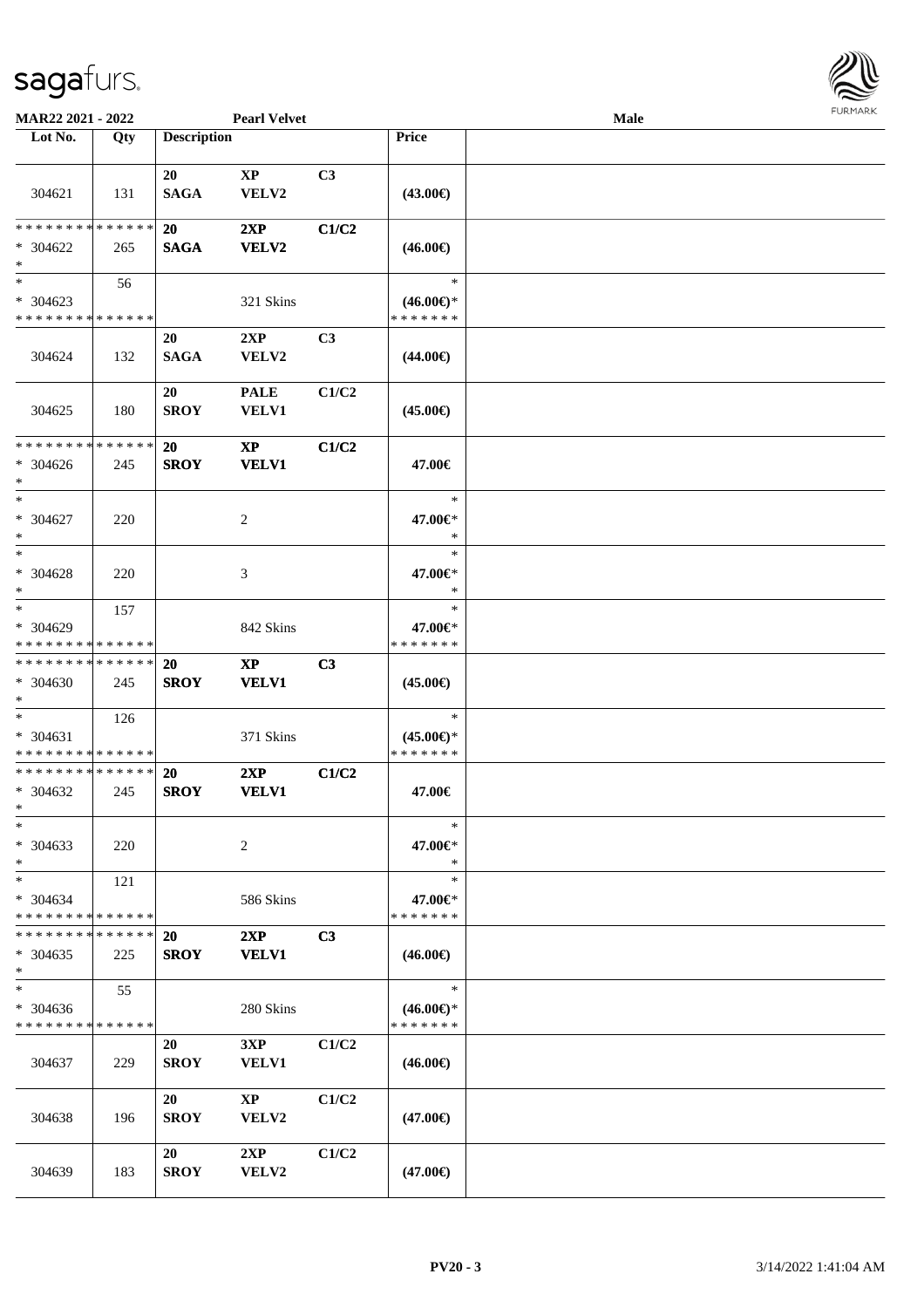MAR22 2021 - 2022 | Pearl Velvet | Male

| Lot No. | Qty | Description | | | Price | |
|---|---|---|---|---|---|---|
| 304621 | 131 | 20 SAGA | XP VELV2 | C3 | (43.00€) | |
| * * * * * * * * * * * * * * * 304622 * | 265 | 20 SAGA | 2XP VELV2 | C1/C2 | (46.00€) | |
| * * 304623 * * * * * * * * * * * * * * | 56 | | 321 Skins | | * (46.00€)* * * * * * * * | |
| 304624 | 132 | 20 SAGA | 2XP VELV2 | C3 | (44.00€) | |
| 304625 | 180 | 20 SROY | PALE VELV1 | C1/C2 | (45.00€) | |
| * * * * * * * * * * * * * * * 304626 * | 245 | 20 SROY | XP VELV1 | C1/C2 | 47.00€ | |
| * * 304627 * | 220 | | 2 | | * 47.00€* * | |
| * * 304628 * | 220 | | 3 | | * 47.00€* * | |
| * * 304629 * * * * * * * * * * * * * * | 157 | | 842 Skins | | * 47.00€* * * * * * * * | |
| * * * * * * * * * * * * * * * 304630 * | 245 | 20 SROY | XP VELV1 | C3 | (45.00€) | |
| * * 304631 * * * * * * * * * * * * * * | 126 | | 371 Skins | | * (45.00€)* * * * * * * * | |
| * * * * * * * * * * * * * * * 304632 * | 245 | 20 SROY | 2XP VELV1 | C1/C2 | 47.00€ | |
| * * 304633 * | 220 | | 2 | | * 47.00€* * | |
| * * 304634 * * * * * * * * * * * * * * | 121 | | 586 Skins | | * 47.00€* * * * * * * * | |
| * * * * * * * * * * * * * * * 304635 * | 225 | 20 SROY | 2XP VELV1 | C3 | (46.00€) | |
| * * 304636 * * * * * * * * * * * * * * | 55 | | 280 Skins | | * (46.00€)* * * * * * * * | |
| 304637 | 229 | 20 SROY | 3XP VELV1 | C1/C2 | (46.00€) | |
| 304638 | 196 | 20 SROY | XP VELV2 | C1/C2 | (47.00€) | |
| 304639 | 183 | 20 SROY | 2XP VELV2 | C1/C2 | (47.00€) | |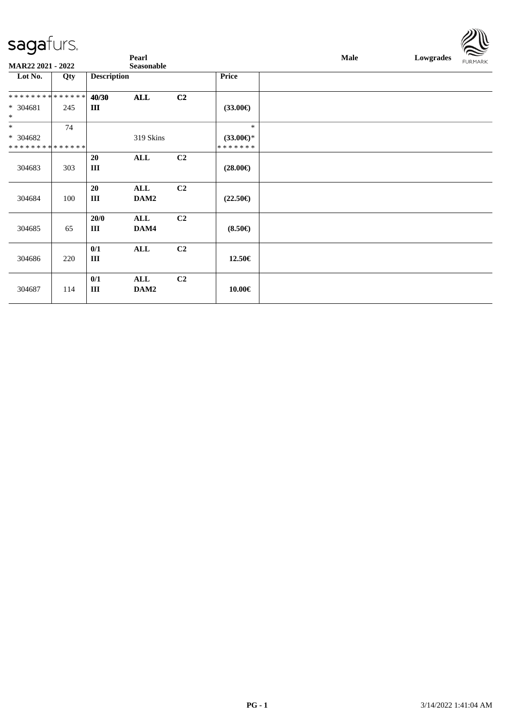**MAR22 2021 - 2022** | **Pearl** **Seasonable** | **Male** | **Lowgrades**

| Lot No. | Qty | Description | | | Price |
|---|---|---|---|---|---|
| * * * * * * * * * * * * * * | | **40/30** | **ALL** | **C2** | |
| * 304681 | 245 | **III** | | | **(33.00€)** |
| * | | | | | |
| * | 74 | | | | * |
| * 304682 | | | 319 Skins | | **(33.00€)*** |
| * * * * * * * * * * * * * * | | | | | * * * * * * * |
| | | **20** | **ALL** | **C2** | |
| 304683 | 303 | **III** | | | **(28.00€)** |
| | | **20** | **ALL** | **C2** | |
| 304684 | 100 | **III** | **DAM2** | | **(22.50€)** |
| | | **20/0** | **ALL** | **C2** | |
| 304685 | 65 | **III** | **DAM4** | | **(8.50€)** |
| | | **0/1** | **ALL** | **C2** | |
| 304686 | 220 | **III** | | | **12.50€** |
| | | **0/1** | **ALL** | **C2** | |
| 304687 | 114 | **III** | **DAM2** | | **10.00€** |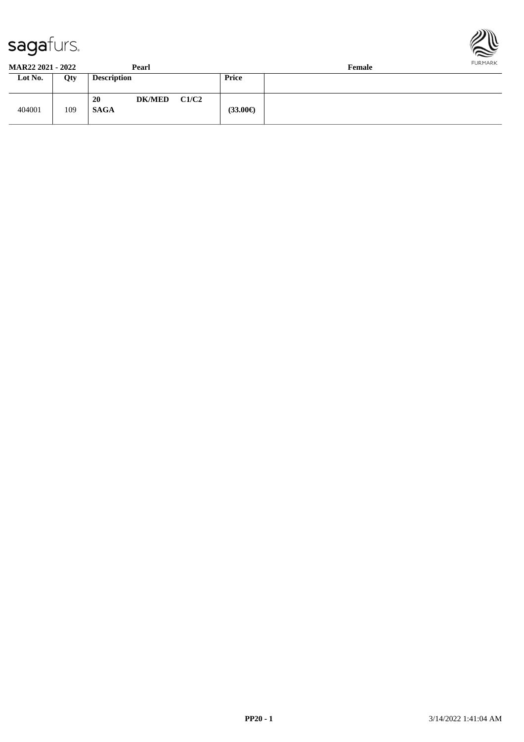**MAR22 2021 - 2022** | **Pearl** | **Female**

| Lot No. | Qty | Description | Price | |
|---|---|---|---|---|
| 404001 | 109 | **20 DK/MED C1/C2** **SAGA** | **(33.00€)** | |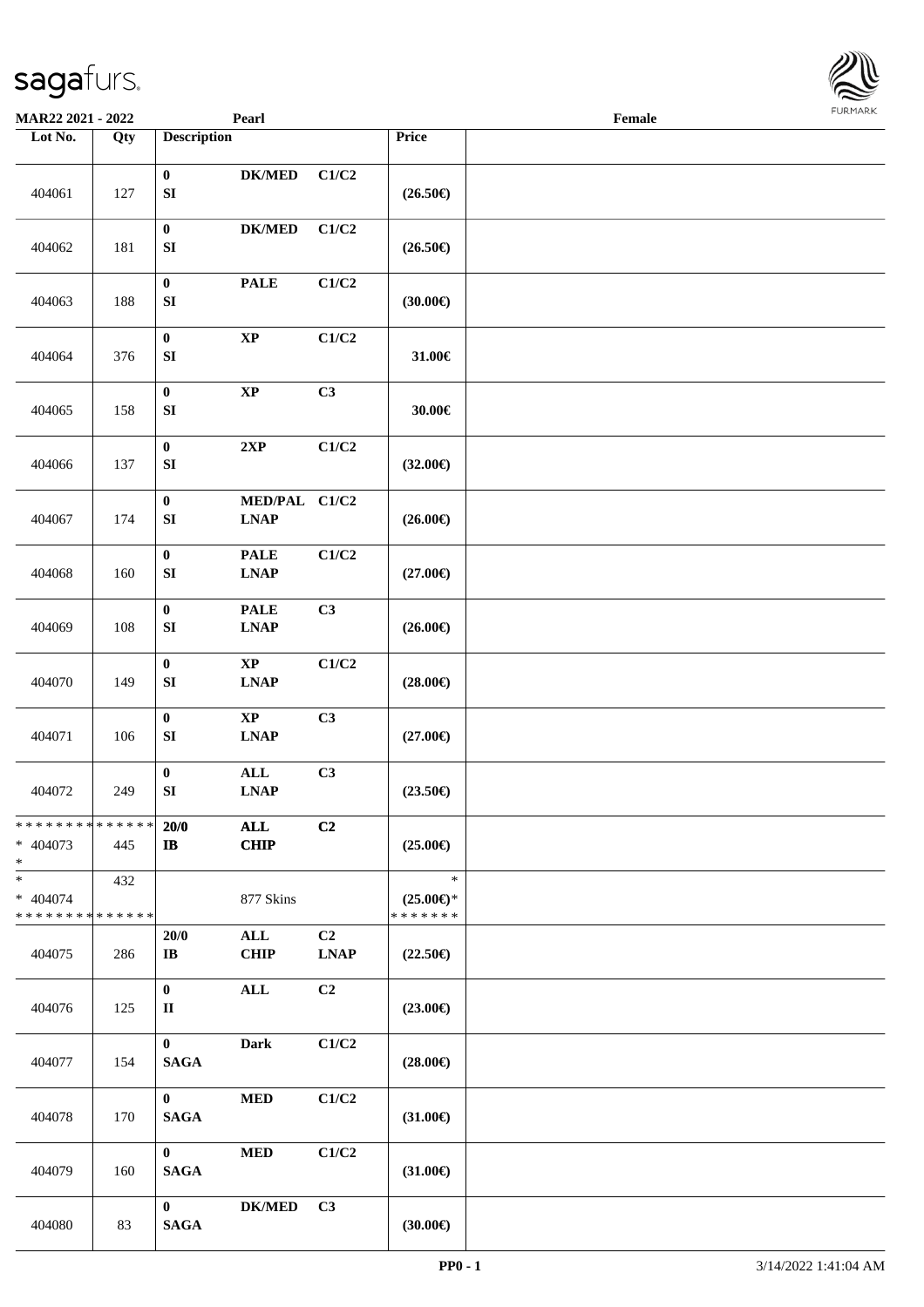MAR22 2021 - 2022 Pearl Female

| Lot No. | Qty | Description | | | Price | |
|---|---|---|---|---|---|---|
| 404061 | 127 | 0<br>SI | DK/MED | C1/C2 | (26.50€) | |
| 404062 | 181 | 0<br>SI | DK/MED | C1/C2 | (26.50€) | |
| 404063 | 188 | 0<br>SI | PALE | C1/C2 | (30.00€) | |
| 404064 | 376 | 0<br>SI | XP | C1/C2 | 31.00€ | |
| 404065 | 158 | 0<br>SI | XP | C3 | 30.00€ | |
| 404066 | 137 | 0<br>SI | 2XP | C1/C2 | (32.00€) | |
| 404067 | 174 | 0<br>SI | MED/PAL<br>LNAP | C1/C2 | (26.00€) | |
| 404068 | 160 | 0<br>SI | PALE<br>LNAP | C1/C2 | (27.00€) | |
| 404069 | 108 | 0<br>SI | PALE<br>LNAP | C3 | (26.00€) | |
| 404070 | 149 | 0<br>SI | XP<br>LNAP | C1/C2 | (28.00€) | |
| 404071 | 106 | 0<br>SI | XP<br>LNAP | C3 | (27.00€) | |
| 404072 | 249 | 0<br>SI | ALL<br>LNAP | C3 | (23.50€) | |
| ************** <br>* 404073<br>* | 445 | 20/0<br>IB | ALL<br>CHIP | C2 | (25.00€) | |
| *<br>* 404074<br>************** | 432 | | 877 Skins | | *<br>(25.00€)*<br>******* | |
| 404075 | 286 | 20/0<br>IB | ALL<br>CHIP | C2<br>LNAP | (22.50€) | |
| 404076 | 125 | 0<br>II | ALL | C2 | (23.00€) | |
| 404077 | 154 | 0<br>SAGA | Dark | C1/C2 | (28.00€) | |
| 404078 | 170 | 0<br>SAGA | MED | C1/C2 | (31.00€) | |
| 404079 | 160 | 0<br>SAGA | MED | C1/C2 | (31.00€) | |
| 404080 | 83 | 0<br>SAGA | DK/MED | C3 | (30.00€) | |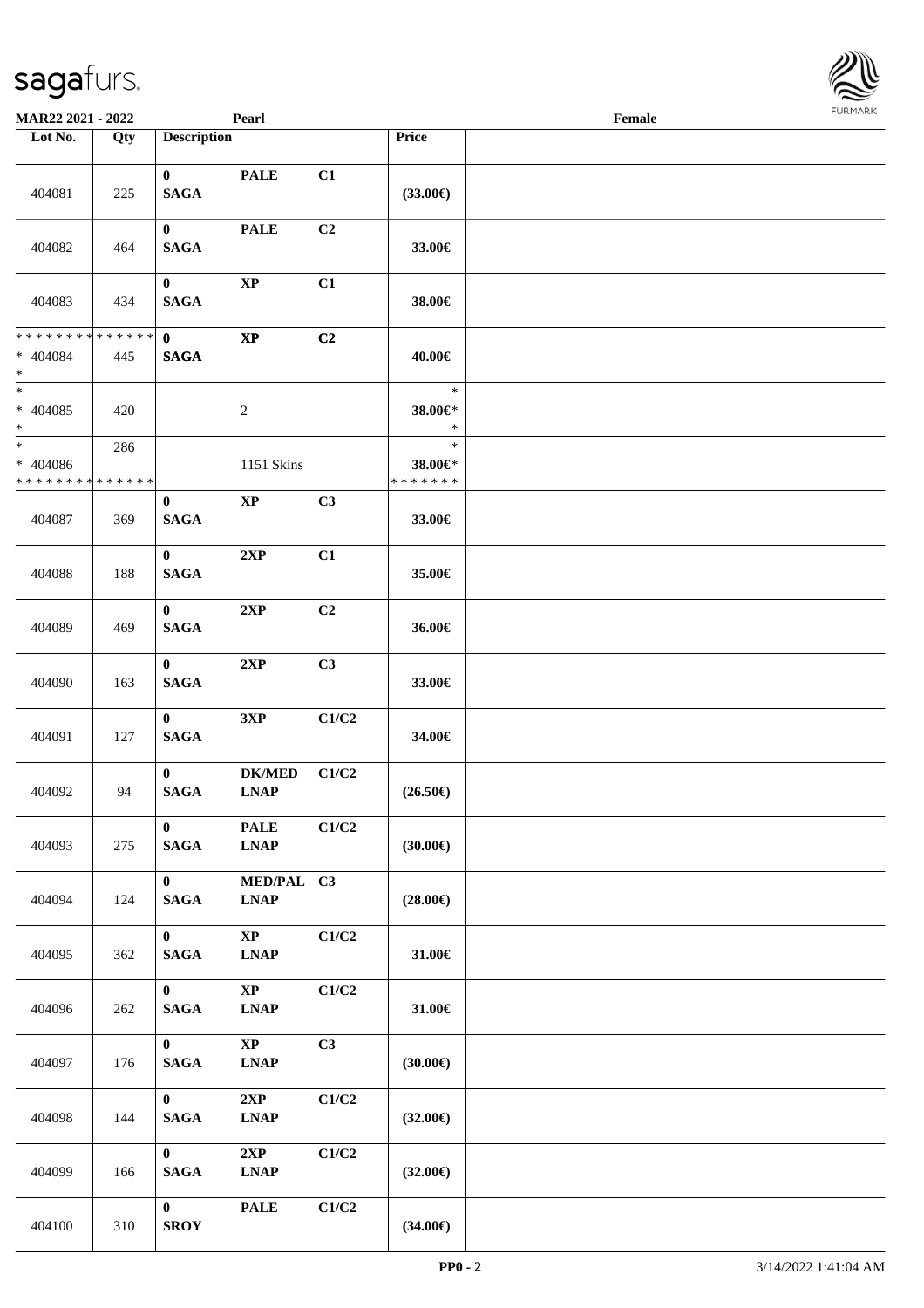MAR22 2021 - 2022 Pearl Female

| Lot No. | Qty | Description | | | Price | |
|---|---|---|---|---|---|---|
| 404081 | 225 | 0 SAGA | PALE | C1 | (33.00€) | |
| 404082 | 464 | 0 SAGA | PALE | C2 | 33.00€ | |
| 404083 | 434 | 0 SAGA | XP | C1 | 38.00€ | |
| * * * * * * * * * * * * * * * 404084 * | 445 | 0 SAGA | XP | C2 | 40.00€ | |
| * * 404085 * | 420 | | 2 | | * 38.00€* * | |
| * * 404086 * * * * * * * * * * * * * * | 286 | | 1151 Skins | | * 38.00€* * * * * * * * | |
| 404087 | 369 | 0 SAGA | XP | C3 | 33.00€ | |
| 404088 | 188 | 0 SAGA | 2XP | C1 | 35.00€ | |
| 404089 | 469 | 0 SAGA | 2XP | C2 | 36.00€ | |
| 404090 | 163 | 0 SAGA | 2XP | C3 | 33.00€ | |
| 404091 | 127 | 0 SAGA | 3XP | C1/C2 | 34.00€ | |
| 404092 | 94 | 0 SAGA | DK/MED LNAP | C1/C2 | (26.50€) | |
| 404093 | 275 | 0 SAGA | PALE LNAP | C1/C2 | (30.00€) | |
| 404094 | 124 | 0 SAGA | MED/PAL LNAP | C3 | (28.00€) | |
| 404095 | 362 | 0 SAGA | XP LNAP | C1/C2 | 31.00€ | |
| 404096 | 262 | 0 SAGA | XP LNAP | C1/C2 | 31.00€ | |
| 404097 | 176 | 0 SAGA | XP LNAP | C3 | (30.00€) | |
| 404098 | 144 | 0 SAGA | 2XP LNAP | C1/C2 | (32.00€) | |
| 404099 | 166 | 0 SAGA | 2XP LNAP | C1/C2 | (32.00€) | |
| 404100 | 310 | 0 SROY | PALE | C1/C2 | (34.00€) | |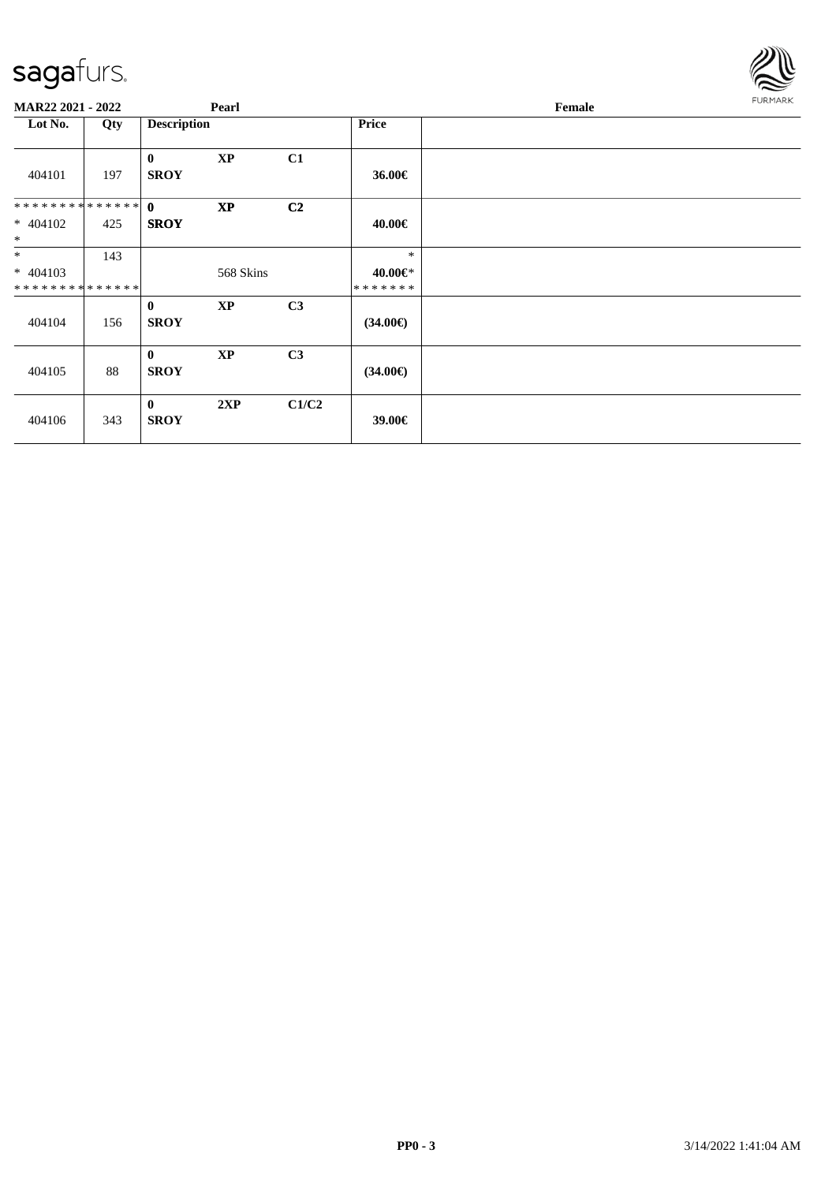MAR22 2021 - 2022 Pearl Female

| Lot No. | Qty | Description | | | Price | |
|---|---|---|---|---|---|---|
| 404101 | 197 | 0 SROY | XP | C1 | 36.00€ | |
| ************** * 404102 * | 425 | 0 SROY | XP | C2 | 40.00€ | |
| * * 404103 ************** | 143 | | 568 Skins | | * 40.00€* ******* | |
| 404104 | 156 | 0 SROY | XP | C3 | (34.00€) | |
| 404105 | 88 | 0 SROY | XP | C3 | (34.00€) | |
| 404106 | 343 | 0 SROY | 2XP | C1/C2 | 39.00€ | |

PP0 - 3 3/14/2022 1:41:04 AM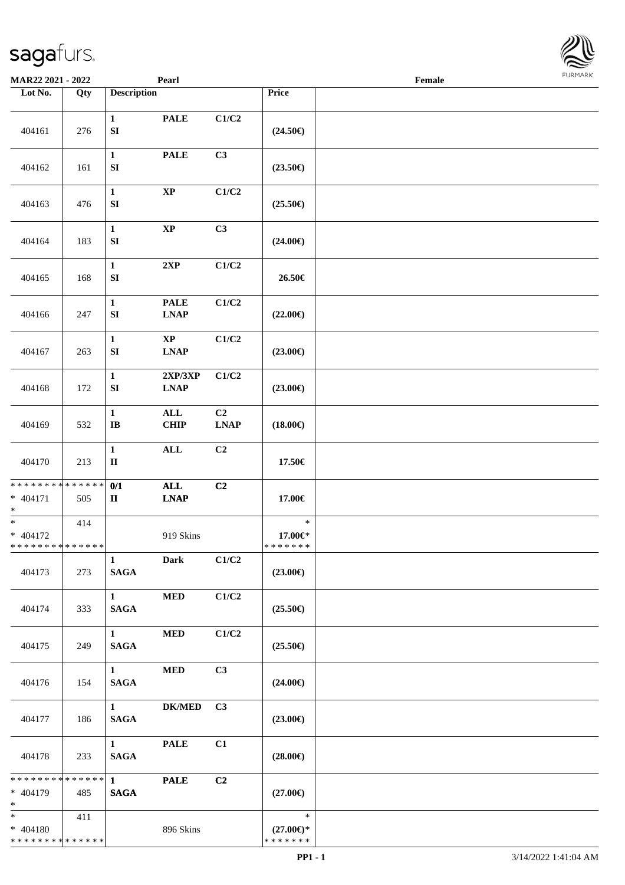**MAR22 2021 - 2022** **Pearl** **Female**

| Lot No. | Qty | Description | | | Price | |
|---|---|---|---|---|---|---|
| 404161 | 276 | 1 SI | PALE | C1/C2 | (24.50€) | |
| 404162 | 161 | 1 SI | PALE | C3 | (23.50€) | |
| 404163 | 476 | 1 SI | XP | C1/C2 | (25.50€) | |
| 404164 | 183 | 1 SI | XP | C3 | (24.00€) | |
| 404165 | 168 | 1 SI | 2XP | C1/C2 | 26.50€ | |
| 404166 | 247 | 1 SI | PALE LNAP | C1/C2 | (22.00€) | |
| 404167 | 263 | 1 SI | XP LNAP | C1/C2 | (23.00€) | |
| 404168 | 172 | 1 SI | 2XP/3XP LNAP | C1/C2 | (23.00€) | |
| 404169 | 532 | 1 IB | ALL CHIP | C2 LNAP | (18.00€) | |
| 404170 | 213 | 1 II | ALL | C2 | 17.50€ | |
| * * * * * * * * * * * * * * * 404171 * | 505 | 0/1 II | ALL LNAP | C2 | 17.00€ | |
| * * 404172 * * * * * * * * * * * * * * | 414 | | 919 Skins | | * 17.00€* * * * * * * * | |
| 404173 | 273 | 1 SAGA | Dark | C1/C2 | (23.00€) | |
| 404174 | 333 | 1 SAGA | MED | C1/C2 | (25.50€) | |
| 404175 | 249 | 1 SAGA | MED | C1/C2 | (25.50€) | |
| 404176 | 154 | 1 SAGA | MED | C3 | (24.00€) | |
| 404177 | 186 | 1 SAGA | DK/MED | C3 | (23.00€) | |
| 404178 | 233 | 1 SAGA | PALE | C1 | (28.00€) | |
| * * * * * * * * * * * * * * * 404179 * | 485 | 1 SAGA | PALE | C2 | (27.00€) | |
| * * 404180 * * * * * * * * * * * * * * | 411 | | 896 Skins | | * (27.00€)* * * * * * * * | |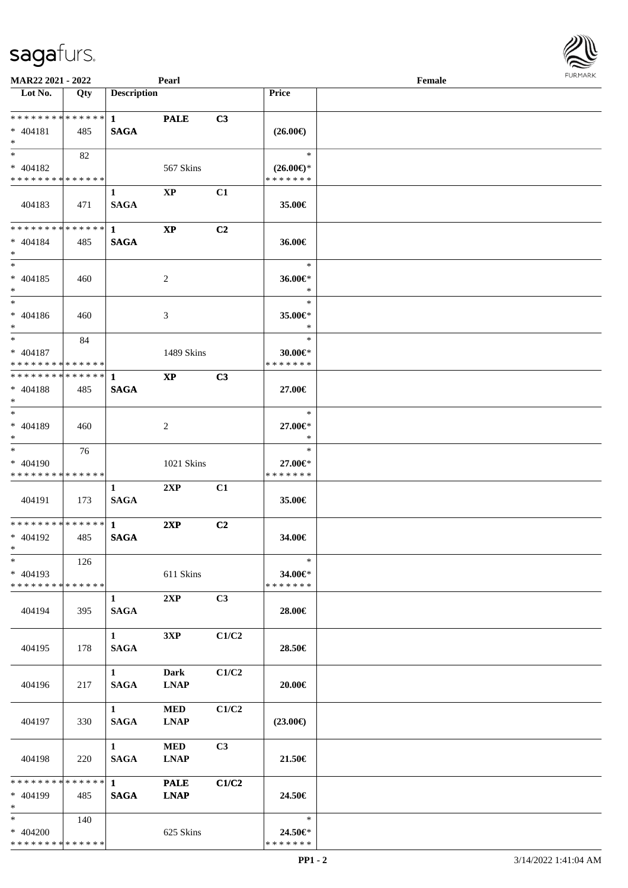**MAR22 2021 - 2022** **Pearl** **Female**

| Lot No. | Qty | Description | | | Price | |
|---|---|---|---|---|---|---|
| * * * * * * * * * * * * * * | | 1 | PALE | C3 | | |
| * 404181 | 485 | SAGA | | | (26.00€) | |
| * | | | | | | |
| * | 82 | | | | * | |
| * 404182 | | | 567 Skins | | (26.00€)* | |
| * * * * * * * * * * * * * * | | | | | * * * * * * * | |
| 404183 | 471 | 1 SAGA | XP | C1 | 35.00€ | |
| * * * * * * * * * * * * * * | | 1 | XP | C2 | | |
| * 404184 | 485 | SAGA | | | 36.00€ | |
| * | | | | | | |
| * 404185 | 460 | | 2 | | 36.00€* | |
| * | | | | | * | |
| * 404186 | 460 | | 3 | | 35.00€* | |
| * | | | | | * | |
| * | 84 | | | | * | |
| * 404187 | | | 1489 Skins | | 30.00€* | |
| * * * * * * * * * * * * * * | | | | | * * * * * * * | |
| * * * * * * * * * * * * * * | | 1 | XP | C3 | | |
| * 404188 | 485 | SAGA | | | 27.00€ | |
| * | | | | | | |
| * 404189 | 460 | | 2 | | 27.00€* | |
| * | | | | | * | |
| * | 76 | | | | * | |
| * 404190 | | | 1021 Skins | | 27.00€* | |
| * * * * * * * * * * * * * * | | | | | * * * * * * * | |
| 404191 | 173 | 1 SAGA | 2XP | C1 | 35.00€ | |
| * * * * * * * * * * * * * * | | 1 | 2XP | C2 | | |
| * 404192 | 485 | SAGA | | | 34.00€ | |
| * | 126 | | | | * | |
| * 404193 | | | 611 Skins | | 34.00€* | |
| * * * * * * * * * * * * * * | | | | | * * * * * * * | |
| 404194 | 395 | 1 SAGA | 2XP | C3 | 28.00€ | |
| 404195 | 178 | 1 SAGA | 3XP | C1/C2 | 28.50€ | |
| 404196 | 217 | 1 SAGA | Dark LNAP | C1/C2 | 20.00€ | |
| 404197 | 330 | 1 SAGA | MED LNAP | C1/C2 | (23.00€) | |
| 404198 | 220 | 1 SAGA | MED LNAP | C3 | 21.50€ | |
| * * * * * * * * * * * * * * | | 1 | PALE | C1/C2 | | |
| * 404199 | 485 | SAGA | LNAP | | 24.50€ | |
| * | 140 | | | | * | |
| * 404200 | | | 625 Skins | | 24.50€* | |
| * * * * * * * * * * * * * * | | | | | * * * * * * * | |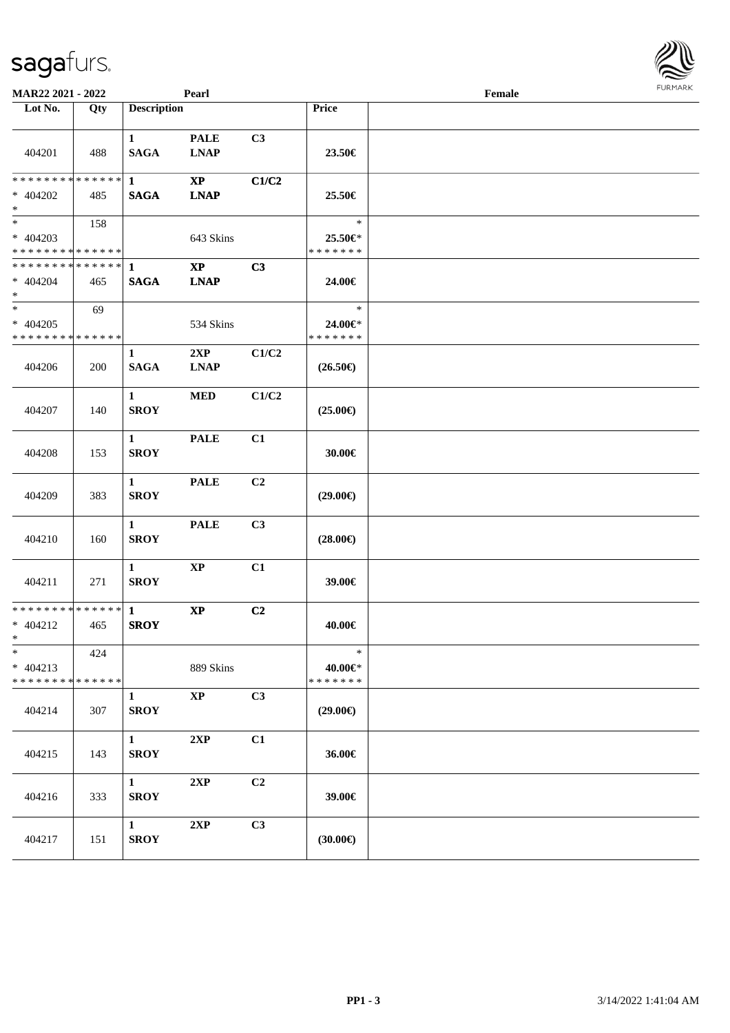MAR22 2021 - 2022 | Pearl | Female

| Lot No. | Qty | Description | | | Price | |
|---|---|---|---|---|---|---|
| 404201 | 488 | 1 SAGA | PALE LNAP | C3 | 23.50€ | |
| ************** * 404202 * | 485 | 1 SAGA | XP LNAP | C1/C2 | 25.50€ | |
| * * 404203 ************** | 158 | | 643 Skins | | * 25.50€* ******* | |
| ************** * 404204 * | 465 | 1 SAGA | XP LNAP | C3 | 24.00€ | |
| * * 404205 ************** | 69 | | 534 Skins | | * 24.00€* ******* | |
| 404206 | 200 | 1 SAGA | 2XP LNAP | C1/C2 | (26.50€) | |
| 404207 | 140 | 1 SROY | MED | C1/C2 | (25.00€) | |
| 404208 | 153 | 1 SROY | PALE | C1 | 30.00€ | |
| 404209 | 383 | 1 SROY | PALE | C2 | (29.00€) | |
| 404210 | 160 | 1 SROY | PALE | C3 | (28.00€) | |
| 404211 | 271 | 1 SROY | XP | C1 | 39.00€ | |
| ************** * 404212 * | 465 | 1 SROY | XP | C2 | 40.00€ | |
| * * 404213 ************** | 424 | | 889 Skins | | * 40.00€* ******* | |
| 404214 | 307 | 1 SROY | XP | C3 | (29.00€) | |
| 404215 | 143 | 1 SROY | 2XP | C1 | 36.00€ | |
| 404216 | 333 | 1 SROY | 2XP | C2 | 39.00€ | |
| 404217 | 151 | 1 SROY | 2XP | C3 | (30.00€) | |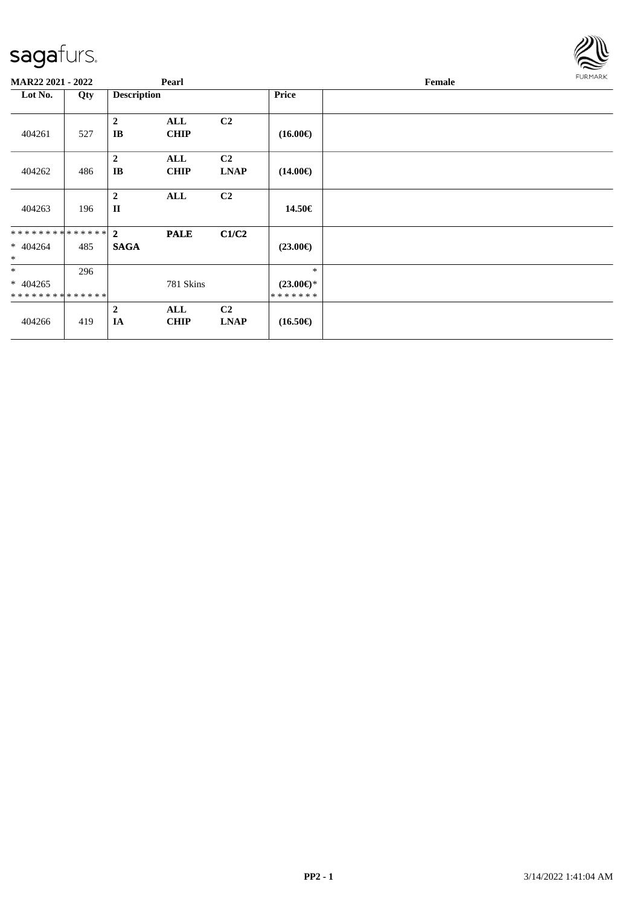**MAR22 2021 - 2022** **Pearl** **Female**

| Lot No. | Qty | Description | | | Price | |
|---|---|---|---|---|---|---|
| 404261 | 527 | **2** **IB** | **ALL** **CHIP** | **C2** | **(16.00€)** | |
| 404262 | 486 | **2** **IB** | **ALL** **CHIP** | **C2** **LNAP** | **(14.00€)** | |
| 404263 | 196 | **2** **II** | **ALL** | **C2** | **14.50€** | |
| ************** * 404264 * | 485 | **2** **SAGA** | **PALE** | **C1/C2** | **(23.00€)** | |
| * * 404265 ************** | 296 | | 781 Skins | | * **(23.00€)*** ******* | |
| 404266 | 419 | **2** **IA** | **ALL** **CHIP** | **C2** **LNAP** | **(16.50€)** | |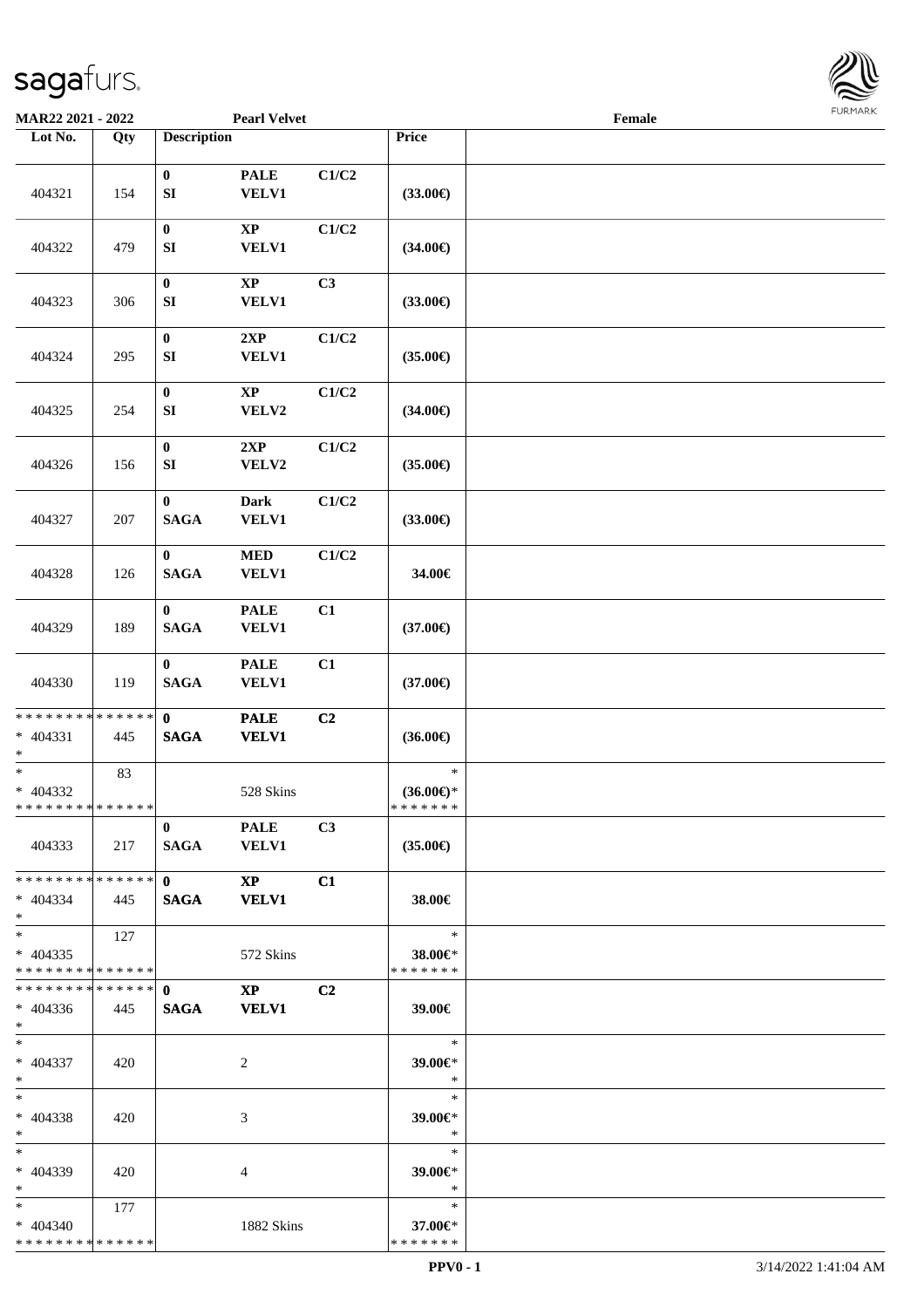MAR22 2021 - 2022 | Pearl Velvet | Female

| Lot No. | Qty | Description | | | Price | |
|---|---|---|---|---|---|---|
| 404321 | 154 | 0 SI | PALE VELV1 | C1/C2 | (33.00€) | |
| 404322 | 479 | 0 SI | XP VELV1 | C1/C2 | (34.00€) | |
| 404323 | 306 | 0 SI | XP VELV1 | C3 | (33.00€) | |
| 404324 | 295 | 0 SI | 2XP VELV1 | C1/C2 | (35.00€) | |
| 404325 | 254 | 0 SI | XP VELV2 | C1/C2 | (34.00€) | |
| 404326 | 156 | 0 SI | 2XP VELV2 | C1/C2 | (35.00€) | |
| 404327 | 207 | 0 SAGA | Dark VELV1 | C1/C2 | (33.00€) | |
| 404328 | 126 | 0 SAGA | MED VELV1 | C1/C2 | 34.00€ | |
| 404329 | 189 | 0 SAGA | PALE VELV1 | C1 | (37.00€) | |
| 404330 | 119 | 0 SAGA | PALE VELV1 | C1 | (37.00€) | |
| * 404331 | 445 | 0 SAGA | PALE VELV1 | C2 | (36.00€) | |
| * 404332 | 83 | | 528 Skins | | (36.00€)* | |
| 404333 | 217 | 0 SAGA | PALE VELV1 | C3 | (35.00€) | |
| * 404334 | 445 | 0 SAGA | XP VELV1 | C1 | 38.00€ | |
| * 404335 | 127 | | 572 Skins | | 38.00€* | |
| * 404336 | 445 | 0 SAGA | XP VELV1 | C2 | 39.00€ | |
| * 404337 | 420 | | 2 | | 39.00€* | |
| * 404338 | 420 | | 3 | | 39.00€* | |
| * 404339 | 420 | | 4 | | 39.00€* | |
| * 404340 | 177 | | 1882 Skins | | 37.00€* | |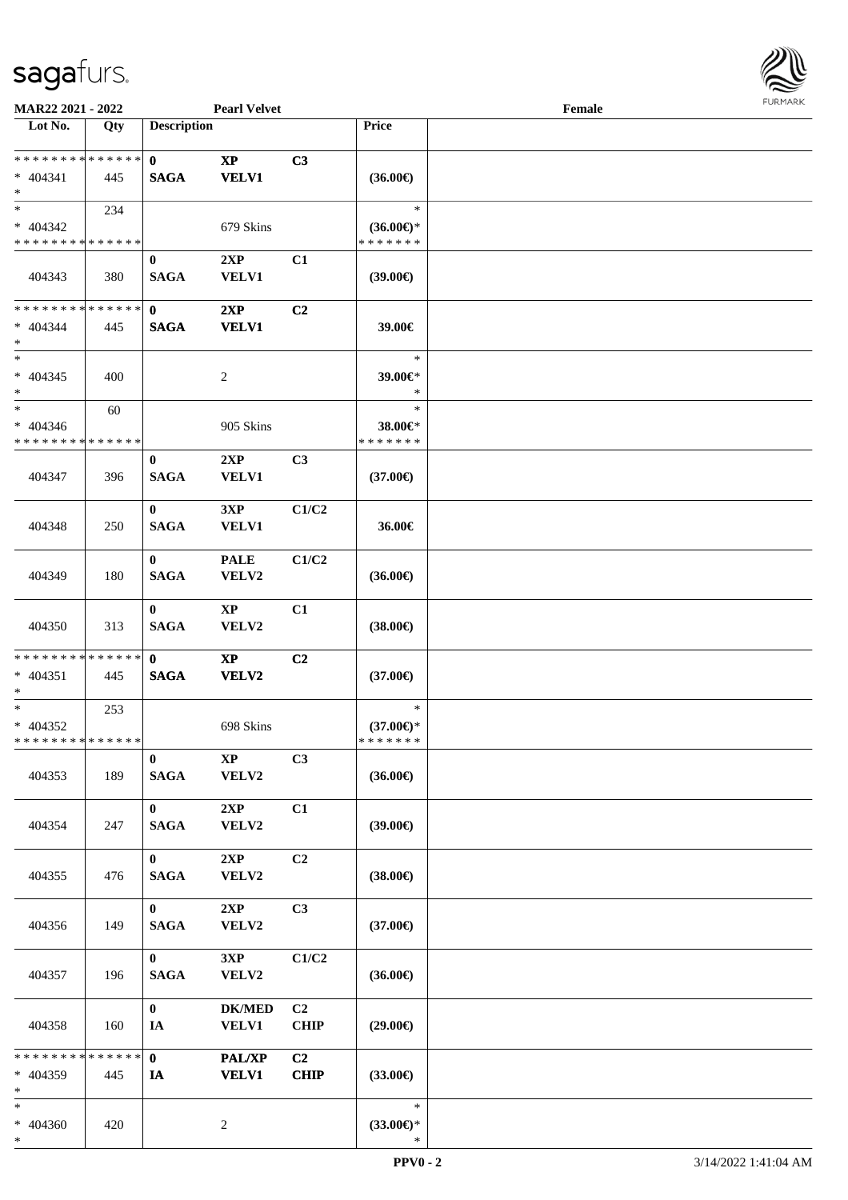MAR22 2021 - 2022 | Pearl Velvet | Female

| Lot No. | Qty | Description | | | Price | |
|---|---|---|---|---|---|---|
| * * * * * * * * * * * * * * | | 0 | XP | C3 | | |
| * 404341 | 445 | SAGA | VELV1 | | (36.00€) | |
| * | | | | | | |
| * | 234 | | | | * | |
| * 404342 | | | 679 Skins | | (36.00€)* | |
| * * * * * * * * * * * * * * | | | | | * * * * * * * | |
| | | 0 | 2XP | C1 | | |
| 404343 | 380 | SAGA | VELV1 | | (39.00€) | |
| * * * * * * * * * * * * * * | | 0 | 2XP | C2 | | |
| * 404344 | 445 | SAGA | VELV1 | | 39.00€ | |
| * | | | | | | |
| * | | | | | * | |
| * 404345 | 400 | | 2 | | 39.00€* | |
| * | | | | | * | |
| * | 60 | | | | * | |
| * 404346 | | | 905 Skins | | 38.00€* | |
| * * * * * * * * * * * * * * | | | | | * * * * * * * | |
| | | 0 | 2XP | C3 | | |
| 404347 | 396 | SAGA | VELV1 | | (37.00€) | |
| | | 0 | 3XP | C1/C2 | | |
| 404348 | 250 | SAGA | VELV1 | | 36.00€ | |
| | | 0 | PALE | C1/C2 | | |
| 404349 | 180 | SAGA | VELV2 | | (36.00€) | |
| | | 0 | XP | C1 | | |
| 404350 | 313 | SAGA | VELV2 | | (38.00€) | |
| * * * * * * * * * * * * * * | | 0 | XP | C2 | | |
| * 404351 | 445 | SAGA | VELV2 | | (37.00€) | |
| * | | | | | | |
| * | 253 | | | | * | |
| * 404352 | | | 698 Skins | | (37.00€)* | |
| * * * * * * * * * * * * * * | | | | | * * * * * * * | |
| | | 0 | XP | C3 | | |
| 404353 | 189 | SAGA | VELV2 | | (36.00€) | |
| | | 0 | 2XP | C1 | | |
| 404354 | 247 | SAGA | VELV2 | | (39.00€) | |
| | | 0 | 2XP | C2 | | |
| 404355 | 476 | SAGA | VELV2 | | (38.00€) | |
| | | 0 | 2XP | C3 | | |
| 404356 | 149 | SAGA | VELV2 | | (37.00€) | |
| | | 0 | 3XP | C1/C2 | | |
| 404357 | 196 | SAGA | VELV2 | | (36.00€) | |
| | | 0 | DK/MED | C2 | | |
| 404358 | 160 | IA | VELV1 | CHIP | (29.00€) | |
| * * * * * * * * * * * * * * | | 0 | PAL/XP | C2 | | |
| * 404359 | 445 | IA | VELV1 | CHIP | (33.00€) | |
| * | | | | | | |
| * | | | | | * | |
| * 404360 | 420 | | 2 | | (33.00€)* | |
| * | | | | | * | |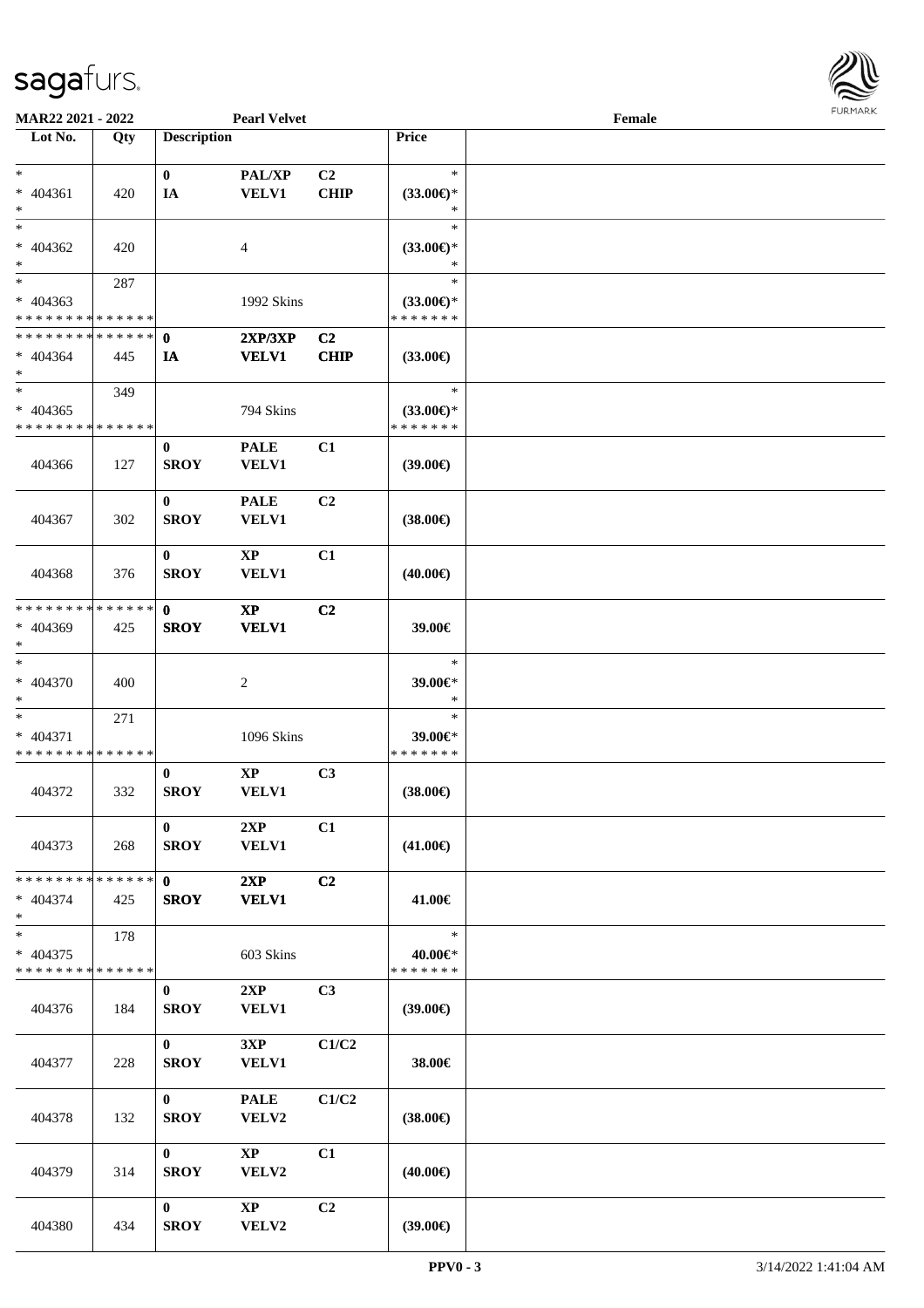| Lot No. | Qty | Description | | | Price | |
|---|---|---|---|---|---|---|
| *<br>* 404361<br>* | 420 | 0<br>IA | PAL/XP<br>VELV1 | C2<br>CHIP | *<br>(33.00€)*<br>* | |
| *<br>* 404362<br>* | 420 | | 4 | | *<br>(33.00€)*<br>* | |
| *<br>* 404363<br>* * * * * * * * * * * * * * | 287 | | 1992 Skins | | *<br>(33.00€)*<br>* * * * * * * | |
| * * * * * * * * * * * * * *<br>* 404364<br>* | 445 | 0<br>IA | 2XP/3XP<br>VELV1 | C2<br>CHIP | (33.00€) | |
| *<br>* 404365<br>* * * * * * * * * * * * * * | 349 | | 794 Skins | | *<br>(33.00€)*<br>* * * * * * * | |
| 404366 | 127 | 0<br>SROY | PALE<br>VELV1 | C1 | (39.00€) | |
| 404367 | 302 | 0<br>SROY | PALE<br>VELV1 | C2 | (38.00€) | |
| 404368 | 376 | 0<br>SROY | XP<br>VELV1 | C1 | (40.00€) | |
| * * * * * * * * * * * * * *<br>* 404369<br>* | 425 | 0<br>SROY | XP<br>VELV1 | C2 | 39.00€ | |
| *<br>* 404370<br>* | 400 | | 2 | | *<br>39.00€*<br>* | |
| *<br>* 404371<br>* * * * * * * * * * * * * * | 271 | | 1096 Skins | | *<br>39.00€*<br>* * * * * * * | |
| 404372 | 332 | 0<br>SROY | XP<br>VELV1 | C3 | (38.00€) | |
| 404373 | 268 | 0<br>SROY | 2XP<br>VELV1 | C1 | (41.00€) | |
| * * * * * * * * * * * * * *<br>* 404374<br>* | 425 | 0<br>SROY | 2XP<br>VELV1 | C2 | 41.00€ | |
| *<br>* 404375<br>* * * * * * * * * * * * * * | 178 | | 603 Skins | | *<br>40.00€*<br>* * * * * * * | |
| 404376 | 184 | 0<br>SROY | 2XP<br>VELV1 | C3 | (39.00€) | |
| 404377 | 228 | 0<br>SROY | 3XP<br>VELV1 | C1/C2 | 38.00€ | |
| 404378 | 132 | 0<br>SROY | PALE<br>VELV2 | C1/C2 | (38.00€) | |
| 404379 | 314 | 0<br>SROY | XP<br>VELV2 | C1 | (40.00€) | |
| 404380 | 434 | 0<br>SROY | XP<br>VELV2 | C2 | (39.00€) | |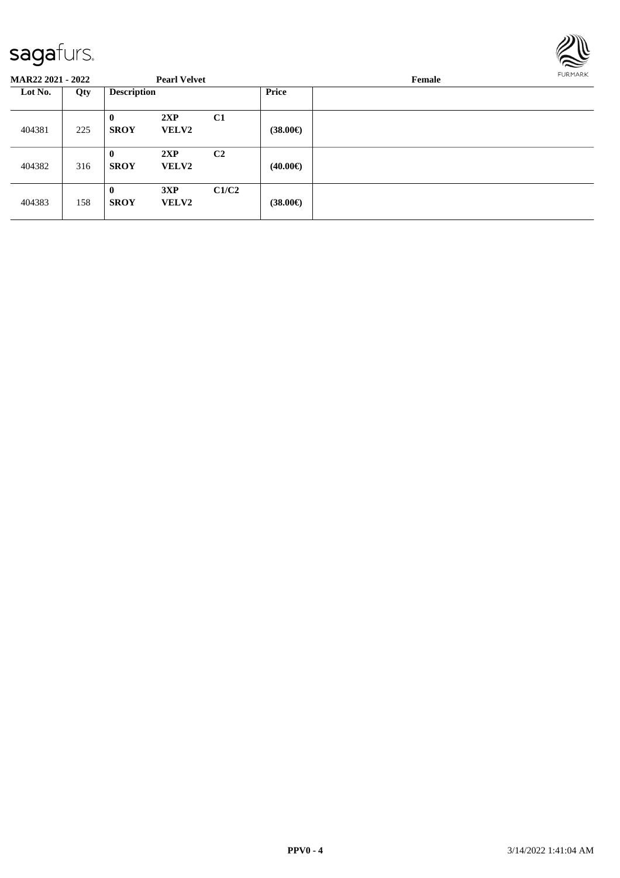**MAR22 2021 - 2022** **Pearl Velvet** **Female**

| Lot No. | Qty | Description | | | Price | |
|---|---|---|---|---|---|---|
| 404381 | 225 | **0** **SROY** | **2XP** **VELV2** | **C1** | **(38.00€)** | |
| 404382 | 316 | **0** **SROY** | **2XP** **VELV2** | **C2** | **(40.00€)** | |
| 404383 | 158 | **0** **SROY** | **3XP** **VELV2** | **C1/C2** | **(38.00€)** | |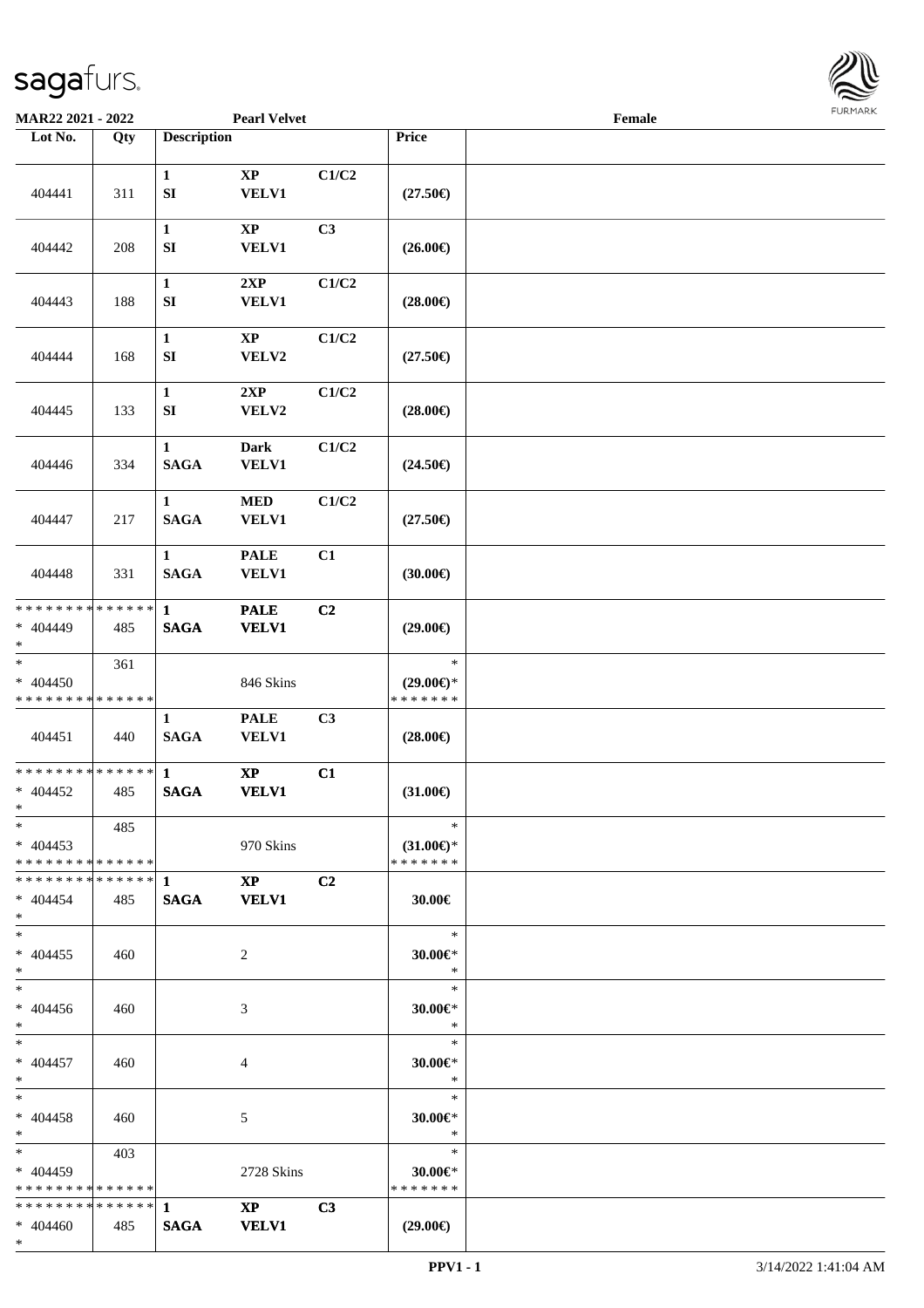MAR22 2021 - 2022 Pearl Velvet Female

| Lot No. | Qty | Description | | | Price | |
|---|---|---|---|---|---|---|
| 404441 | 311 | 1 SI | XP VELV1 | C1/C2 | (27.50€) | |
| 404442 | 208 | 1 SI | XP VELV1 | C3 | (26.00€) | |
| 404443 | 188 | 1 SI | 2XP VELV1 | C1/C2 | (28.00€) | |
| 404444 | 168 | 1 SI | XP VELV2 | C1/C2 | (27.50€) | |
| 404445 | 133 | 1 SI | 2XP VELV2 | C1/C2 | (28.00€) | |
| 404446 | 334 | 1 SAGA | Dark VELV1 | C1/C2 | (24.50€) | |
| 404447 | 217 | 1 SAGA | MED VELV1 | C1/C2 | (27.50€) | |
| 404448 | 331 | 1 SAGA | PALE VELV1 | C1 | (30.00€) | |
| * * * * * * * * * * * * * * * 404449 * | 485 | 1 SAGA | PALE VELV1 | C2 | (29.00€) | |
| * * 404450 * * * * * * * * * * * * * * | 361 | | 846 Skins | | * (29.00€)* * * * * * * * | |
| 404451 | 440 | 1 SAGA | PALE VELV1 | C3 | (28.00€) | |
| * * * * * * * * * * * * * * * 404452 * | 485 | 1 SAGA | XP VELV1 | C1 | (31.00€) | |
| * * 404453 * * * * * * * * * * * * * * | 485 | | 970 Skins | | * (31.00€)* * * * * * * * | |
| * * * * * * * * * * * * * * * 404454 * | 485 | 1 SAGA | XP VELV1 | C2 | 30.00€ | |
| * * 404455 * | 460 | | 2 | | * 30.00€* * | |
| * * 404456 * | 460 | | 3 | | * 30.00€* * | |
| * * 404457 * | 460 | | 4 | | * 30.00€* * | |
| * * 404458 * | 460 | | 5 | | * 30.00€* * | |
| * * 404459 * * * * * * * * * * * * * * | 403 | | 2728 Skins | | * 30.00€* * * * * * * * | |
| * * * * * * * * * * * * * * * 404460 * | 485 | 1 SAGA | XP VELV1 | C3 | (29.00€) | |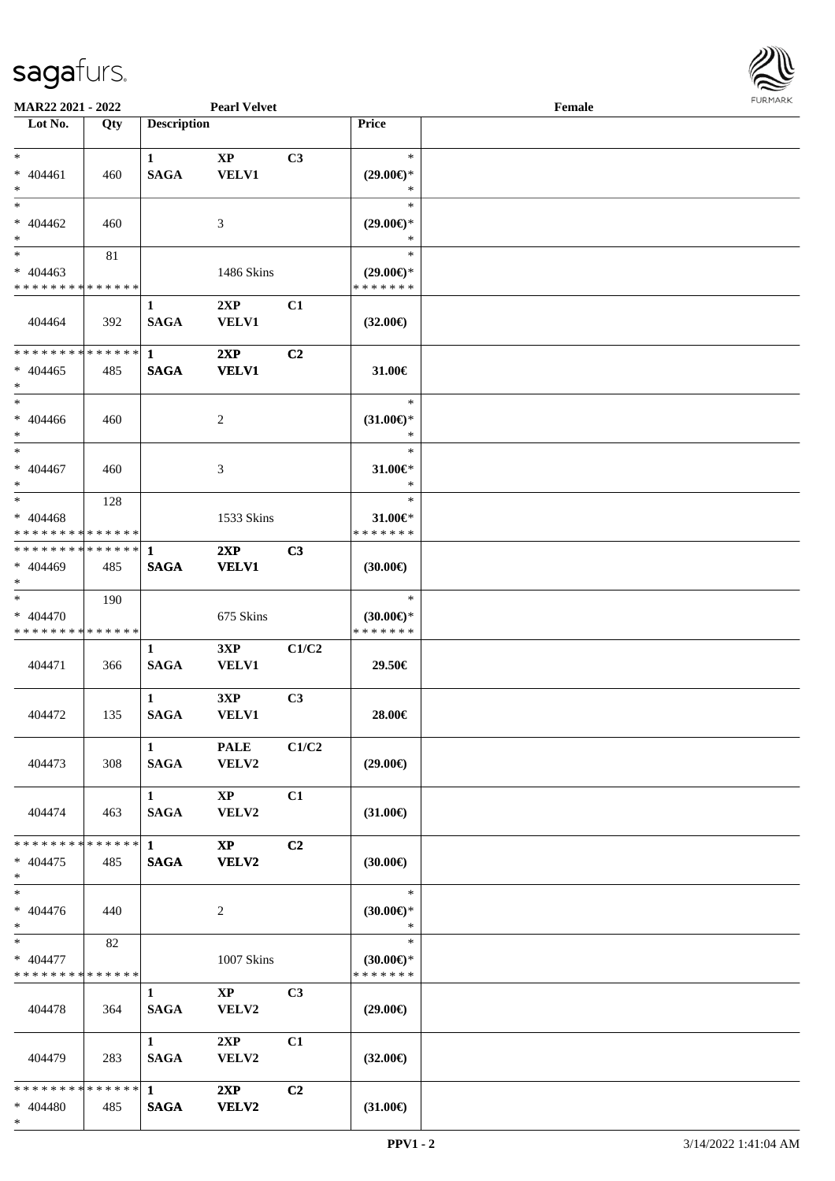MAR22 2021 - 2022 | Pearl Velvet | Female

| Lot No. | Qty | Description | | | Price | |
|---|---|---|---|---|---|---|
| * <br> * 404461 <br> * | 460 | 1 <br> SAGA | XP <br> VELV1 | C3 | * <br> (29.00€)* <br> * | |
| * <br> * 404462 <br> * | 460 | | 3 | | * <br> (29.00€)* <br> * | |
| * <br> * 404463 <br> * * * * * * * * * * * * * * | 81 | | 1486 Skins | | * <br> (29.00€)* <br> * * * * * * * | |
| 404464 | 392 | 1 <br> SAGA | 2XP <br> VELV1 | C1 | (32.00€) | |
| * * * * * * * * * * * * * * <br> * 404465 <br> * | 485 | 1 <br> SAGA | 2XP <br> VELV1 | C2 | 31.00€ | |
| * <br> * 404466 <br> * | 460 | | 2 | | * <br> (31.00€)* <br> * | |
| * <br> * 404467 <br> * | 460 | | 3 | | * <br> 31.00€* <br> * | |
| * <br> * 404468 <br> * * * * * * * * * * * * * * | 128 | | 1533 Skins | | * <br> 31.00€* <br> * * * * * * * | |
| * * * * * * * * * * * * * * <br> * 404469 <br> * | 485 | 1 <br> SAGA | 2XP <br> VELV1 | C3 | (30.00€) | |
| * <br> * 404470 <br> * * * * * * * * * * * * * * | 190 | | 675 Skins | | * <br> (30.00€)* <br> * * * * * * * | |
| 404471 | 366 | 1 <br> SAGA | 3XP <br> VELV1 | C1/C2 | 29.50€ | |
| 404472 | 135 | 1 <br> SAGA | 3XP <br> VELV1 | C3 | 28.00€ | |
| 404473 | 308 | 1 <br> SAGA | PALE <br> VELV2 | C1/C2 | (29.00€) | |
| 404474 | 463 | 1 <br> SAGA | XP <br> VELV2 | C1 | (31.00€) | |
| * * * * * * * * * * * * * * <br> * 404475 <br> * | 485 | 1 <br> SAGA | XP <br> VELV2 | C2 | (30.00€) | |
| * <br> * 404476 <br> * | 440 | | 2 | | * <br> (30.00€)* <br> * | |
| * <br> * 404477 <br> * * * * * * * * * * * * * * | 82 | | 1007 Skins | | * <br> (30.00€)* <br> * * * * * * * | |
| 404478 | 364 | 1 <br> SAGA | XP <br> VELV2 | C3 | (29.00€) | |
| 404479 | 283 | 1 <br> SAGA | 2XP <br> VELV2 | C1 | (32.00€) | |
| * * * * * * * * * * * * * * <br> * 404480 <br> * | 485 | 1 <br> SAGA | 2XP <br> VELV2 | C2 | (31.00€) | |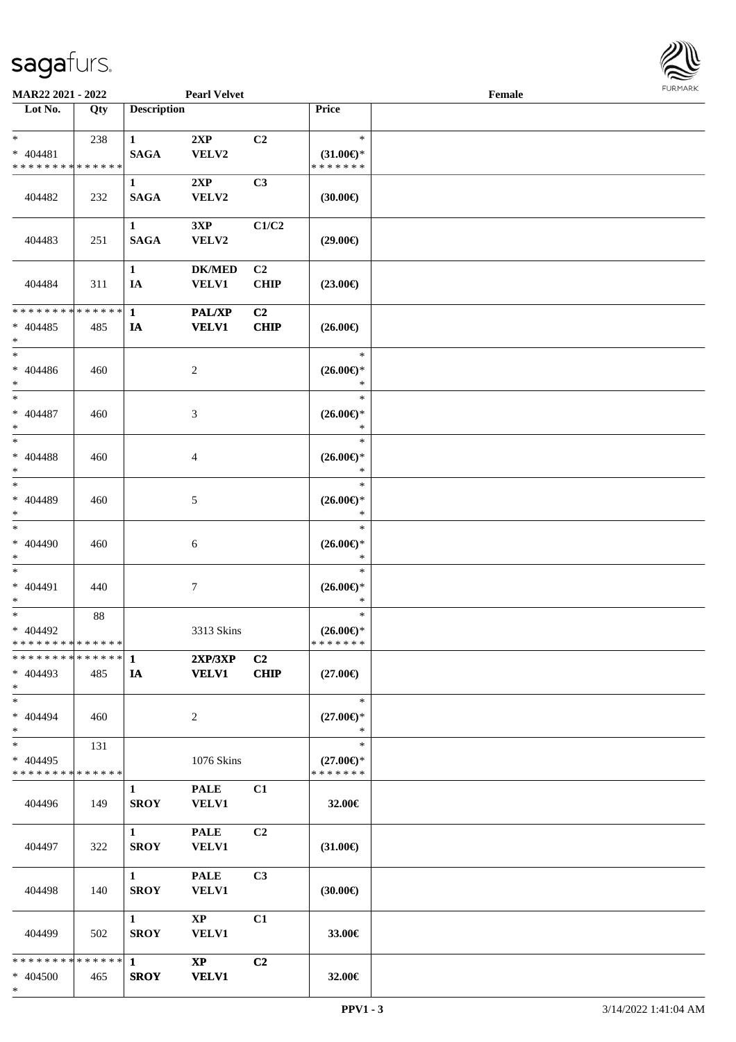MAR22 2021 - 2022 | Pearl Velvet | Female

| Lot No. | Qty | Description | | | Price | |
|---|---|---|---|---|---|---|
| * <br> * 404481 <br> * * * * * * * * * * * * * * | 238 | 1 <br> SAGA | 2XP <br> VELV2 | C2 | * <br> (31.00€)* <br> * * * * * * * | |
| 404482 | 232 | 1 <br> SAGA | 2XP <br> VELV2 | C3 | (30.00€) | |
| 404483 | 251 | 1 <br> SAGA | 3XP <br> VELV2 | C1/C2 | (29.00€) | |
| 404484 | 311 | 1 <br> IA | DK/MED <br> VELV1 | C2 <br> CHIP | (23.00€) | |
| * * * * * * * * * * * * * * <br> * 404485 <br> * | 485 | 1 <br> IA | PAL/XP <br> VELV1 | C2 <br> CHIP | (26.00€) | |
| * <br> * 404486 <br> * | 460 | | 2 | | * <br> (26.00€)* <br> * | |
| * <br> * 404487 <br> * | 460 | | 3 | | * <br> (26.00€)* <br> * | |
| * <br> * 404488 <br> * | 460 | | 4 | | * <br> (26.00€)* <br> * | |
| * <br> * 404489 <br> * | 460 | | 5 | | * <br> (26.00€)* <br> * | |
| * <br> * 404490 <br> * | 460 | | 6 | | * <br> (26.00€)* <br> * | |
| * <br> * 404491 <br> * | 440 | | 7 | | * <br> (26.00€)* <br> * | |
| * <br> * 404492 <br> * * * * * * * * * * * * * * | 88 | | 3313 Skins | | * <br> (26.00€)* <br> * * * * * * * | |
| * * * * * * * * * * * * * * <br> * 404493 <br> * | 485 | 1 <br> IA | 2XP/3XP <br> VELV1 | C2 <br> CHIP | (27.00€) | |
| * <br> * 404494 <br> * | 460 | | 2 | | * <br> (27.00€)* <br> * | |
| * <br> * 404495 <br> * * * * * * * * * * * * * * | 131 | | 1076 Skins | | * <br> (27.00€)* <br> * * * * * * * | |
| 404496 | 149 | 1 <br> SROY | PALE <br> VELV1 | C1 | 32.00€ | |
| 404497 | 322 | 1 <br> SROY | PALE <br> VELV1 | C2 | (31.00€) | |
| 404498 | 140 | 1 <br> SROY | PALE <br> VELV1 | C3 | (30.00€) | |
| 404499 | 502 | 1 <br> SROY | XP <br> VELV1 | C1 | 33.00€ | |
| * * * * * * * * * * * * * * <br> * 404500 <br> * | 465 | 1 <br> SROY | XP <br> VELV1 | C2 | 32.00€ | |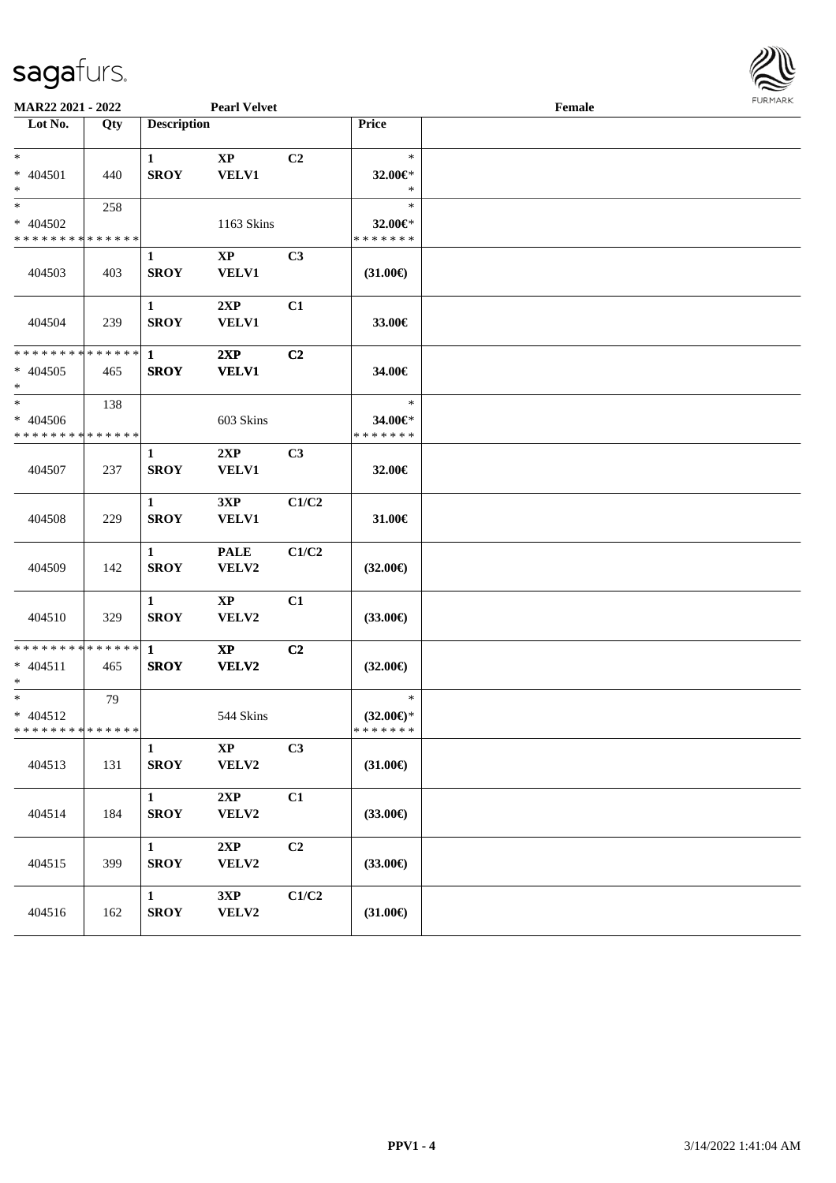**MAR22 2021 - 2022** **Pearl Velvet** **Female**

| Lot No. | Qty | Description | | | Price | |
|---|---|---|---|---|---|---|
| *<br>* 404501<br>* | 440 | 1<br>SROY | XP<br>VELV1 | C2 | *<br>32.00€*<br>* | |
| *<br>* 404502<br>* * * * * * * * * * * * * * | 258 | | 1163 Skins | | *<br>32.00€*<br>* * * * * * * | |
| 404503 | 403 | 1<br>SROY | XP<br>VELV1 | C3 | (31.00€) | |
| 404504 | 239 | 1<br>SROY | 2XP<br>VELV1 | C1 | 33.00€ | |
| * * * * * * * * * * * * * *<br>* 404505<br>* | 465 | 1<br>SROY | 2XP<br>VELV1 | C2 | 34.00€ | |
| *<br>* 404506<br>* * * * * * * * * * * * * * | 138 | | 603 Skins | | *<br>34.00€*<br>* * * * * * * | |
| 404507 | 237 | 1<br>SROY | 2XP<br>VELV1 | C3 | 32.00€ | |
| 404508 | 229 | 1<br>SROY | 3XP<br>VELV1 | C1/C2 | 31.00€ | |
| 404509 | 142 | 1<br>SROY | PALE<br>VELV2 | C1/C2 | (32.00€) | |
| 404510 | 329 | 1<br>SROY | XP<br>VELV2 | C1 | (33.00€) | |
| * * * * * * * * * * * * * *<br>* 404511<br>* | 465 | 1<br>SROY | XP<br>VELV2 | C2 | (32.00€) | |
| *<br>* 404512<br>* * * * * * * * * * * * * * | 79 | | 544 Skins | | *<br>(32.00€)*<br>* * * * * * * | |
| 404513 | 131 | 1<br>SROY | XP<br>VELV2 | C3 | (31.00€) | |
| 404514 | 184 | 1<br>SROY | 2XP<br>VELV2 | C1 | (33.00€) | |
| 404515 | 399 | 1<br>SROY | 2XP<br>VELV2 | C2 | (33.00€) | |
| 404516 | 162 | 1<br>SROY | 3XP<br>VELV2 | C1/C2 | (31.00€) | |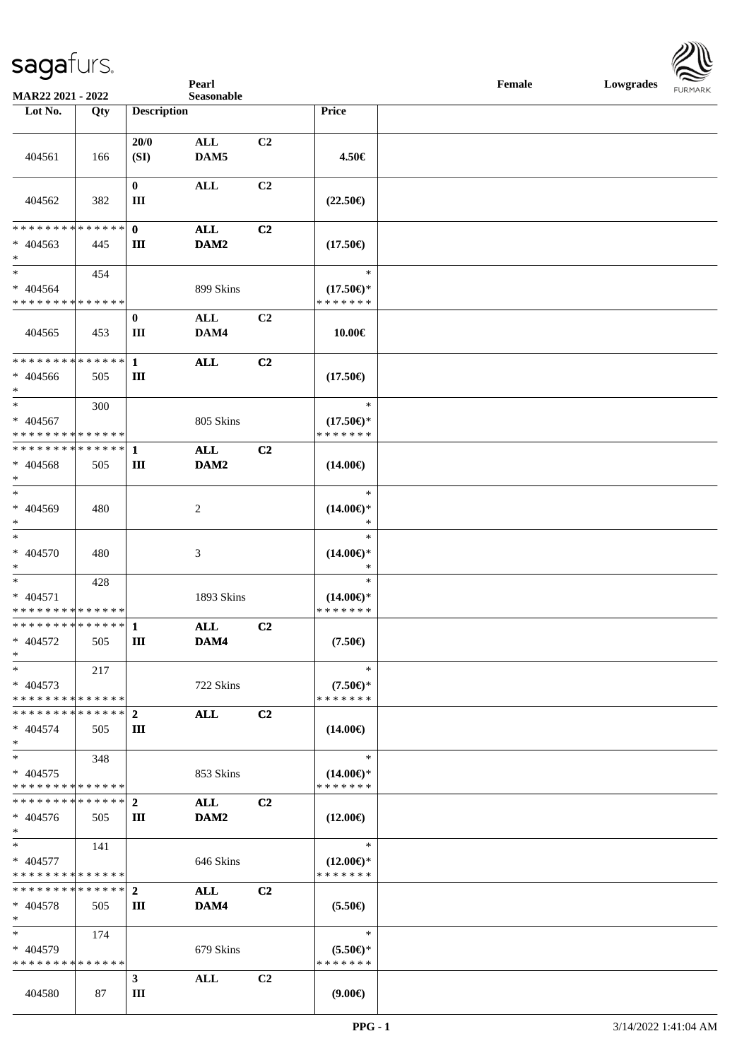Pearl
Seasonable

Female Lowgrades

MAR22 2021 - 2022

| Lot No. | Qty | Description | | | Price |
|---|---|---|---|---|---|
| 404561 | 166 | 20/0 (SI) | ALL DAM5 | C2 | 4.50€ |
| 404562 | 382 | 0 III | ALL | C2 | (22.50€) |
| * * * * * * * * * * * * * * * 404563 * | 445 | 0 III | ALL DAM2 | C2 | (17.50€) |
| * * 404564 * * * * * * * * * * * * * * | 454 | | 899 Skins | | * (17.50€)* * * * * * * * |
| 404565 | 453 | 0 III | ALL DAM4 | C2 | 10.00€ |
| * * * * * * * * * * * * * * * 404566 * | 505 | 1 III | ALL | C2 | (17.50€) |
| * * 404567 * * * * * * * * * * * * * * | 300 | | 805 Skins | | * (17.50€)* * * * * * * * |
| * * * * * * * * * * * * * * * 404568 * | 505 | 1 III | ALL DAM2 | C2 | (14.00€) |
| * * 404569 * | 480 | | 2 | | * (14.00€)* * |
| * * 404570 * | 480 | | 3 | | * (14.00€)* * |
| * * 404571 * * * * * * * * * * * * * * | 428 | | 1893 Skins | | * (14.00€)* * * * * * * * |
| * * * * * * * * * * * * * * * 404572 * | 505 | 1 III | ALL DAM4 | C2 | (7.50€) |
| * * 404573 * * * * * * * * * * * * * * | 217 | | 722 Skins | | * (7.50€)* * * * * * * * |
| * * * * * * * * * * * * * * * 404574 * | 505 | 2 III | ALL | C2 | (14.00€) |
| * * 404575 * * * * * * * * * * * * * * | 348 | | 853 Skins | | * (14.00€)* * * * * * * * |
| * * * * * * * * * * * * * * * 404576 * | 505 | 2 III | ALL DAM2 | C2 | (12.00€) |
| * * 404577 * * * * * * * * * * * * * * | 141 | | 646 Skins | | * (12.00€)* * * * * * * * |
| * * * * * * * * * * * * * * * 404578 * | 505 | 2 III | ALL DAM4 | C2 | (5.50€) |
| * * 404579 * * * * * * * * * * * * * * | 174 | | 679 Skins | | * (5.50€)* * * * * * * * |
| 404580 | 87 | 3 III | ALL | C2 | (9.00€) |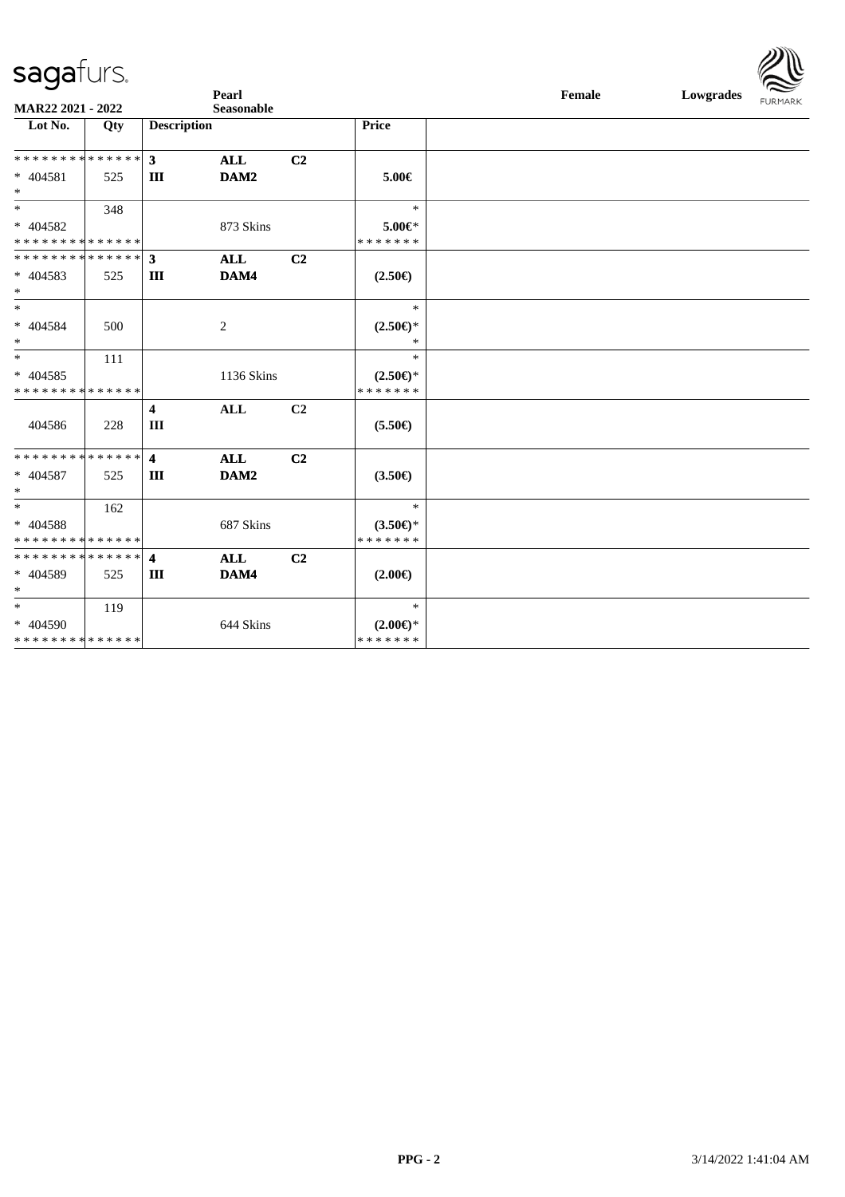| Lot No. | Qty | Description | | | Price |
|---|---|---|---|---|---|
| * * * * * * * * * * * * * * | | 3 | ALL | C2 | |
| * 404581 | 525 | III | DAM2 | | 5.00€ |
| * | | | | | |
| * | 348 | | | | * |
| * 404582 | | | 873 Skins | | 5.00€* |
| * * * * * * * * * * * * * * | | | | | * * * * * * * |
| * * * * * * * * * * * * * * | | 3 | ALL | C2 | |
| * 404583 | 525 | III | DAM4 | | (2.50€) |
| * | | | | | |
| * | | | | | * |
| * 404584 | 500 | | 2 | | (2.50€)* |
| * | | | | | * |
| * | 111 | | | | * |
| * 404585 | | | 1136 Skins | | (2.50€)* |
| * * * * * * * * * * * * * * | | | | | * * * * * * * |
| | | 4 | ALL | C2 | |
| 404586 | 228 | III | | | (5.50€) |
| * * * * * * * * * * * * * * | | 4 | ALL | C2 | |
| * 404587 | 525 | III | DAM2 | | (3.50€) |
| * | | | | | |
| * | 162 | | | | * |
| * 404588 | | | 687 Skins | | (3.50€)* |
| * * * * * * * * * * * * * * | | | | | * * * * * * * |
| * * * * * * * * * * * * * * | | 4 | ALL | C2 | |
| * 404589 | 525 | III | DAM4 | | (2.00€) |
| * | | | | | |
| * | 119 | | | | * |
| * 404590 | | | 644 Skins | | (2.00€)* |
| * * * * * * * * * * * * * * | | | | | * * * * * * * |